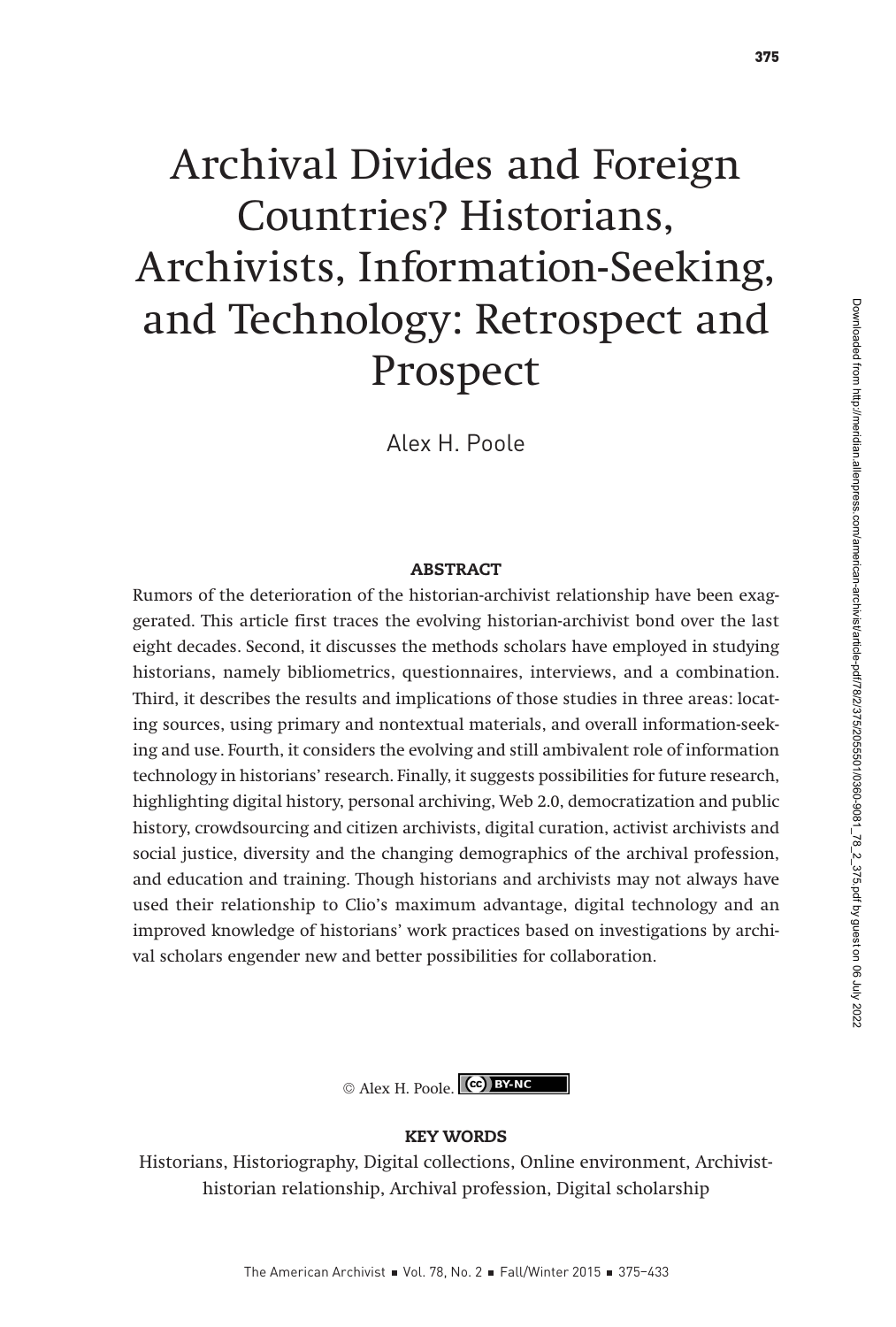# Archival Divides and Foreign Countries? Historians, Archivists, Information-Seeking, and Technology: Retrospect and Prospect

Alex H. Poole

## ABSTRACT

Rumors of the deterioration of the historian-archivist relationship have been exaggerated. This article first traces the evolving historian-archivist bond over the last eight decades. Second, it discusses the methods scholars have employed in studying historians, namely bibliometrics, questionnaires, interviews, and a combination. Third, it describes the results and implications of those studies in three areas: locating sources, using primary and nontextual materials, and overall information-seeking and use. Fourth, it considers the evolving and still ambivalent role of information technology in historians' research. Finally, it suggests possibilities for future research, highlighting digital history, personal archiving, Web 2.0, democratization and public history, crowdsourcing and citizen archivists, digital curation, activist archivists and social justice, diversity and the changing demographics of the archival profession, and education and training. Though historians and archivists may not always have used their relationship to Clio's maximum advantage, digital technology and an improved knowledge of historians' work practices based on investigations by archival scholars engender new and better possibilities for collaboration.

© Alex H. Poole. CC BY-NC

## KEY WORDS

Historians, Historiography, Digital collections, Online environment, Archivist-historian relationship, Archival profession, Digital scholarship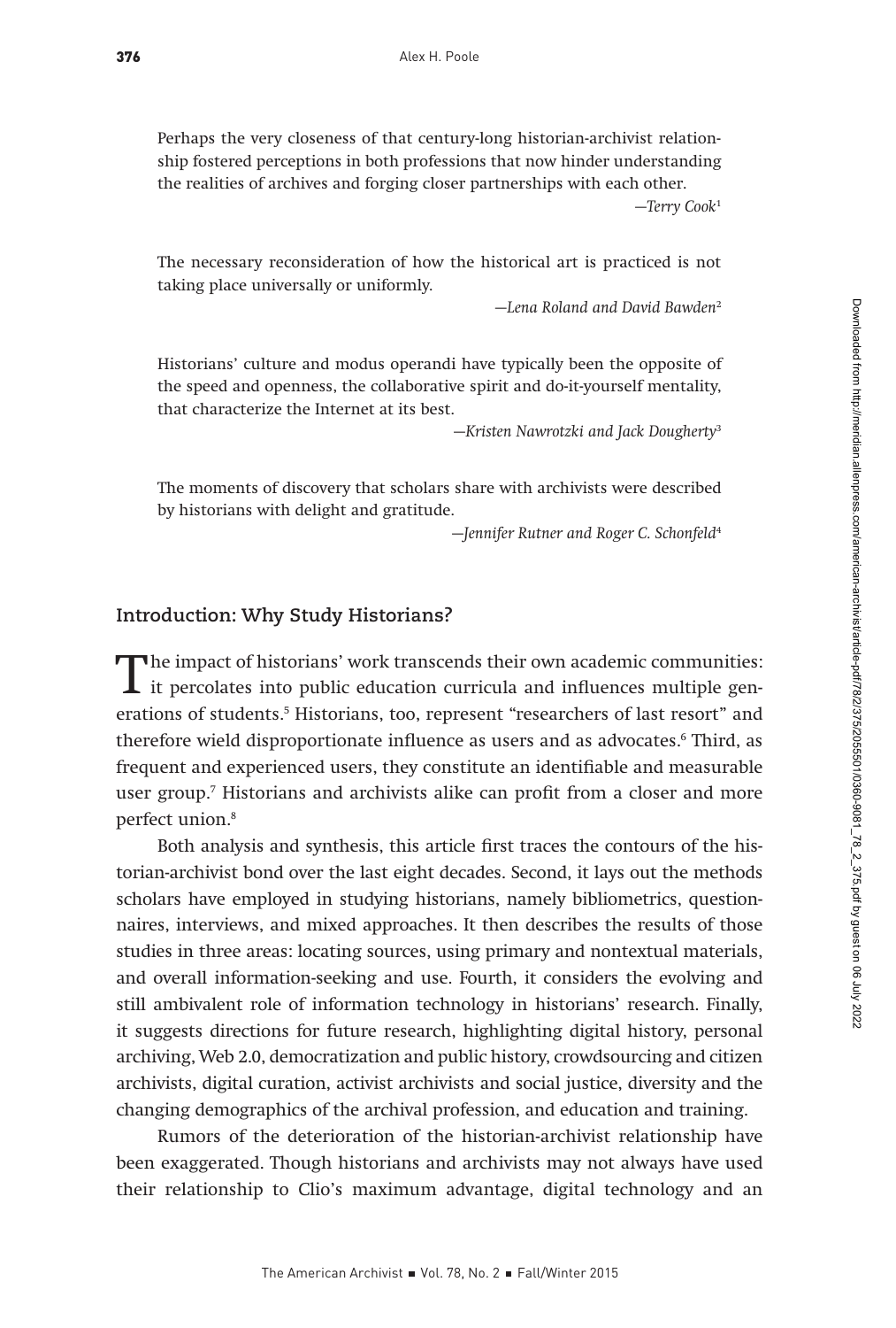> Perhaps the very closeness of that century-long historian-archivist relationship fostered perceptions in both professions that now hinder understanding the realities of archives and forging closer partnerships with each other.
>
> —*Terry Cook*[1]

> The necessary reconsideration of how the historical art is practiced is not taking place universally or uniformly.
>
> —*Lena Roland and David Bawden*[2]

> Historians' culture and modus operandi have typically been the opposite of the speed and openness, the collaborative spirit and do-it-yourself mentality, that characterize the Internet at its best.
>
> —*Kristen Nawrotzki and Jack Dougherty*[3]

> The moments of discovery that scholars share with archivists were described by historians with delight and gratitude.
>
> —*Jennifer Rutner and Roger C. Schonfeld*[4]

## Introduction: Why Study Historians?

The impact of historians' work transcends their own academic communities: it percolates into public education curricula and influences multiple generations of students.[5] Historians, too, represent "researchers of last resort" and therefore wield disproportionate influence as users and as advocates.[6] Third, as frequent and experienced users, they constitute an identifiable and measurable user group.[7] Historians and archivists alike can profit from a closer and more perfect union.[8]

Both analysis and synthesis, this article first traces the contours of the historian-archivist bond over the last eight decades. Second, it lays out the methods scholars have employed in studying historians, namely bibliometrics, questionnaires, interviews, and mixed approaches. It then describes the results of those studies in three areas: locating sources, using primary and nontextual materials, and overall information-seeking and use. Fourth, it considers the evolving and still ambivalent role of information technology in historians' research. Finally, it suggests directions for future research, highlighting digital history, personal archiving, Web 2.0, democratization and public history, crowdsourcing and citizen archivists, digital curation, activist archivists and social justice, diversity and the changing demographics of the archival profession, and education and training.

Rumors of the deterioration of the historian-archivist relationship have been exaggerated. Though historians and archivists may not always have used their relationship to Clio's maximum advantage, digital technology and an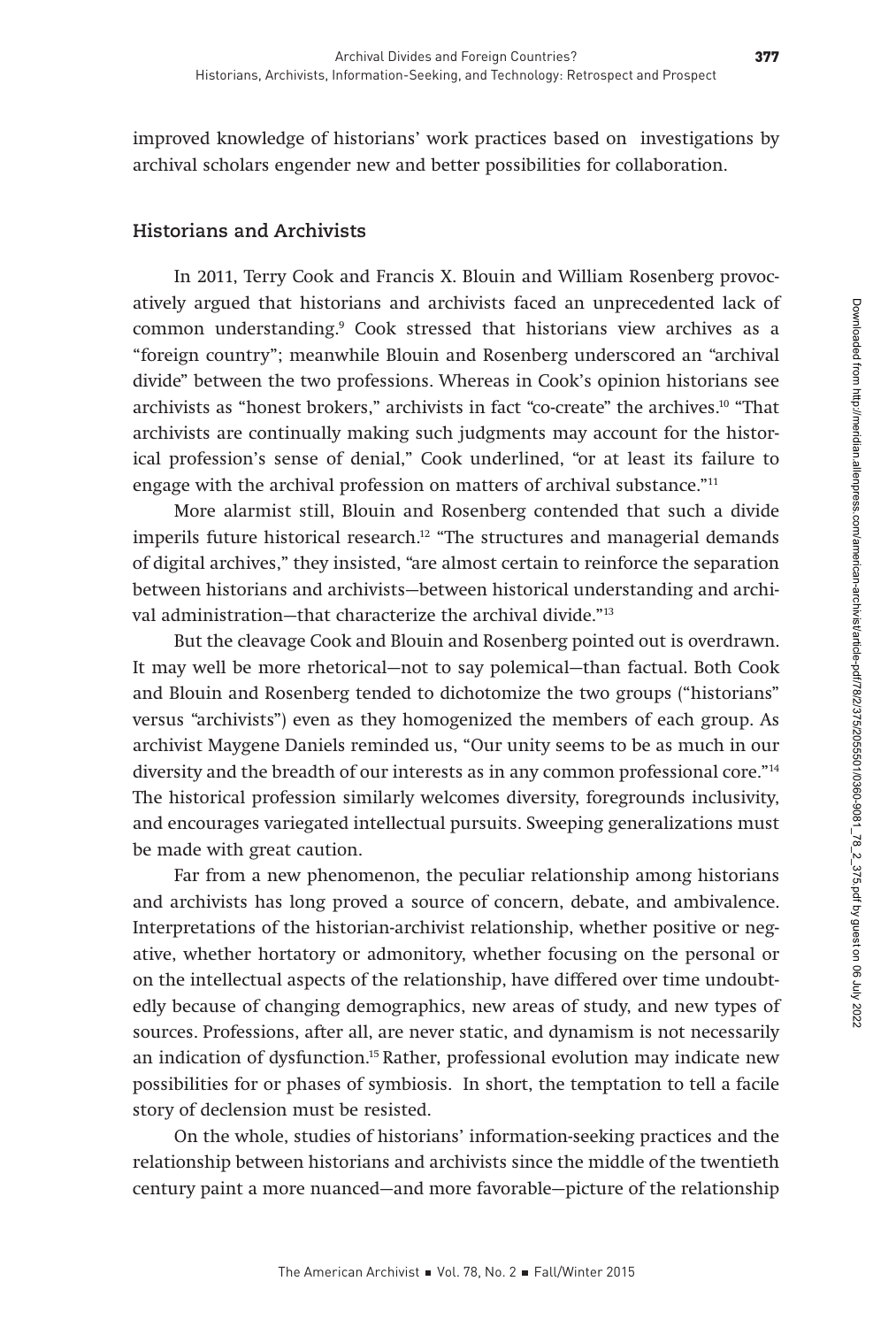improved knowledge of historians' work practices based on investigations by archival scholars engender new and better possibilities for collaboration.

## Historians and Archivists

In 2011, Terry Cook and Francis X. Blouin and William Rosenberg provocatively argued that historians and archivists faced an unprecedented lack of common understanding.[9] Cook stressed that historians view archives as a "foreign country"; meanwhile Blouin and Rosenberg underscored an "archival divide" between the two professions. Whereas in Cook's opinion historians see archivists as "honest brokers," archivists in fact "co-create" the archives.[10] "That archivists are continually making such judgments may account for the historical profession's sense of denial," Cook underlined, "or at least its failure to engage with the archival profession on matters of archival substance."[11]

More alarmist still, Blouin and Rosenberg contended that such a divide imperils future historical research.[12] "The structures and managerial demands of digital archives," they insisted, "are almost certain to reinforce the separation between historians and archivists—between historical understanding and archival administration—that characterize the archival divide."[13]

But the cleavage Cook and Blouin and Rosenberg pointed out is overdrawn. It may well be more rhetorical—not to say polemical—than factual. Both Cook and Blouin and Rosenberg tended to dichotomize the two groups ("historians" versus "archivists") even as they homogenized the members of each group. As archivist Maygene Daniels reminded us, "Our unity seems to be as much in our diversity and the breadth of our interests as in any common professional core."[14] The historical profession similarly welcomes diversity, foregrounds inclusivity, and encourages variegated intellectual pursuits. Sweeping generalizations must be made with great caution.

Far from a new phenomenon, the peculiar relationship among historians and archivists has long proved a source of concern, debate, and ambivalence. Interpretations of the historian-archivist relationship, whether positive or negative, whether hortatory or admonitory, whether focusing on the personal or on the intellectual aspects of the relationship, have differed over time undoubtedly because of changing demographics, new areas of study, and new types of sources. Professions, after all, are never static, and dynamism is not necessarily an indication of dysfunction.[15] Rather, professional evolution may indicate new possibilities for or phases of symbiosis. In short, the temptation to tell a facile story of declension must be resisted.

On the whole, studies of historians' information-seeking practices and the relationship between historians and archivists since the middle of the twentieth century paint a more nuanced—and more favorable—picture of the relationship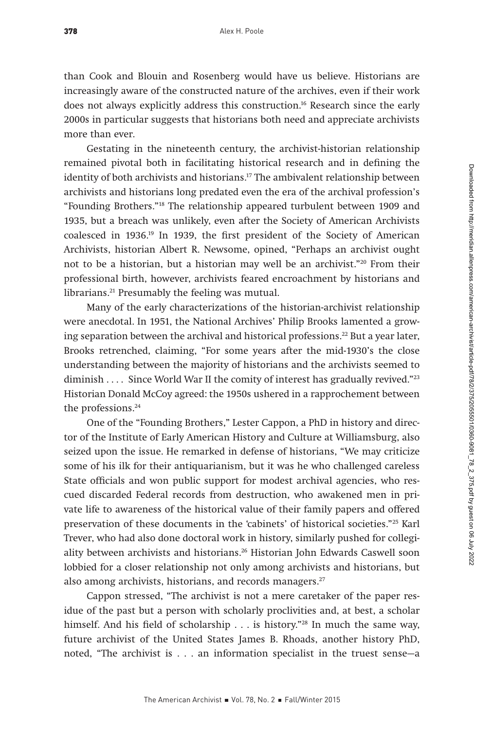than Cook and Blouin and Rosenberg would have us believe. Historians are increasingly aware of the constructed nature of the archives, even if their work does not always explicitly address this construction.[16] Research since the early 2000s in particular suggests that historians both need and appreciate archivists more than ever.

Gestating in the nineteenth century, the archivist-historian relationship remained pivotal both in facilitating historical research and in defining the identity of both archivists and historians.[17] The ambivalent relationship between archivists and historians long predated even the era of the archival profession's "Founding Brothers."[18] The relationship appeared turbulent between 1909 and 1935, but a breach was unlikely, even after the Society of American Archivists coalesced in 1936.[19] In 1939, the first president of the Society of American Archivists, historian Albert R. Newsome, opined, "Perhaps an archivist ought not to be a historian, but a historian may well be an archivist."[20] From their professional birth, however, archivists feared encroachment by historians and librarians.[21] Presumably the feeling was mutual.

Many of the early characterizations of the historian-archivist relationship were anecdotal. In 1951, the National Archives' Philip Brooks lamented a growing separation between the archival and historical professions.[22] But a year later, Brooks retrenched, claiming, "For some years after the mid-1930's the close understanding between the majority of historians and the archivists seemed to diminish . . . . Since World War II the comity of interest has gradually revived."[23] Historian Donald McCoy agreed: the 1950s ushered in a rapprochement between the professions.[24]

One of the "Founding Brothers," Lester Cappon, a PhD in history and director of the Institute of Early American History and Culture at Williamsburg, also seized upon the issue. He remarked in defense of historians, "We may criticize some of his ilk for their antiquarianism, but it was he who challenged careless State officials and won public support for modest archival agencies, who rescued discarded Federal records from destruction, who awakened men in private life to awareness of the historical value of their family papers and offered preservation of these documents in the 'cabinets' of historical societies."[25] Karl Trever, who had also done doctoral work in history, similarly pushed for collegiality between archivists and historians.[26] Historian John Edwards Caswell soon lobbied for a closer relationship not only among archivists and historians, but also among archivists, historians, and records managers.[27]

Cappon stressed, "The archivist is not a mere caretaker of the paper residue of the past but a person with scholarly proclivities and, at best, a scholar himself. And his field of scholarship . . . is history."[28] In much the same way, future archivist of the United States James B. Rhoads, another history PhD, noted, "The archivist is . . . an information specialist in the truest sense—a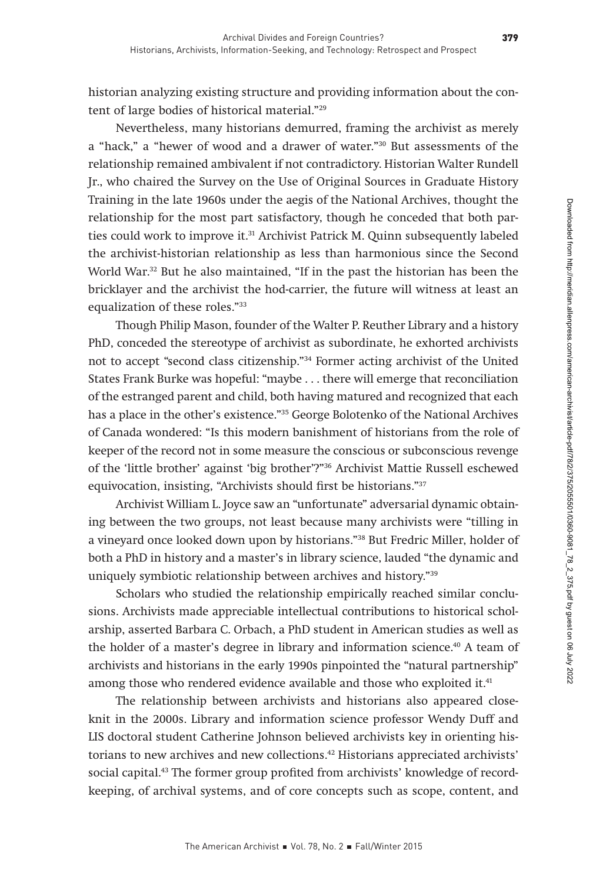historian analyzing existing structure and providing information about the content of large bodies of historical material."[29]

Nevertheless, many historians demurred, framing the archivist as merely a "hack," a "hewer of wood and a drawer of water."[30] But assessments of the relationship remained ambivalent if not contradictory. Historian Walter Rundell Jr., who chaired the Survey on the Use of Original Sources in Graduate History Training in the late 1960s under the aegis of the National Archives, thought the relationship for the most part satisfactory, though he conceded that both parties could work to improve it.[31] Archivist Patrick M. Quinn subsequently labeled the archivist-historian relationship as less than harmonious since the Second World War.[32] But he also maintained, "If in the past the historian has been the bricklayer and the archivist the hod-carrier, the future will witness at least an equalization of these roles."[33]

Though Philip Mason, founder of the Walter P. Reuther Library and a history PhD, conceded the stereotype of archivist as subordinate, he exhorted archivists not to accept "second class citizenship."[34] Former acting archivist of the United States Frank Burke was hopeful: "maybe . . . there will emerge that reconciliation of the estranged parent and child, both having matured and recognized that each has a place in the other's existence."[35] George Bolotenko of the National Archives of Canada wondered: "Is this modern banishment of historians from the role of keeper of the record not in some measure the conscious or subconscious revenge of the 'little brother' against 'big brother'?"[36] Archivist Mattie Russell eschewed equivocation, insisting, "Archivists should first be historians."[37]

Archivist William L. Joyce saw an "unfortunate" adversarial dynamic obtaining between the two groups, not least because many archivists were "tilling in a vineyard once looked down upon by historians."[38] But Fredric Miller, holder of both a PhD in history and a master's in library science, lauded "the dynamic and uniquely symbiotic relationship between archives and history."[39]

Scholars who studied the relationship empirically reached similar conclusions. Archivists made appreciable intellectual contributions to historical scholarship, asserted Barbara C. Orbach, a PhD student in American studies as well as the holder of a master's degree in library and information science.[40] A team of archivists and historians in the early 1990s pinpointed the "natural partnership" among those who rendered evidence available and those who exploited it.[41]

The relationship between archivists and historians also appeared close-knit in the 2000s. Library and information science professor Wendy Duff and LIS doctoral student Catherine Johnson believed archivists key in orienting historians to new archives and new collections.[42] Historians appreciated archivists' social capital.[43] The former group profited from archivists' knowledge of record-keeping, of archival systems, and of core concepts such as scope, content, and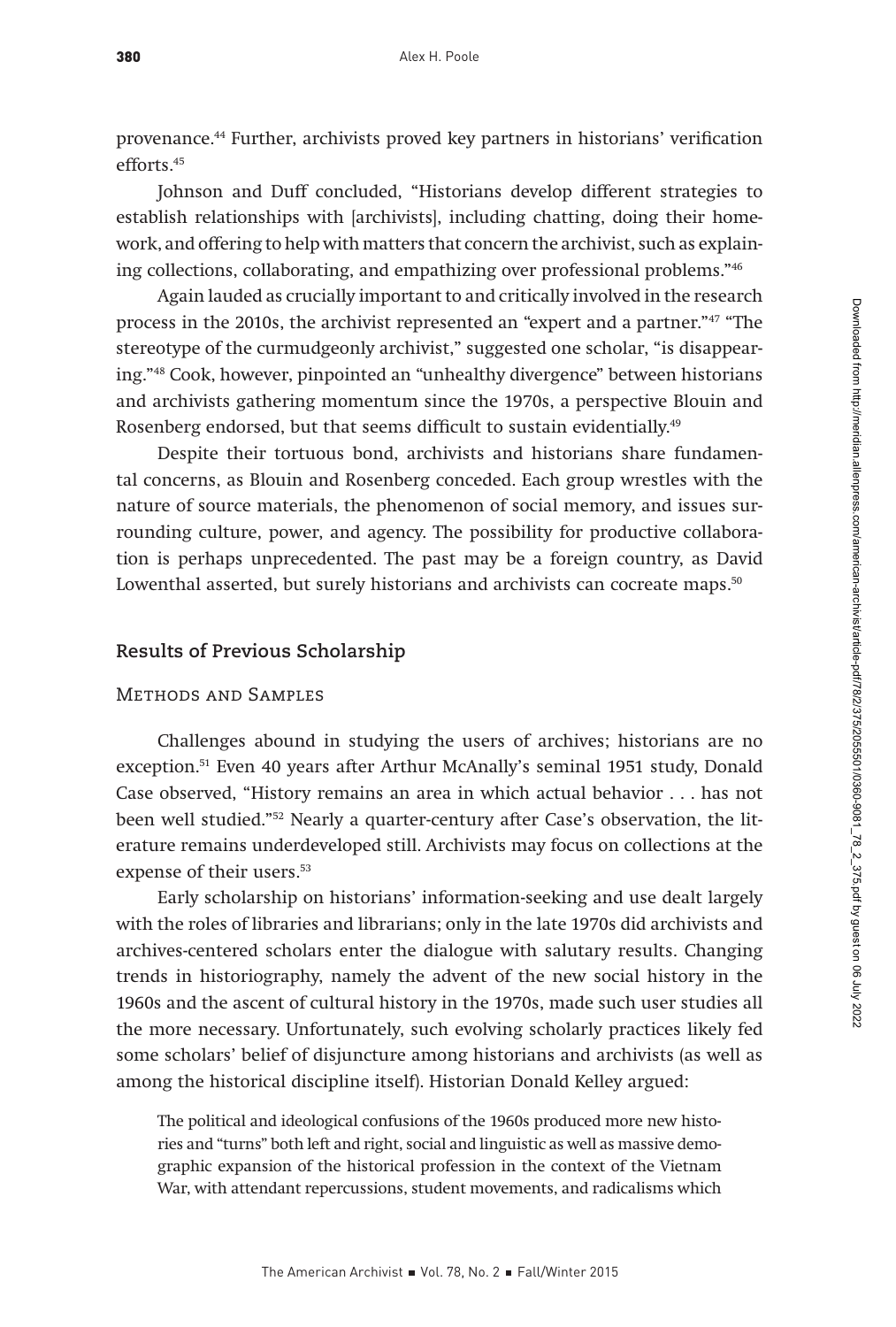provenance.[44] Further, archivists proved key partners in historians' verification efforts.[45]

Johnson and Duff concluded, "Historians develop different strategies to establish relationships with [archivists], including chatting, doing their homework, and offering to help with matters that concern the archivist, such as explaining collections, collaborating, and empathizing over professional problems."[46]

Again lauded as crucially important to and critically involved in the research process in the 2010s, the archivist represented an "expert and a partner."[47] "The stereotype of the curmudgeonly archivist," suggested one scholar, "is disappearing."[48] Cook, however, pinpointed an "unhealthy divergence" between historians and archivists gathering momentum since the 1970s, a perspective Blouin and Rosenberg endorsed, but that seems difficult to sustain evidentially.[49]

Despite their tortuous bond, archivists and historians share fundamental concerns, as Blouin and Rosenberg conceded. Each group wrestles with the nature of source materials, the phenomenon of social memory, and issues surrounding culture, power, and agency. The possibility for productive collaboration is perhaps unprecedented. The past may be a foreign country, as David Lowenthal asserted, but surely historians and archivists can cocreate maps.[50]

## Results of Previous Scholarship

### Methods and Samples

Challenges abound in studying the users of archives; historians are no exception.[51] Even 40 years after Arthur McAnally's seminal 1951 study, Donald Case observed, "History remains an area in which actual behavior . . . has not been well studied."[52] Nearly a quarter-century after Case's observation, the literature remains underdeveloped still. Archivists may focus on collections at the expense of their users.[53]

Early scholarship on historians' information-seeking and use dealt largely with the roles of libraries and librarians; only in the late 1970s did archivists and archives-centered scholars enter the dialogue with salutary results. Changing trends in historiography, namely the advent of the new social history in the 1960s and the ascent of cultural history in the 1970s, made such user studies all the more necessary. Unfortunately, such evolving scholarly practices likely fed some scholars' belief of disjuncture among historians and archivists (as well as among the historical discipline itself). Historian Donald Kelley argued:

> The political and ideological confusions of the 1960s produced more new histories and "turns" both left and right, social and linguistic as well as massive demographic expansion of the historical profession in the context of the Vietnam War, with attendant repercussions, student movements, and radicalisms which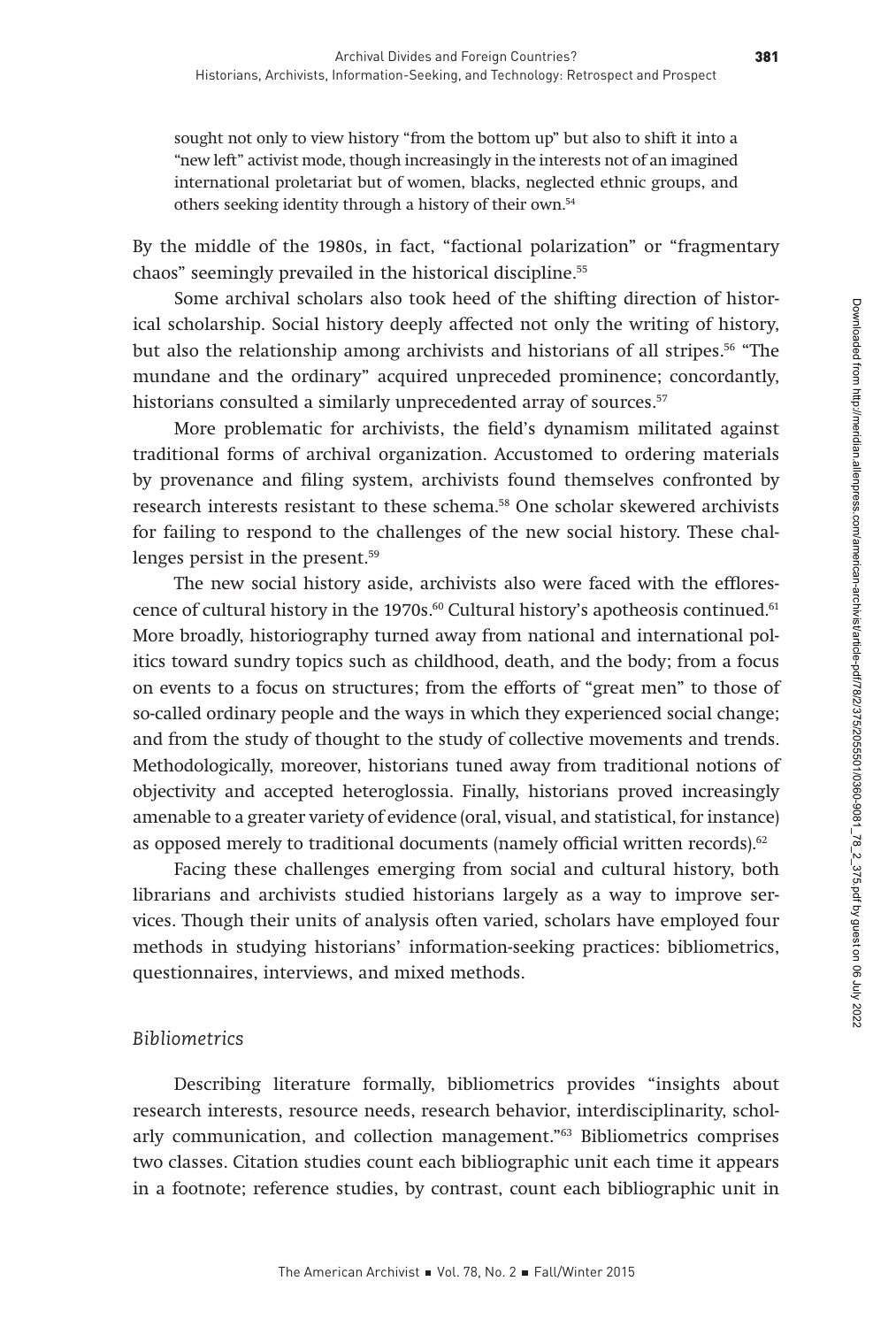> sought not only to view history "from the bottom up" but also to shift it into a "new left" activist mode, though increasingly in the interests not of an imagined international proletariat but of women, blacks, neglected ethnic groups, and others seeking identity through a history of their own.[54]

By the middle of the 1980s, in fact, "factional polarization" or "fragmentary chaos" seemingly prevailed in the historical discipline.[55]

Some archival scholars also took heed of the shifting direction of historical scholarship. Social history deeply affected not only the writing of history, but also the relationship among archivists and historians of all stripes.[56] "The mundane and the ordinary" acquired unpreceded prominence; concordantly, historians consulted a similarly unprecedented array of sources.[57]

More problematic for archivists, the field's dynamism militated against traditional forms of archival organization. Accustomed to ordering materials by provenance and filing system, archivists found themselves confronted by research interests resistant to these schema.[58] One scholar skewered archivists for failing to respond to the challenges of the new social history. These challenges persist in the present.[59]

The new social history aside, archivists also were faced with the efflorescence of cultural history in the 1970s.[60] Cultural history's apotheosis continued.[61] More broadly, historiography turned away from national and international politics toward sundry topics such as childhood, death, and the body; from a focus on events to a focus on structures; from the efforts of "great men" to those of so-called ordinary people and the ways in which they experienced social change; and from the study of thought to the study of collective movements and trends. Methodologically, moreover, historians tuned away from traditional notions of objectivity and accepted heteroglossia. Finally, historians proved increasingly amenable to a greater variety of evidence (oral, visual, and statistical, for instance) as opposed merely to traditional documents (namely official written records).[62]

Facing these challenges emerging from social and cultural history, both librarians and archivists studied historians largely as a way to improve services. Though their units of analysis often varied, scholars have employed four methods in studying historians' information-seeking practices: bibliometrics, questionnaires, interviews, and mixed methods.

### *Bibliometrics*

Describing literature formally, bibliometrics provides "insights about research interests, resource needs, research behavior, interdisciplinarity, scholarly communication, and collection management."[63] Bibliometrics comprises two classes. Citation studies count each bibliographic unit each time it appears in a footnote; reference studies, by contrast, count each bibliographic unit in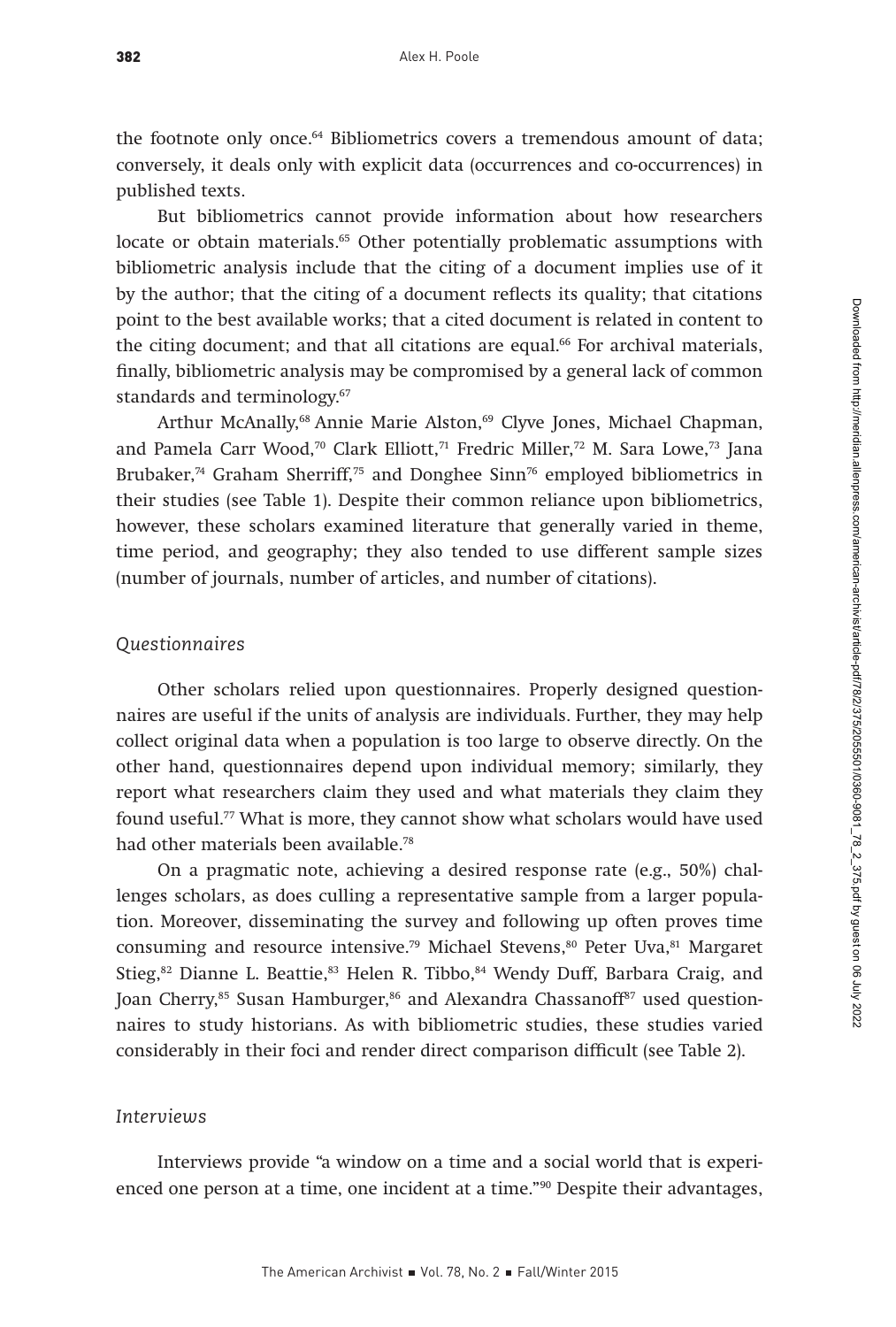the footnote only once.[64] Bibliometrics covers a tremendous amount of data; conversely, it deals only with explicit data (occurrences and co-occurrences) in published texts.

But bibliometrics cannot provide information about how researchers locate or obtain materials.[65] Other potentially problematic assumptions with bibliometric analysis include that the citing of a document implies use of it by the author; that the citing of a document reflects its quality; that citations point to the best available works; that a cited document is related in content to the citing document; and that all citations are equal.[66] For archival materials, finally, bibliometric analysis may be compromised by a general lack of common standards and terminology.[67]

Arthur McAnally,[68] Annie Marie Alston,[69] Clyve Jones, Michael Chapman, and Pamela Carr Wood,[70] Clark Elliott,[71] Fredric Miller,[72] M. Sara Lowe,[73] Jana Brubaker,[74] Graham Sherriff,[75] and Donghee Sinn[76] employed bibliometrics in their studies (see Table 1). Despite their common reliance upon bibliometrics, however, these scholars examined literature that generally varied in theme, time period, and geography; they also tended to use different sample sizes (number of journals, number of articles, and number of citations).

### *Questionnaires*

Other scholars relied upon questionnaires. Properly designed questionnaires are useful if the units of analysis are individuals. Further, they may help collect original data when a population is too large to observe directly. On the other hand, questionnaires depend upon individual memory; similarly, they report what researchers claim they used and what materials they claim they found useful.[77] What is more, they cannot show what scholars would have used had other materials been available.[78]

On a pragmatic note, achieving a desired response rate (e.g., 50%) challenges scholars, as does culling a representative sample from a larger population. Moreover, disseminating the survey and following up often proves time consuming and resource intensive.[79] Michael Stevens,[80] Peter Uva,[81] Margaret Stieg,[82] Dianne L. Beattie,[83] Helen R. Tibbo,[84] Wendy Duff, Barbara Craig, and Joan Cherry,[85] Susan Hamburger,[86] and Alexandra Chassanoff[87] used questionnaires to study historians. As with bibliometric studies, these studies varied considerably in their foci and render direct comparison difficult (see Table 2).

### *Interviews*

Interviews provide "a window on a time and a social world that is experienced one person at a time, one incident at a time."[90] Despite their advantages,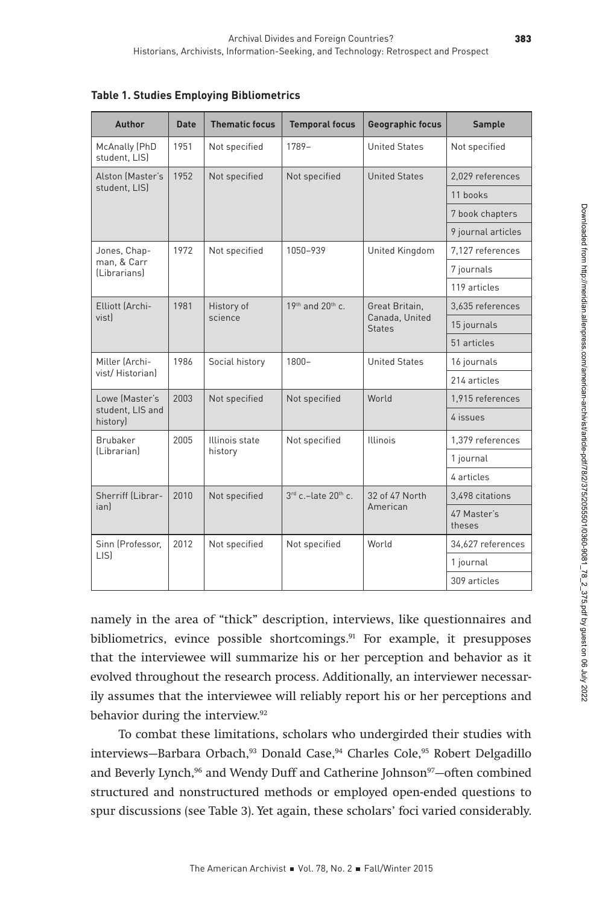**Table 1. Studies Employing Bibliometrics**

| Author | Date | Thematic focus | Temporal focus | Geographic focus | Sample |
|---|---|---|---|---|---|
| McAnally (PhD student, LIS) | 1951 | Not specified | 1789– | United States | Not specified |
| Alston (Master's student, LIS) | 1952 | Not specified | Not specified | United States | 2,029 references |
| | | | | | 11 books |
| | | | | | 7 book chapters |
| | | | | | 9 journal articles |
| Jones, Chapman, & Carr (Librarians) | 1972 | Not specified | 1050–939 | United Kingdom | 7,127 references |
| | | | | | 7 journals |
| | | | | | 119 articles |
| Elliott (Archivist) | 1981 | History of science | 19th and 20th c. | Great Britain, Canada, United States | 3,635 references |
| | | | | | 15 journals |
| | | | | | 51 articles |
| Miller (Archivist/ Historian) | 1986 | Social history | 1800– | United States | 16 journals |
| | | | | | 214 articles |
| Lowe (Master's student, LIS and history) | 2003 | Not specified | Not specified | World | 1,915 references |
| | | | | | 4 issues |
| Brubaker (Librarian) | 2005 | Illinois state history | Not specified | Illinois | 1,379 references |
| | | | | | 1 journal |
| | | | | | 4 articles |
| Sherriff (Librarian) | 2010 | Not specified | 3rd c.–late 20th c. | 32 of 47 North American | 3,498 citations |
| | | | | | 47 Master's theses |
| Sinn (Professor, LIS) | 2012 | Not specified | Not specified | World | 34,627 references |
| | | | | | 1 journal |
| | | | | | 309 articles |

namely in the area of "thick" description, interviews, like questionnaires and bibliometrics, evince possible shortcomings.[91] For example, it presupposes that the interviewee will summarize his or her perception and behavior as it evolved throughout the research process. Additionally, an interviewer necessarily assumes that the interviewee will reliably report his or her perceptions and behavior during the interview.[92]

To combat these limitations, scholars who undergirded their studies with interviews—Barbara Orbach,[93] Donald Case,[94] Charles Cole,[95] Robert Delgadillo and Beverly Lynch,[96] and Wendy Duff and Catherine Johnson[97]—often combined structured and nonstructured methods or employed open-ended questions to spur discussions (see Table 3). Yet again, these scholars' foci varied considerably.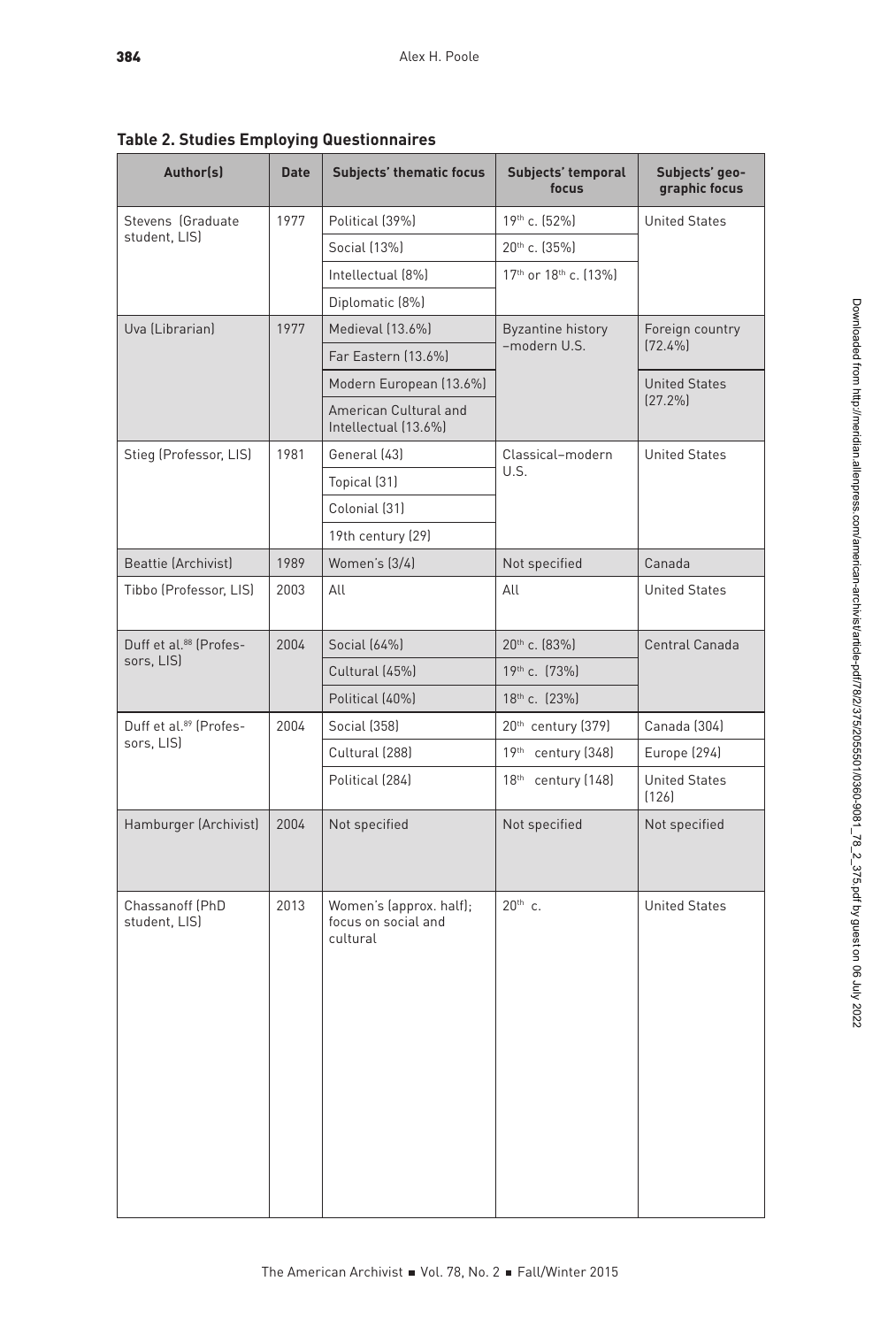**Table 2. Studies Employing Questionnaires**

| Author(s) | Date | Subjects' thematic focus | Subjects' temporal focus | Subjects' geo-graphic focus |
|---|---|---|---|---|
| Stevens (Graduate student, LIS) | 1977 | Political (39%) | 19th c. (52%) | United States |
| | | Social (13%) | 20th c. (35%) | |
| | | Intellectual (8%) | 17th or 18th c. (13%) | |
| | | Diplomatic (8%) | | |
| Uva (Librarian) | 1977 | Medieval (13.6%) | Byzantine history–modern U.S. | Foreign country (72.4%) |
| | | Far Eastern (13.6%) | | |
| | | Modern European (13.6%) | | United States (27.2%) |
| | | American Cultural and Intellectual (13.6%) | | |
| Stieg (Professor, LIS) | 1981 | General (43) | Classical–modern U.S. | United States |
| | | Topical (31) | | |
| | | Colonial (31) | | |
| | | 19th century (29) | | |
| Beattie (Archivist) | 1989 | Women's (3/4) | Not specified | Canada |
| Tibbo (Professor, LIS) | 2003 | All | All | United States |
| Duff et al.[88] (Professors, LIS) | 2004 | Social (64%) | 20th c. (83%) | Central Canada |
| | | Cultural (45%) | 19th c. (73%) | |
| | | Political (40%) | 18th c. (23%) | |
| Duff et al.[89] (Professors, LIS) | 2004 | Social (358) | 20th century (379) | Canada (304) |
| | | Cultural (288) | 19th century (348) | Europe (294) |
| | | Political (284) | 18th century (148) | United States (126) |
| Hamburger (Archivist) | 2004 | Not specified | Not specified | Not specified |
| Chassanoff (PhD student, LIS) | 2013 | Women's (approx. half); focus on social and cultural | 20th c. | United States |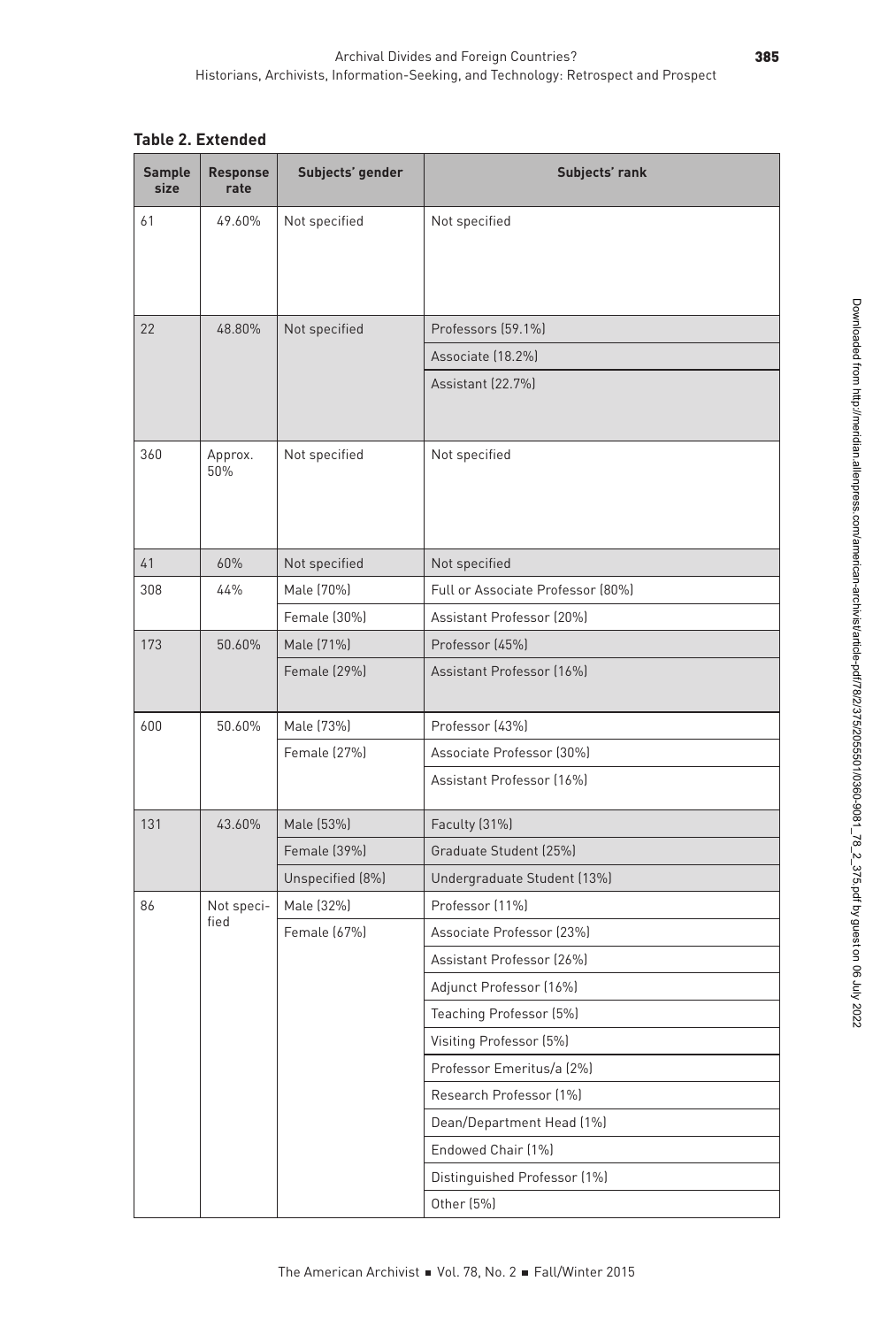**Table 2. Extended**

| Sample size | Response rate | Subjects' gender | Subjects' rank |
|---|---|---|---|
| 61 | 49.60% | Not specified | Not specified |
| 22 | 48.80% | Not specified | Professors (59.1%) |
| | | | Associate (18.2%) |
| | | | Assistant (22.7%) |
| 360 | Approx. 50% | Not specified | Not specified |
| 41 | 60% | Not specified | Not specified |
| 308 | 44% | Male (70%) | Full or Associate Professor (80%) |
| | | Female (30%) | Assistant Professor (20%) |
| 173 | 50.60% | Male (71%) | Professor (45%) |
| | | Female (29%) | Assistant Professor (16%) |
| 600 | 50.60% | Male (73%) | Professor (43%) |
| | | Female (27%) | Associate Professor (30%) |
| | | | Assistant Professor (16%) |
| 131 | 43.60% | Male (53%) | Faculty (31%) |
| | | Female (39%) | Graduate Student (25%) |
| | | Unspecified (8%) | Undergraduate Student (13%) |
| 86 | Not specified | Male (32%) | Professor (11%) |
| | | Female (67%) | Associate Professor (23%) |
| | | | Assistant Professor (26%) |
| | | | Adjunct Professor (16%) |
| | | | Teaching Professor (5%) |
| | | | Visiting Professor (5%) |
| | | | Professor Emeritus/a (2%) |
| | | | Research Professor (1%) |
| | | | Dean/Department Head (1%) |
| | | | Endowed Chair (1%) |
| | | | Distinguished Professor (1%) |
| | | | Other (5%) |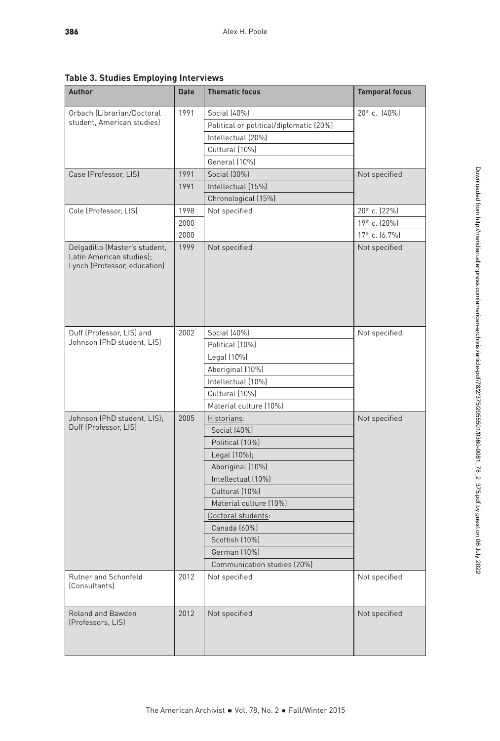**Table 3. Studies Employing Interviews**

| Author | Date | Thematic focus | Temporal focus |
|---|---|---|---|
| Orbach (Librarian/Doctoral student, American studies) | 1991 | Social (40%) | 20th c. (40%) |
| | | Political or political/diplomatic (20%) | |
| | | Intellectual (20%) | |
| | | Cultural (10%) | |
| | | General (10%) | |
| Case (Professor, LIS) | 1991 | Social (30%) | Not specified |
| | 1991 | Intellectual (15%) | |
| | | Chronological (15%) | |
| Cole (Professor, LIS) | 1998 | Not specified | 20th c. (22%) |
| | 2000 | | 19th c. (20%) |
| | 2000 | | 17th c. (6.7%) |
| Delgadillo (Master's student, Latin American studies); Lynch (Professor, education) | 1999 | Not specified | Not specified |
| Duff (Professor, LIS) and Johnson (PhD student, LIS) | 2002 | Social (40%) | Not specified |
| | | Political (10%) | |
| | | Legal (10%) | |
| | | Aboriginal (10%) | |
| | | Intellectual (10%) | |
| | | Cultural (10%) | |
| | | Material culture (10%) | |
| Johnson (PhD student, LIS); Duff (Professor, LIS) | 2005 | Historians: | Not specified |
| | | Social (40%) | |
| | | Political (10%) | |
| | | Legal (10%); | |
| | | Aboriginal (10%) | |
| | | Intellectual (10%) | |
| | | Cultural (10%) | |
| | | Material culture (10%) | |
| | | Doctoral students: | |
| | | Canada (60%) | |
| | | Scottish (10%) | |
| | | German (10%) | |
| | | Communication studies (20%) | |
| Rutner and Schonfeld (Consultants) | 2012 | Not specified | Not specified |
| Roland and Bawden (Professors, LIS) | 2012 | Not specified | Not specified |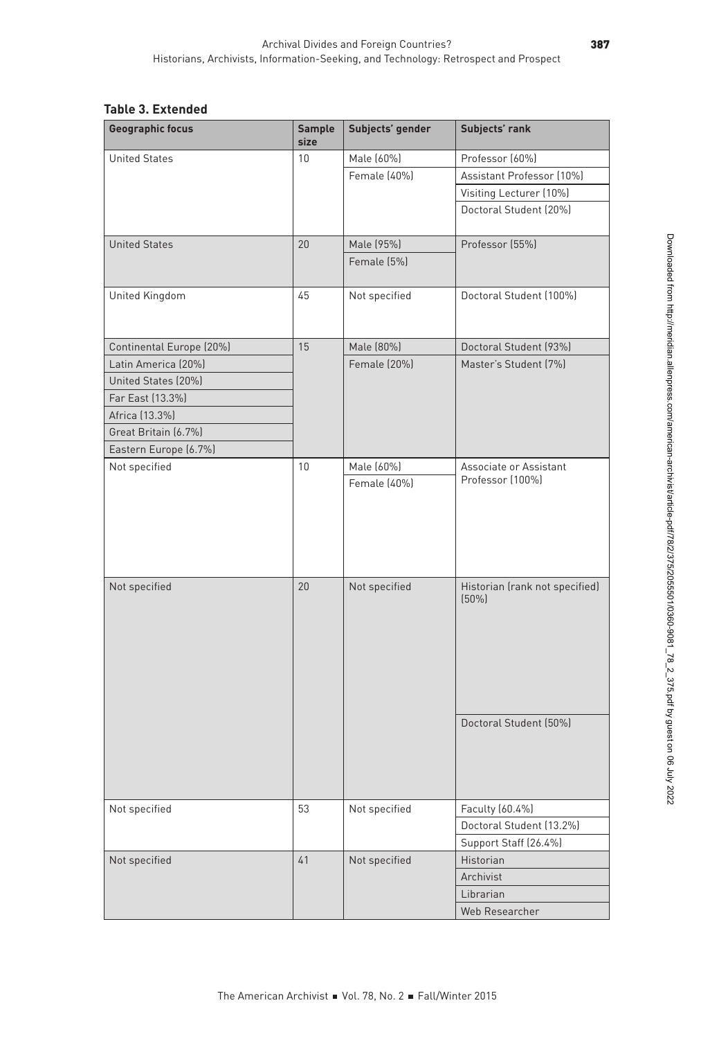**Table 3. Extended**

| Geographic focus | Sample size | Subjects' gender | Subjects' rank |
|---|---|---|---|
| United States | 10 | Male (60%) | Professor (60%) |
| | | Female (40%) | Assistant Professor (10%) |
| | | | Visiting Lecturer (10%) |
| | | | Doctoral Student (20%) |
| United States | 20 | Male (95%) | Professor (55%) |
| | | Female (5%) | |
| United Kingdom | 45 | Not specified | Doctoral Student (100%) |
| Continental Europe (20%) | 15 | Male (80%) | Doctoral Student (93%) |
| Latin America (20%) | | Female (20%) | Master's Student (7%) |
| United States (20%) | | | |
| Far East (13.3%) | | | |
| Africa (13.3%) | | | |
| Great Britain (6.7%) | | | |
| Eastern Europe (6.7%) | | | |
| Not specified | 10 | Male (60%) | Associate or Assistant Professor (100%) |
| | | Female (40%) | |
| Not specified | 20 | Not specified | Historian (rank not specified) (50%) |
| | | | Doctoral Student (50%) |
| Not specified | 53 | Not specified | Faculty (60.4%) |
| | | | Doctoral Student (13.2%) |
| | | | Support Staff (26.4%) |
| Not specified | 41 | Not specified | Historian |
| | | | Archivist |
| | | | Librarian |
| | | | Web Researcher |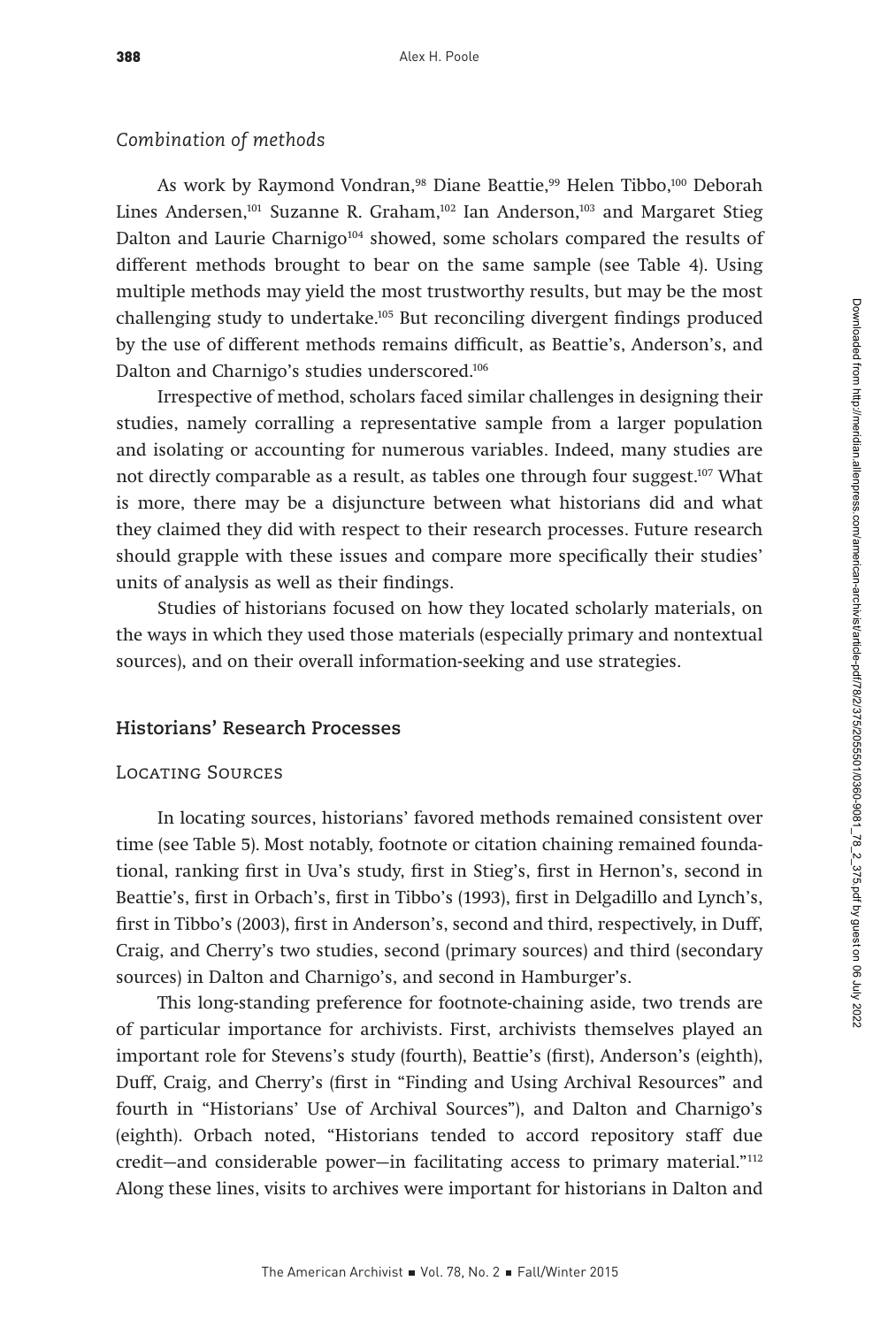*Combination of methods*

As work by Raymond Vondran,[98] Diane Beattie,[99] Helen Tibbo,[100] Deborah Lines Andersen,[101] Suzanne R. Graham,[102] Ian Anderson,[103] and Margaret Stieg Dalton and Laurie Charnigo[104] showed, some scholars compared the results of different methods brought to bear on the same sample (see Table 4). Using multiple methods may yield the most trustworthy results, but may be the most challenging study to undertake.[105] But reconciling divergent findings produced by the use of different methods remains difficult, as Beattie's, Anderson's, and Dalton and Charnigo's studies underscored.[106]

Irrespective of method, scholars faced similar challenges in designing their studies, namely corralling a representative sample from a larger population and isolating or accounting for numerous variables. Indeed, many studies are not directly comparable as a result, as tables one through four suggest.[107] What is more, there may be a disjuncture between what historians did and what they claimed they did with respect to their research processes. Future research should grapple with these issues and compare more specifically their studies' units of analysis as well as their findings.

Studies of historians focused on how they located scholarly materials, on the ways in which they used those materials (especially primary and nontextual sources), and on their overall information-seeking and use strategies.

## Historians' Research Processes

### Locating Sources

In locating sources, historians' favored methods remained consistent over time (see Table 5). Most notably, footnote or citation chaining remained foundational, ranking first in Uva's study, first in Stieg's, first in Hernon's, second in Beattie's, first in Orbach's, first in Tibbo's (1993), first in Delgadillo and Lynch's, first in Tibbo's (2003), first in Anderson's, second and third, respectively, in Duff, Craig, and Cherry's two studies, second (primary sources) and third (secondary sources) in Dalton and Charnigo's, and second in Hamburger's.

This long-standing preference for footnote-chaining aside, two trends are of particular importance for archivists. First, archivists themselves played an important role for Stevens's study (fourth), Beattie's (first), Anderson's (eighth), Duff, Craig, and Cherry's (first in "Finding and Using Archival Resources" and fourth in "Historians' Use of Archival Sources"), and Dalton and Charnigo's (eighth). Orbach noted, "Historians tended to accord repository staff due credit—and considerable power—in facilitating access to primary material."[112] Along these lines, visits to archives were important for historians in Dalton and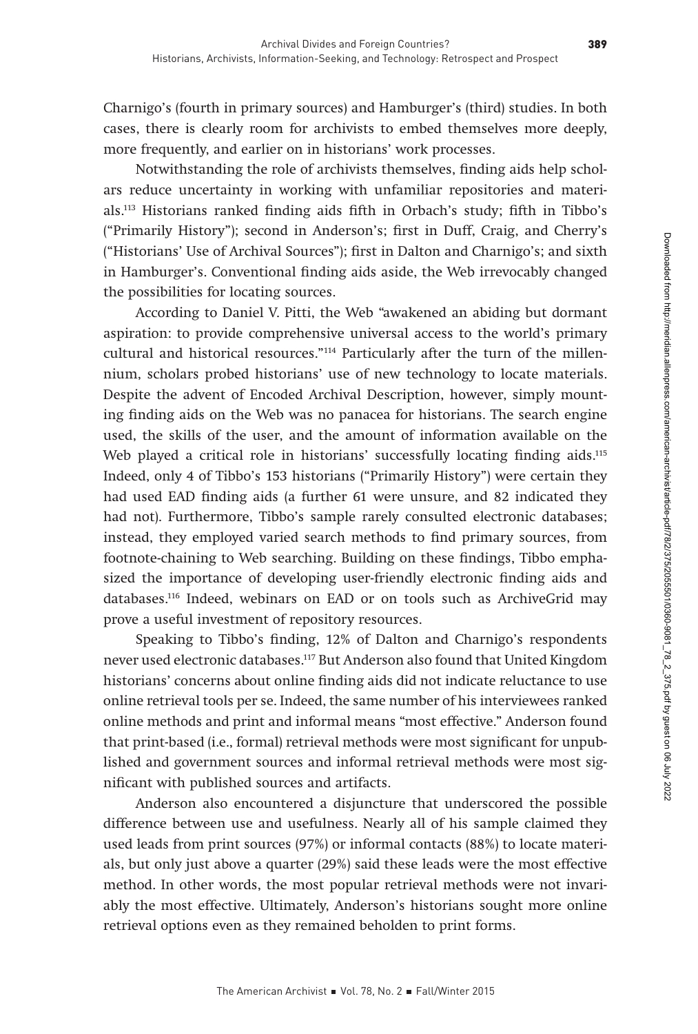Charnigo's (fourth in primary sources) and Hamburger's (third) studies. In both cases, there is clearly room for archivists to embed themselves more deeply, more frequently, and earlier on in historians' work processes.

Notwithstanding the role of archivists themselves, finding aids help scholars reduce uncertainty in working with unfamiliar repositories and materials.[113] Historians ranked finding aids fifth in Orbach's study; fifth in Tibbo's ("Primarily History"); second in Anderson's; first in Duff, Craig, and Cherry's ("Historians' Use of Archival Sources"); first in Dalton and Charnigo's; and sixth in Hamburger's. Conventional finding aids aside, the Web irrevocably changed the possibilities for locating sources.

According to Daniel V. Pitti, the Web "awakened an abiding but dormant aspiration: to provide comprehensive universal access to the world's primary cultural and historical resources."[114] Particularly after the turn of the millennium, scholars probed historians' use of new technology to locate materials. Despite the advent of Encoded Archival Description, however, simply mounting finding aids on the Web was no panacea for historians. The search engine used, the skills of the user, and the amount of information available on the Web played a critical role in historians' successfully locating finding aids.[115] Indeed, only 4 of Tibbo's 153 historians ("Primarily History") were certain they had used EAD finding aids (a further 61 were unsure, and 82 indicated they had not). Furthermore, Tibbo's sample rarely consulted electronic databases; instead, they employed varied search methods to find primary sources, from footnote-chaining to Web searching. Building on these findings, Tibbo emphasized the importance of developing user-friendly electronic finding aids and databases.[116] Indeed, webinars on EAD or on tools such as ArchiveGrid may prove a useful investment of repository resources.

Speaking to Tibbo's finding, 12% of Dalton and Charnigo's respondents never used electronic databases.[117] But Anderson also found that United Kingdom historians' concerns about online finding aids did not indicate reluctance to use online retrieval tools per se. Indeed, the same number of his interviewees ranked online methods and print and informal means "most effective." Anderson found that print-based (i.e., formal) retrieval methods were most significant for unpublished and government sources and informal retrieval methods were most significant with published sources and artifacts.

Anderson also encountered a disjuncture that underscored the possible difference between use and usefulness. Nearly all of his sample claimed they used leads from print sources (97%) or informal contacts (88%) to locate materials, but only just above a quarter (29%) said these leads were the most effective method. In other words, the most popular retrieval methods were not invariably the most effective. Ultimately, Anderson's historians sought more online retrieval options even as they remained beholden to print forms.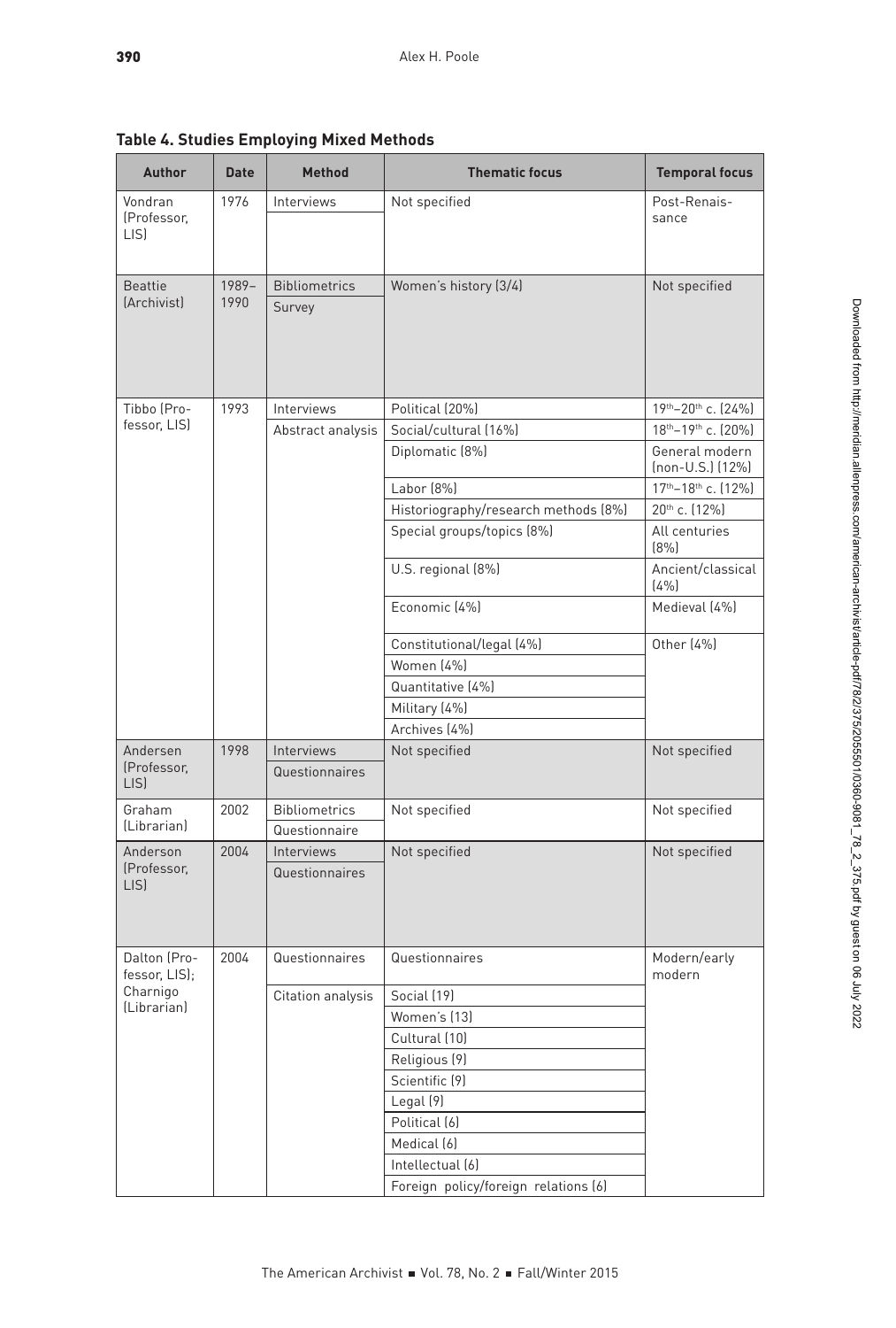**Table 4. Studies Employing Mixed Methods**

| Author | Date | Method | Thematic focus | Temporal focus |
|---|---|---|---|---|
| Vondran (Professor, LIS) | 1976 | Interviews | Not specified | Post-Renaissance |
| Beattie (Archivist) | 1989–1990 | Bibliometrics | Women's history (3/4) | Not specified |
| | | Survey | | |
| Tibbo (Professor, LIS) | 1993 | Interviews | Political (20%) | 19th–20th c. (24%) |
| | | Abstract analysis | Social/cultural (16%) | 18th–19th c. (20%) |
| | | | Diplomatic (8%) | General modern (non-U.S.) (12%) |
| | | | Labor (8%) | 17th–18th c. (12%) |
| | | | Historiography/research methods (8%) | 20th c. (12%) |
| | | | Special groups/topics (8%) | All centuries (8%) |
| | | | U.S. regional (8%) | Ancient/classical (4%) |
| | | | Economic (4%) | Medieval (4%) |
| | | | Constitutional/legal (4%) | Other (4%) |
| | | | Women (4%) | |
| | | | Quantitative (4%) | |
| | | | Military (4%) | |
| | | | Archives (4%) | |
| Andersen (Professor, LIS) | 1998 | Interviews | Not specified | Not specified |
| | | Questionnaires | | |
| Graham (Librarian) | 2002 | Bibliometrics | Not specified | Not specified |
| | | Questionnaire | | |
| Anderson (Professor, LIS) | 2004 | Interviews | Not specified | Not specified |
| | | Questionnaires | | |
| Dalton (Professor, LIS); Charnigo (Librarian) | 2004 | Questionnaires | Questionnaires | Modern/early modern |
| | | Citation analysis | Social (19) | |
| | | | Women's (13) | |
| | | | Cultural (10) | |
| | | | Religious (9) | |
| | | | Scientific (9) | |
| | | | Legal (9) | |
| | | | Political (6) | |
| | | | Medical (6) | |
| | | | Intellectual (6) | |
| | | | Foreign policy/foreign relations (6) | |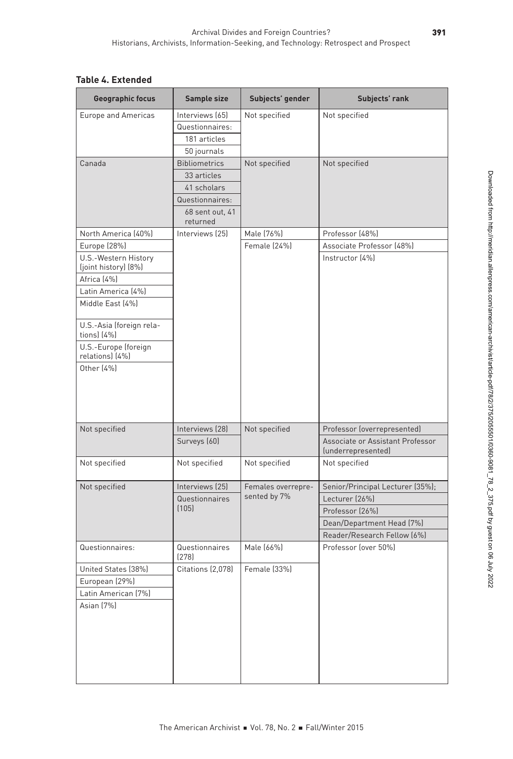**Table 4. Extended**

| Geographic focus | Sample size | Subjects' gender | Subjects' rank |
|---|---|---|---|
| Europe and Americas | Interviews (65) | Not specified | Not specified |
| | Questionnaires: | | |
| | 181 articles | | |
| | 50 journals | | |
| Canada | Bibliometrics | Not specified | Not specified |
| | 33 articles | | |
| | 41 scholars | | |
| | Questionnaires: | | |
| | 68 sent out, 41 returned | | |
| North America (40%) | Interviews (25) | Male (76%) | Professor (48%) |
| Europe (28%) | | Female (24%) | Associate Professor (48%) |
| U.S.-Western History (joint history) (8%) | | | Instructor (4%) |
| Africa (4%) | | | |
| Latin America (4%) | | | |
| Middle East (4%) | | | |
| U.S.-Asia (foreign relations) (4%) | | | |
| U.S.-Europe (foreign relations) (4%) | | | |
| Other (4%) | | | |
| Not specified | Interviews (28) | Not specified | Professor (overrepresented) |
| | Surveys (60) | | Associate or Assistant Professor (underrepresented) |
| Not specified | Not specified | Not specified | Not specified |
| Not specified | Interviews (25) | Females overrepresented by 7% | Senior/Principal Lecturer (35%); |
| | Questionnaires (105) | | Lecturer (26%) |
| | | | Professor (26%) |
| | | | Dean/Department Head (7%) |
| | | | Reader/Research Fellow (6%) |
| Questionnaires: | Questionnaires (278) | Male (66%) | Professor (over 50%) |
| United States (38%) | Citations (2,078) | Female (33%) | |
| European (29%) | | | |
| Latin American (7%) | | | |
| Asian (7%) | | | |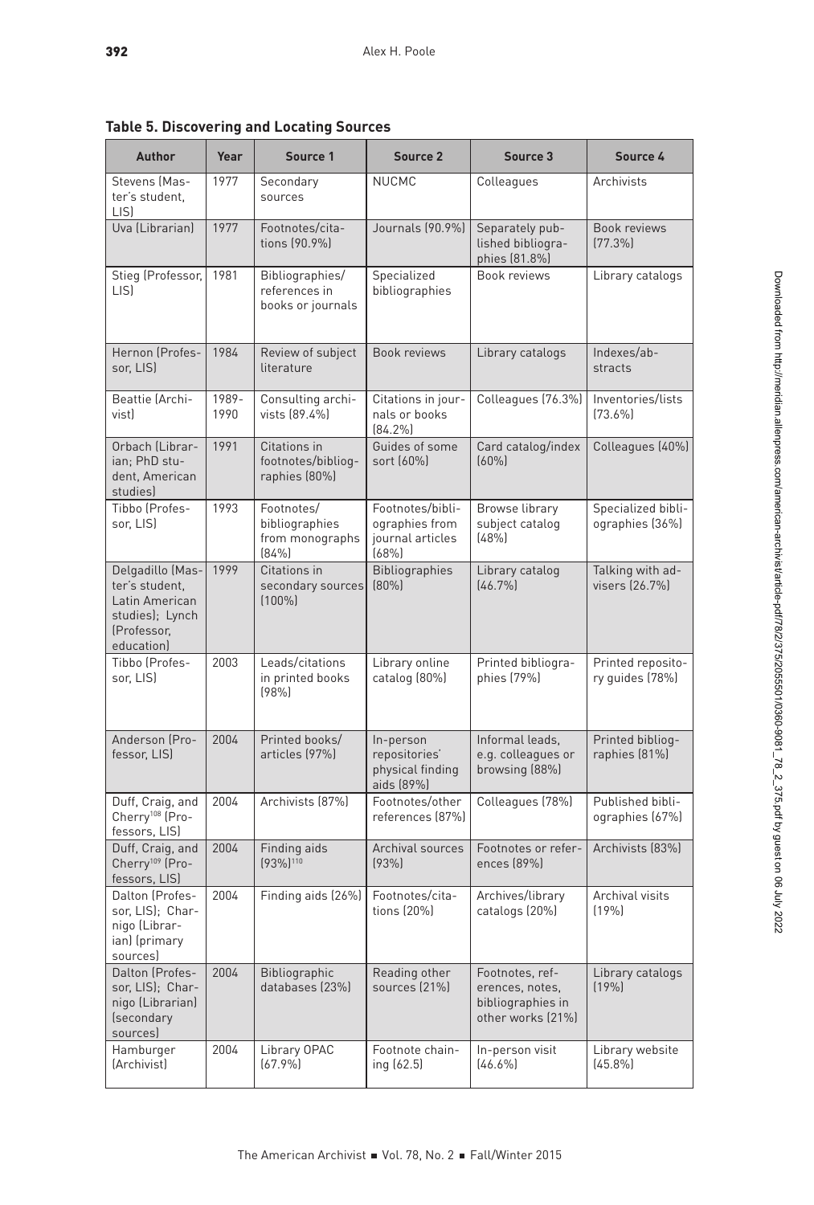**Table 5. Discovering and Locating Sources**

| Author | Year | Source 1 | Source 2 | Source 3 | Source 4 |
|---|---|---|---|---|---|
| Stevens (Master's student, LIS) | 1977 | Secondary sources | NUCMC | Colleagues | Archivists |
| Uva (Librarian) | 1977 | Footnotes/citations (90.9%) | Journals (90.9%) | Separately published bibliographies (81.8%) | Book reviews (77.3%) |
| Stieg (Professor, LIS) | 1981 | Bibliographies/references in books or journals | Specialized bibliographies | Book reviews | Library catalogs |
| Hernon (Professor, LIS) | 1984 | Review of subject literature | Book reviews | Library catalogs | Indexes/abstracts |
| Beattie (Archivist) | 1989-1990 | Consulting archivists (89.4%) | Citations in journals or books (84.2%) | Colleagues (76.3%) | Inventories/lists (73.6%) |
| Orbach (Librarian; PhD student, American studies) | 1991 | Citations in footnotes/bibliographies (80%) | Guides of some sort (60%) | Card catalog/index (60%) | Colleagues (40%) |
| Tibbo (Professor, LIS) | 1993 | Footnotes/bibliographies from monographs (84%) | Footnotes/bibliographies from journal articles (68%) | Browse library subject catalog (48%) | Specialized bibliographies (36%) |
| Delgadillo (Master's student, Latin American studies); Lynch (Professor, education) | 1999 | Citations in secondary sources (100%) | Bibliographies (80%) | Library catalog (46.7%) | Talking with advisers (26.7%) |
| Tibbo (Professor, LIS) | 2003 | Leads/citations in printed books (98%) | Library online catalog (80%) | Printed bibliographies (79%) | Printed repository guides (78%) |
| Anderson (Professor, LIS) | 2004 | Printed books/articles (97%) | In-person repositories' physical finding aids (89%) | Informal leads, e.g. colleagues or browsing (88%) | Printed bibliographies (81%) |
| Duff, Craig, and Cherry[108] (Professors, LIS) | 2004 | Archivists (87%) | Footnotes/other references (87%) | Colleagues (78%) | Published bibliographies (67%) |
| Duff, Craig, and Cherry[109] (Professors, LIS) | 2004 | Finding aids (93%)[110] | Archival sources (93%) | Footnotes or references (89%) | Archivists (83%) |
| Dalton (Professor, LIS); Charnigo (Librarian) (primary sources) | 2004 | Finding aids (26%) | Footnotes/citations (20%) | Archives/library catalogs (20%) | Archival visits (19%) |
| Dalton (Professor, LIS); Charnigo (Librarian) (secondary sources) | 2004 | Bibliographic databases (23%) | Reading other sources (21%) | Footnotes, references, notes, bibliographies in other works (21%) | Library catalogs (19%) |
| Hamburger (Archivist) | 2004 | Library OPAC (67.9%) | Footnote chaining (62.5) | In-person visit (46.6%) | Library website (45.8%) |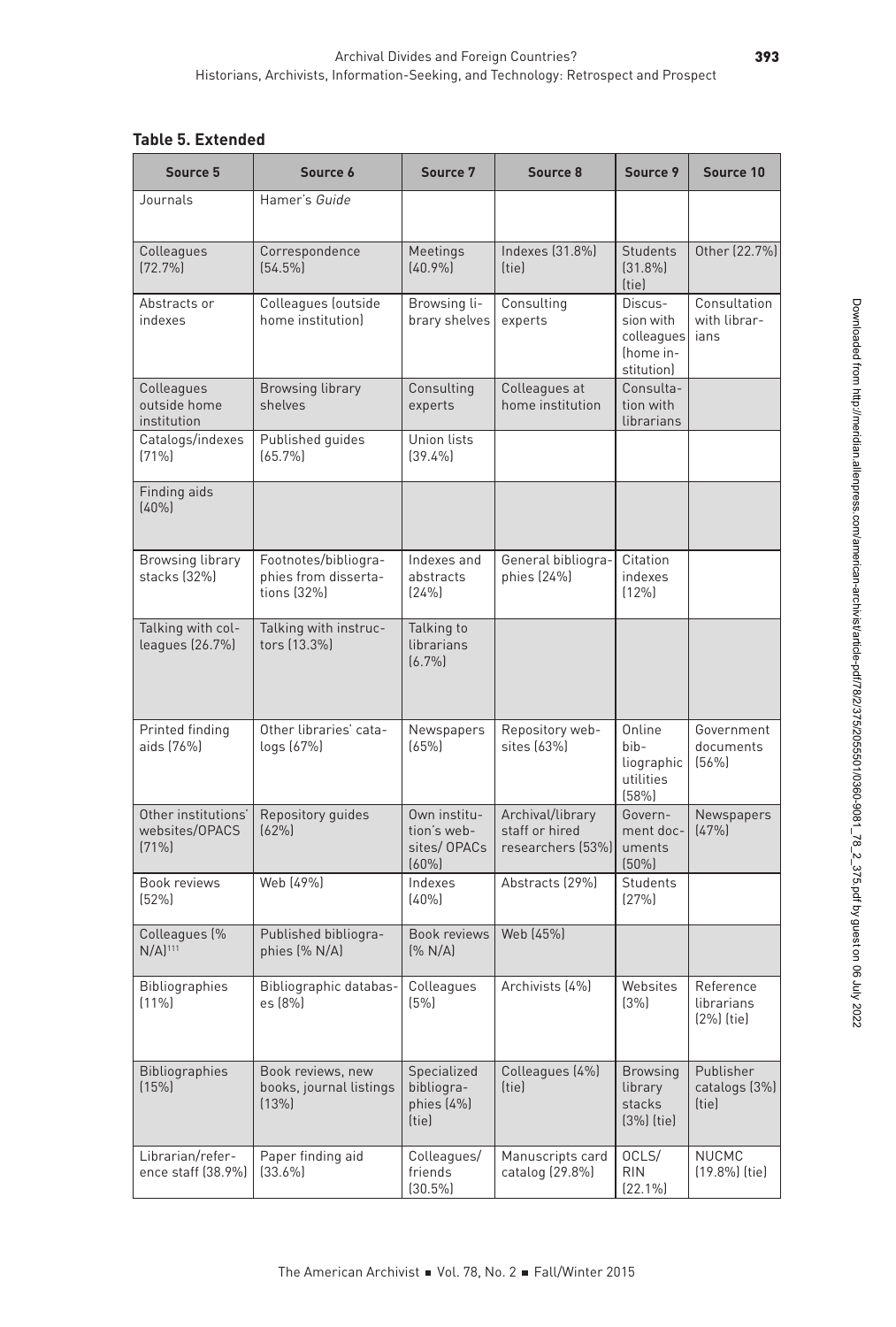**Table 5. Extended**

| Source 5 | Source 6 | Source 7 | Source 8 | Source 9 | Source 10 |
|---|---|---|---|---|---|
| Journals | Hamer's *Guide* | | | | |
| Colleagues (72.7%) | Correspondence (54.5%) | Meetings (40.9%) | Indexes (31.8%) (tie) | Students (31.8%) (tie) | Other (22.7%) |
| Abstracts or indexes | Colleagues (outside home institution) | Browsing library shelves | Consulting experts | Discussion with colleagues (home institution) | Consultation with librarians |
| Colleagues outside home institution | Browsing library shelves | Consulting experts | Colleagues at home institution | Consultation with librarians | |
| Catalogs/indexes (71%) | Published guides (65.7%) | Union lists (39.4%) | | | |
| Finding aids (40%) | | | | | |
| Browsing library stacks (32%) | Footnotes/bibliographies from dissertations (32%) | Indexes and abstracts (24%) | General bibliographies (24%) | Citation indexes (12%) | |
| Talking with colleagues (26.7%) | Talking with instructors (13.3%) | Talking to librarians (6.7%) | | | |
| Printed finding aids (76%) | Other libraries' catalogs (67%) | Newspapers (65%) | Repository websites (63%) | Online bibliographic utilities (58%) | Government documents (56%) |
| Other institutions' websites/OPACS (71%) | Repository guides (62%) | Own institution's websites/ OPACs (60%) | Archival/library staff or hired researchers (53%) | Government documents (50%) | Newspapers (47%) |
| Book reviews (52%) | Web (49%) | Indexes (40%) | Abstracts (29%) | Students (27%) | |
| Colleagues (% N/A)[111] | Published bibliographies (% N/A) | Book reviews (% N/A) | Web (45%) | | |
| Bibliographies (11%) | Bibliographic databases (8%) | Colleagues (5%) | Archivists (4%) | Websites (3%) | Reference librarians (2%) (tie) |
| Bibliographies (15%) | Book reviews, new books, journal listings (13%) | Specialized bibliographies (4%) (tie) | Colleagues (4%) (tie) | Browsing library stacks (3%) (tie) | Publisher catalogs (3%) (tie) |
| Librarian/reference staff (38.9%) | Paper finding aid (33.6%) | Colleagues/ friends (30.5%) | Manuscripts card catalog (29.8%) | OCLS/ RIN (22.1%) | NUCMC (19.8%) (tie) |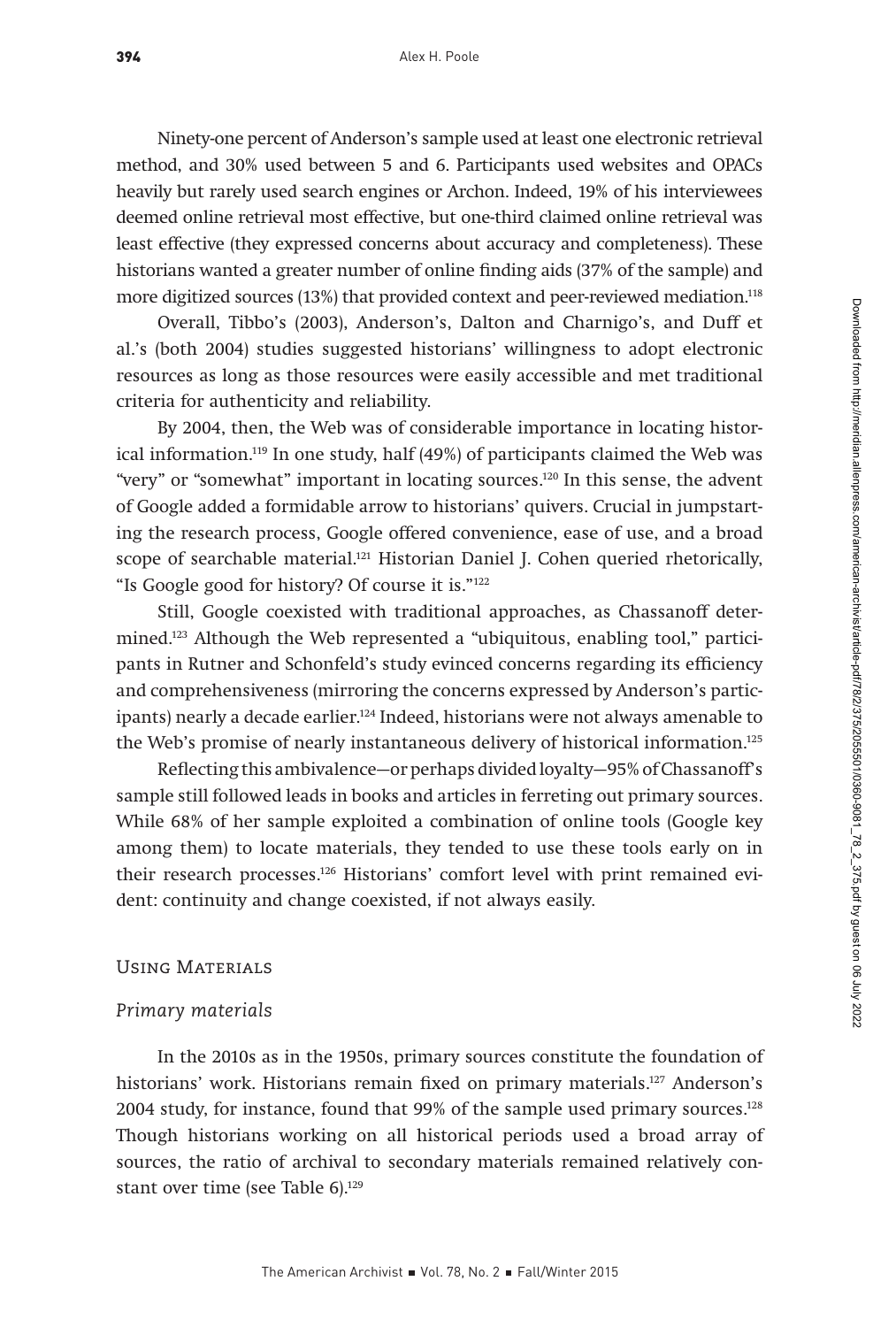Ninety-one percent of Anderson's sample used at least one electronic retrieval method, and 30% used between 5 and 6. Participants used websites and OPACs heavily but rarely used search engines or Archon. Indeed, 19% of his interviewees deemed online retrieval most effective, but one-third claimed online retrieval was least effective (they expressed concerns about accuracy and completeness). These historians wanted a greater number of online finding aids (37% of the sample) and more digitized sources (13%) that provided context and peer-reviewed mediation.[118]

Overall, Tibbo's (2003), Anderson's, Dalton and Charnigo's, and Duff et al.'s (both 2004) studies suggested historians' willingness to adopt electronic resources as long as those resources were easily accessible and met traditional criteria for authenticity and reliability.

By 2004, then, the Web was of considerable importance in locating historical information.[119] In one study, half (49%) of participants claimed the Web was "very" or "somewhat" important in locating sources.[120] In this sense, the advent of Google added a formidable arrow to historians' quivers. Crucial in jumpstarting the research process, Google offered convenience, ease of use, and a broad scope of searchable material.[121] Historian Daniel J. Cohen queried rhetorically, "Is Google good for history? Of course it is."[122]

Still, Google coexisted with traditional approaches, as Chassanoff determined.[123] Although the Web represented a "ubiquitous, enabling tool," participants in Rutner and Schonfeld's study evinced concerns regarding its efficiency and comprehensiveness (mirroring the concerns expressed by Anderson's participants) nearly a decade earlier.[124] Indeed, historians were not always amenable to the Web's promise of nearly instantaneous delivery of historical information.[125]

Reflecting this ambivalence—or perhaps divided loyalty—95% of Chassanoff's sample still followed leads in books and articles in ferreting out primary sources. While 68% of her sample exploited a combination of online tools (Google key among them) to locate materials, they tended to use these tools early on in their research processes.[126] Historians' comfort level with print remained evident: continuity and change coexisted, if not always easily.

## Using Materials

### *Primary materials*

In the 2010s as in the 1950s, primary sources constitute the foundation of historians' work. Historians remain fixed on primary materials.[127] Anderson's 2004 study, for instance, found that 99% of the sample used primary sources.[128] Though historians working on all historical periods used a broad array of sources, the ratio of archival to secondary materials remained relatively constant over time (see Table 6).[129]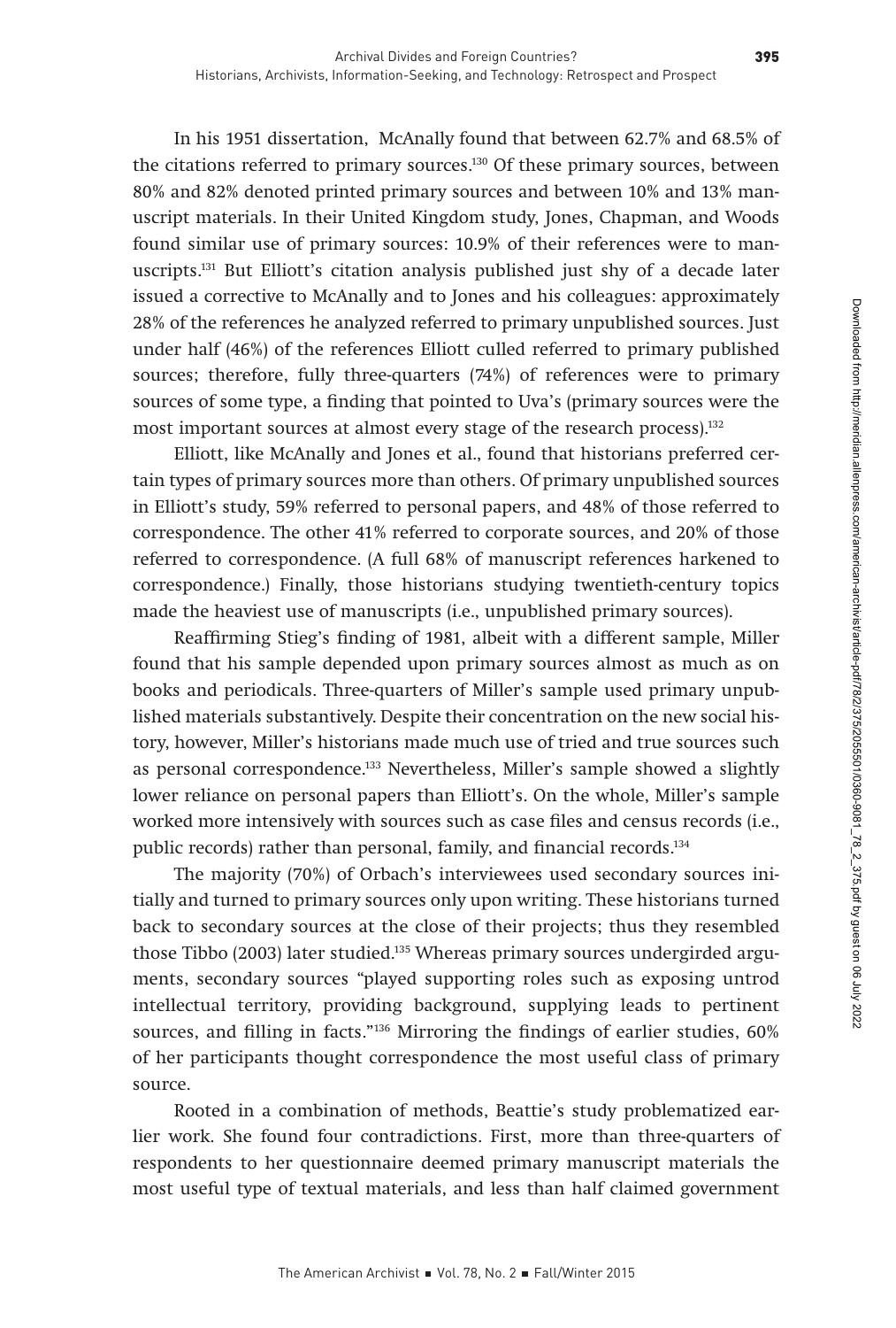In his 1951 dissertation, McAnally found that between 62.7% and 68.5% of the citations referred to primary sources.[130] Of these primary sources, between 80% and 82% denoted printed primary sources and between 10% and 13% manuscript materials. In their United Kingdom study, Jones, Chapman, and Woods found similar use of primary sources: 10.9% of their references were to manuscripts.[131] But Elliott's citation analysis published just shy of a decade later issued a corrective to McAnally and to Jones and his colleagues: approximately 28% of the references he analyzed referred to primary unpublished sources. Just under half (46%) of the references Elliott culled referred to primary published sources; therefore, fully three-quarters (74%) of references were to primary sources of some type, a finding that pointed to Uva's (primary sources were the most important sources at almost every stage of the research process).[132]

Elliott, like McAnally and Jones et al., found that historians preferred certain types of primary sources more than others. Of primary unpublished sources in Elliott's study, 59% referred to personal papers, and 48% of those referred to correspondence. The other 41% referred to corporate sources, and 20% of those referred to correspondence. (A full 68% of manuscript references harkened to correspondence.) Finally, those historians studying twentieth-century topics made the heaviest use of manuscripts (i.e., unpublished primary sources).

Reaffirming Stieg's finding of 1981, albeit with a different sample, Miller found that his sample depended upon primary sources almost as much as on books and periodicals. Three-quarters of Miller's sample used primary unpublished materials substantively. Despite their concentration on the new social history, however, Miller's historians made much use of tried and true sources such as personal correspondence.[133] Nevertheless, Miller's sample showed a slightly lower reliance on personal papers than Elliott's. On the whole, Miller's sample worked more intensively with sources such as case files and census records (i.e., public records) rather than personal, family, and financial records.[134]

The majority (70%) of Orbach's interviewees used secondary sources initially and turned to primary sources only upon writing. These historians turned back to secondary sources at the close of their projects; thus they resembled those Tibbo (2003) later studied.[135] Whereas primary sources undergirded arguments, secondary sources "played supporting roles such as exposing untrod intellectual territory, providing background, supplying leads to pertinent sources, and filling in facts."[136] Mirroring the findings of earlier studies, 60% of her participants thought correspondence the most useful class of primary source.

Rooted in a combination of methods, Beattie's study problematized earlier work. She found four contradictions. First, more than three-quarters of respondents to her questionnaire deemed primary manuscript materials the most useful type of textual materials, and less than half claimed government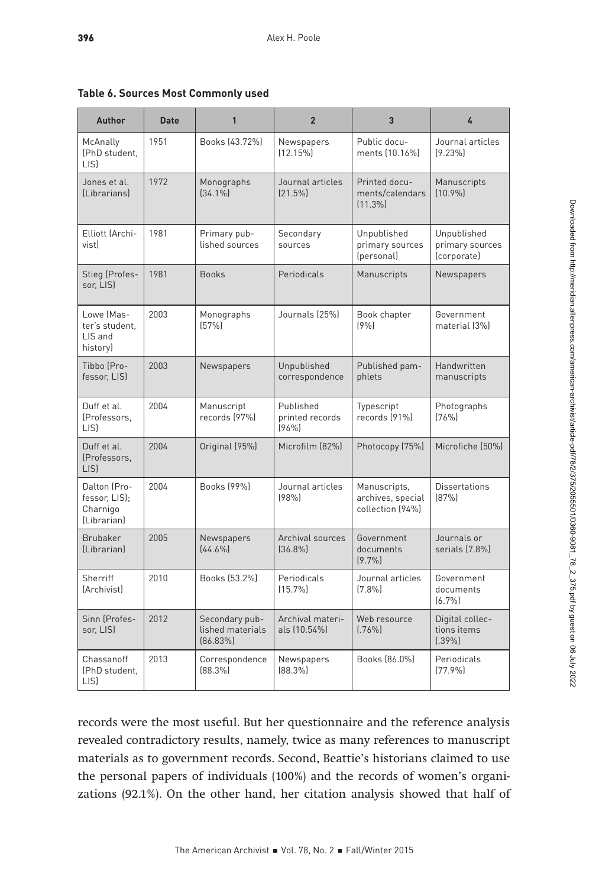**Table 6. Sources Most Commonly used**

| Author | Date | 1 | 2 | 3 | 4 |
|---|---|---|---|---|---|
| McAnally (PhD student, LIS) | 1951 | Books (43.72%) | Newspapers (12.15%) | Public documents (10.16%) | Journal articles (9.23%) |
| Jones et al. (Librarians) | 1972 | Monographs (34.1%) | Journal articles (21.5%) | Printed documents/calendars (11.3%) | Manuscripts (10.9%) |
| Elliott (Archivist) | 1981 | Primary published sources | Secondary sources | Unpublished primary sources (personal) | Unpublished primary sources (corporate) |
| Stieg (Professor, LIS) | 1981 | Books | Periodicals | Manuscripts | Newspapers |
| Lowe (Master's student, LIS and history) | 2003 | Monographs (57%) | Journals (25%) | Book chapter (9%) | Government material (3%) |
| Tibbo (Professor, LIS) | 2003 | Newspapers | Unpublished correspondence | Published pamphlets | Handwritten manuscripts |
| Duff et al. (Professors, LIS) | 2004 | Manuscript records (97%) | Published printed records (96%) | Typescript records (91%) | Photographs (76%) |
| Duff et al. (Professors, LIS) | 2004 | Original (95%) | Microfilm (82%) | Photocopy (75%) | Microfiche (50%) |
| Dalton (Professor, LIS); Charnigo (Librarian) | 2004 | Books (99%) | Journal articles (98%) | Manuscripts, archives, special collection (94%) | Dissertations (87%) |
| Brubaker (Librarian) | 2005 | Newspapers (44.6%) | Archival sources (36.8%) | Government documents (9.7%) | Journals or serials (7.8%) |
| Sherriff (Archivist) | 2010 | Books (53.2%) | Periodicals (15.7%) | Journal articles (7.8%) | Government documents (6.7%) |
| Sinn (Professor, LIS) | 2012 | Secondary published materials (86.83%) | Archival materials (10.54%) | Web resource (.76%) | Digital collections items (.39%) |
| Chassanoff (PhD student, LIS) | 2013 | Correspondence (88.3%) | Newspapers (88.3%) | Books (86.0%) | Periodicals (77.9%) |

records were the most useful. But her questionnaire and the reference analysis revealed contradictory results, namely, twice as many references to manuscript materials as to government records. Second, Beattie's historians claimed to use the personal papers of individuals (100%) and the records of women's organizations (92.1%). On the other hand, her citation analysis showed that half of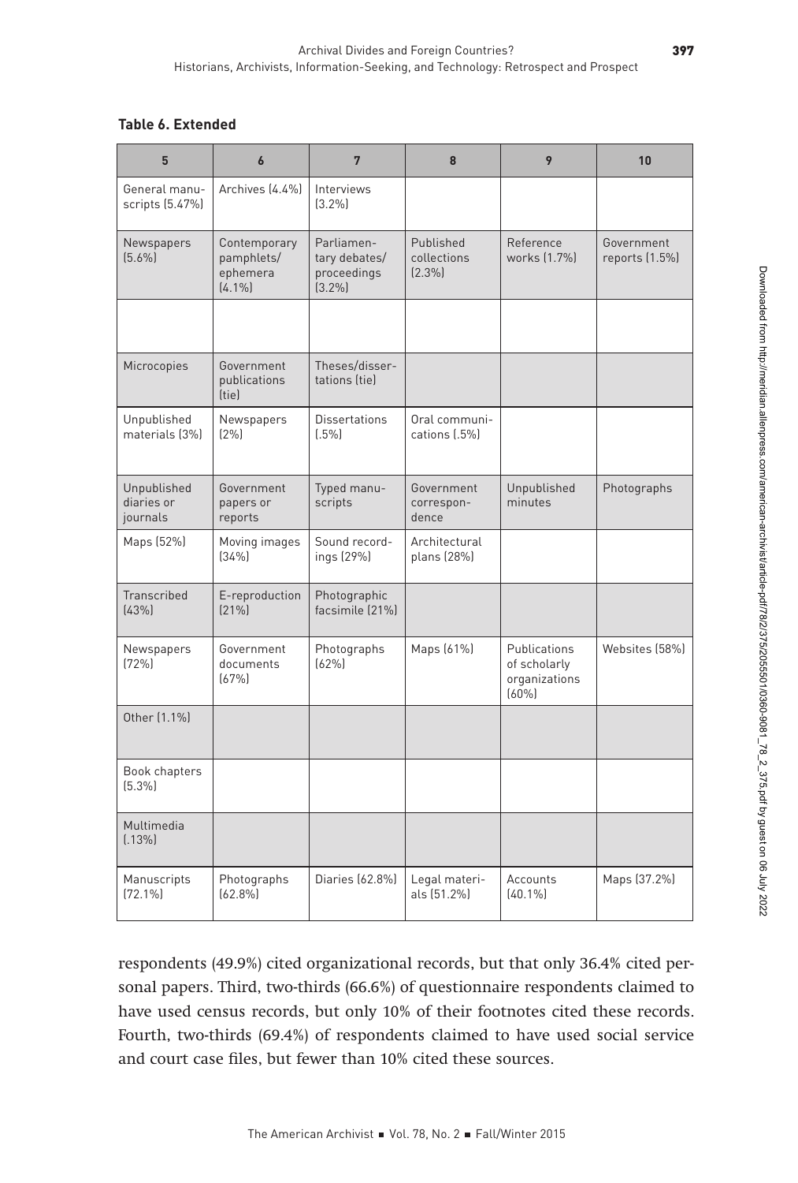**Table 6. Extended**

| 5 | 6 | 7 | 8 | 9 | 10 |
|---|---|---|---|---|---|
| General manuscripts (5.47%) | Archives (4.4%) | Interviews (3.2%) | | | |
| Newspapers (5.6%) | Contemporary pamphlets/ ephemera (4.1%) | Parliamentary debates/ proceedings (3.2%) | Published collections (2.3%) | Reference works (1.7%) | Government reports (1.5%) |
| | | | | | |
| Microcopies | Government publications (tie) | Theses/dissertations (tie) | | | |
| Unpublished materials (3%) | Newspapers (2%) | Dissertations (.5%) | Oral communications (.5%) | | |
| Unpublished diaries or journals | Government papers or reports | Typed manuscripts | Government correspondence | Unpublished minutes | Photographs |
| Maps (52%) | Moving images (34%) | Sound recordings (29%) | Architectural plans (28%) | | |
| Transcribed (43%) | E-reproduction (21%) | Photographic facsimile (21%) | | | |
| Newspapers (72%) | Government documents (67%) | Photographs (62%) | Maps (61%) | Publications of scholarly organizations (60%) | Websites (58%) |
| Other (1.1%) | | | | | |
| Book chapters (5.3%) | | | | | |
| Multimedia (.13%) | | | | | |
| Manuscripts (72.1%) | Photographs (62.8%) | Diaries (62.8%) | Legal materials (51.2%) | Accounts (40.1%) | Maps (37.2%) |

respondents (49.9%) cited organizational records, but that only 36.4% cited personal papers. Third, two-thirds (66.6%) of questionnaire respondents claimed to have used census records, but only 10% of their footnotes cited these records. Fourth, two-thirds (69.4%) of respondents claimed to have used social service and court case files, but fewer than 10% cited these sources.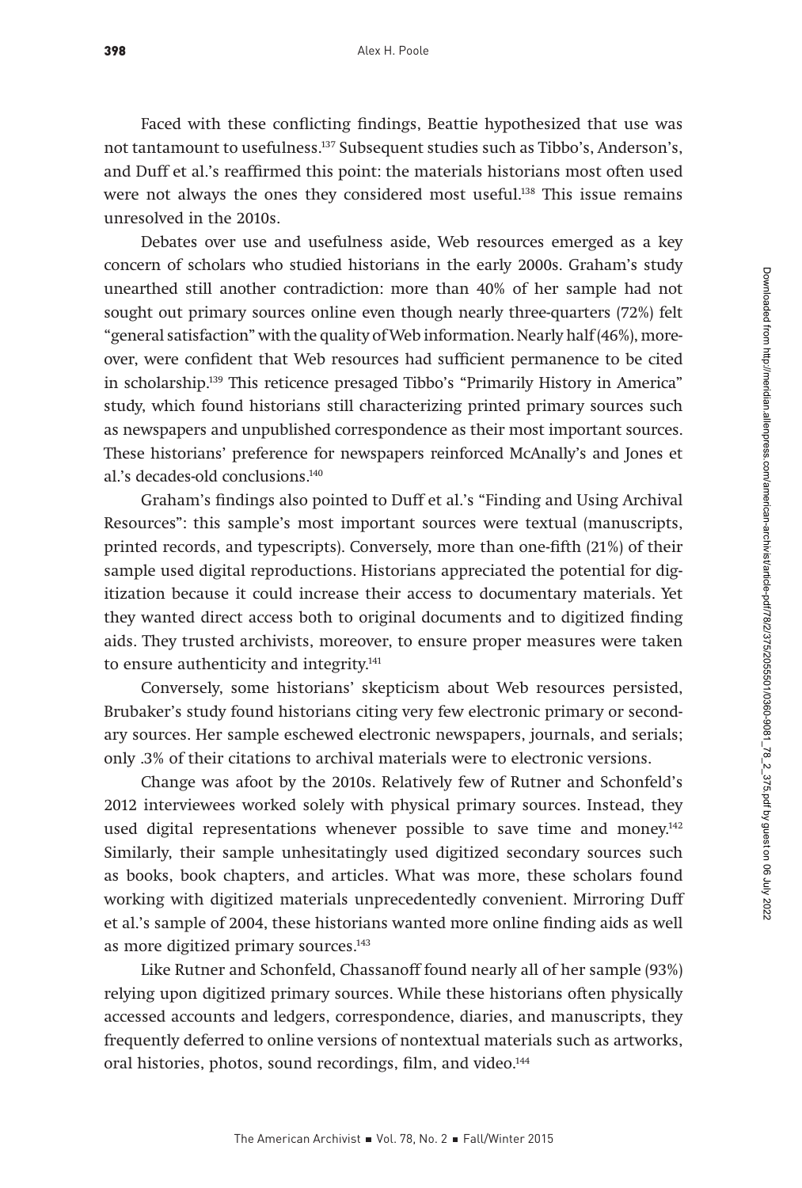Faced with these conflicting findings, Beattie hypothesized that use was not tantamount to usefulness.[137] Subsequent studies such as Tibbo's, Anderson's, and Duff et al.'s reaffirmed this point: the materials historians most often used were not always the ones they considered most useful.[138] This issue remains unresolved in the 2010s.

Debates over use and usefulness aside, Web resources emerged as a key concern of scholars who studied historians in the early 2000s. Graham's study unearthed still another contradiction: more than 40% of her sample had not sought out primary sources online even though nearly three-quarters (72%) felt "general satisfaction" with the quality of Web information. Nearly half (46%), moreover, were confident that Web resources had sufficient permanence to be cited in scholarship.[139] This reticence presaged Tibbo's "Primarily History in America" study, which found historians still characterizing printed primary sources such as newspapers and unpublished correspondence as their most important sources. These historians' preference for newspapers reinforced McAnally's and Jones et al.'s decades-old conclusions.[140]

Graham's findings also pointed to Duff et al.'s "Finding and Using Archival Resources": this sample's most important sources were textual (manuscripts, printed records, and typescripts). Conversely, more than one-fifth (21%) of their sample used digital reproductions. Historians appreciated the potential for digitization because it could increase their access to documentary materials. Yet they wanted direct access both to original documents and to digitized finding aids. They trusted archivists, moreover, to ensure proper measures were taken to ensure authenticity and integrity.[141]

Conversely, some historians' skepticism about Web resources persisted, Brubaker's study found historians citing very few electronic primary or secondary sources. Her sample eschewed electronic newspapers, journals, and serials; only .3% of their citations to archival materials were to electronic versions.

Change was afoot by the 2010s. Relatively few of Rutner and Schonfeld's 2012 interviewees worked solely with physical primary sources. Instead, they used digital representations whenever possible to save time and money.[142] Similarly, their sample unhesitatingly used digitized secondary sources such as books, book chapters, and articles. What was more, these scholars found working with digitized materials unprecedentedly convenient. Mirroring Duff et al.'s sample of 2004, these historians wanted more online finding aids as well as more digitized primary sources.[143]

Like Rutner and Schonfeld, Chassanoff found nearly all of her sample (93%) relying upon digitized primary sources. While these historians often physically accessed accounts and ledgers, correspondence, diaries, and manuscripts, they frequently deferred to online versions of nontextual materials such as artworks, oral histories, photos, sound recordings, film, and video.[144]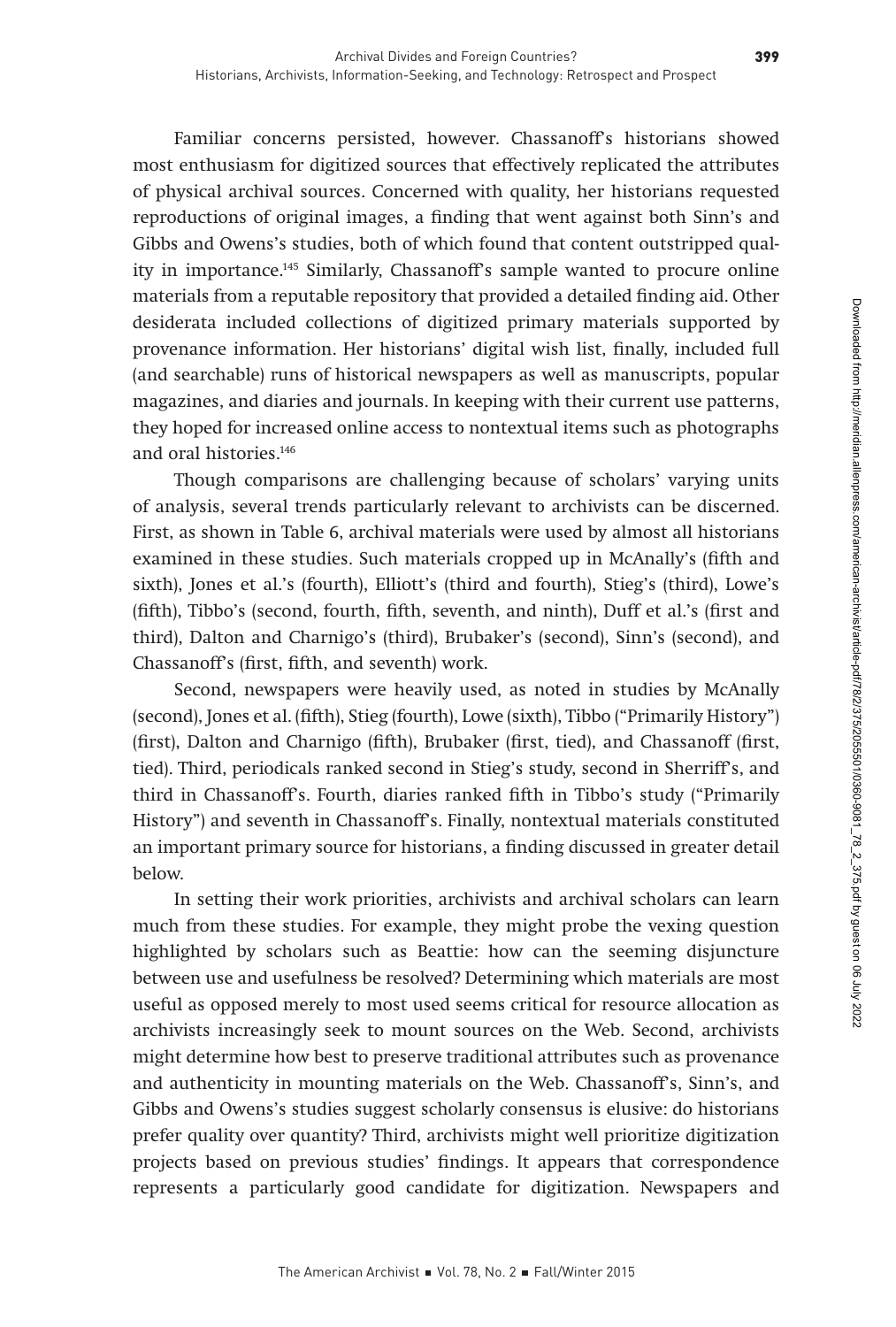Familiar concerns persisted, however. Chassanoff's historians showed most enthusiasm for digitized sources that effectively replicated the attributes of physical archival sources. Concerned with quality, her historians requested reproductions of original images, a finding that went against both Sinn's and Gibbs and Owens's studies, both of which found that content outstripped quality in importance.[145] Similarly, Chassanoff's sample wanted to procure online materials from a reputable repository that provided a detailed finding aid. Other desiderata included collections of digitized primary materials supported by provenance information. Her historians' digital wish list, finally, included full (and searchable) runs of historical newspapers as well as manuscripts, popular magazines, and diaries and journals. In keeping with their current use patterns, they hoped for increased online access to nontextual items such as photographs and oral histories.[146]

Though comparisons are challenging because of scholars' varying units of analysis, several trends particularly relevant to archivists can be discerned. First, as shown in Table 6, archival materials were used by almost all historians examined in these studies. Such materials cropped up in McAnally's (fifth and sixth), Jones et al.'s (fourth), Elliott's (third and fourth), Stieg's (third), Lowe's (fifth), Tibbo's (second, fourth, fifth, seventh, and ninth), Duff et al.'s (first and third), Dalton and Charnigo's (third), Brubaker's (second), Sinn's (second), and Chassanoff's (first, fifth, and seventh) work.

Second, newspapers were heavily used, as noted in studies by McAnally (second), Jones et al. (fifth), Stieg (fourth), Lowe (sixth), Tibbo ("Primarily History") (first), Dalton and Charnigo (fifth), Brubaker (first, tied), and Chassanoff (first, tied). Third, periodicals ranked second in Stieg's study, second in Sherriff's, and third in Chassanoff's. Fourth, diaries ranked fifth in Tibbo's study ("Primarily History") and seventh in Chassanoff's. Finally, nontextual materials constituted an important primary source for historians, a finding discussed in greater detail below.

In setting their work priorities, archivists and archival scholars can learn much from these studies. For example, they might probe the vexing question highlighted by scholars such as Beattie: how can the seeming disjuncture between use and usefulness be resolved? Determining which materials are most useful as opposed merely to most used seems critical for resource allocation as archivists increasingly seek to mount sources on the Web. Second, archivists might determine how best to preserve traditional attributes such as provenance and authenticity in mounting materials on the Web. Chassanoff's, Sinn's, and Gibbs and Owens's studies suggest scholarly consensus is elusive: do historians prefer quality over quantity? Third, archivists might well prioritize digitization projects based on previous studies' findings. It appears that correspondence represents a particularly good candidate for digitization. Newspapers and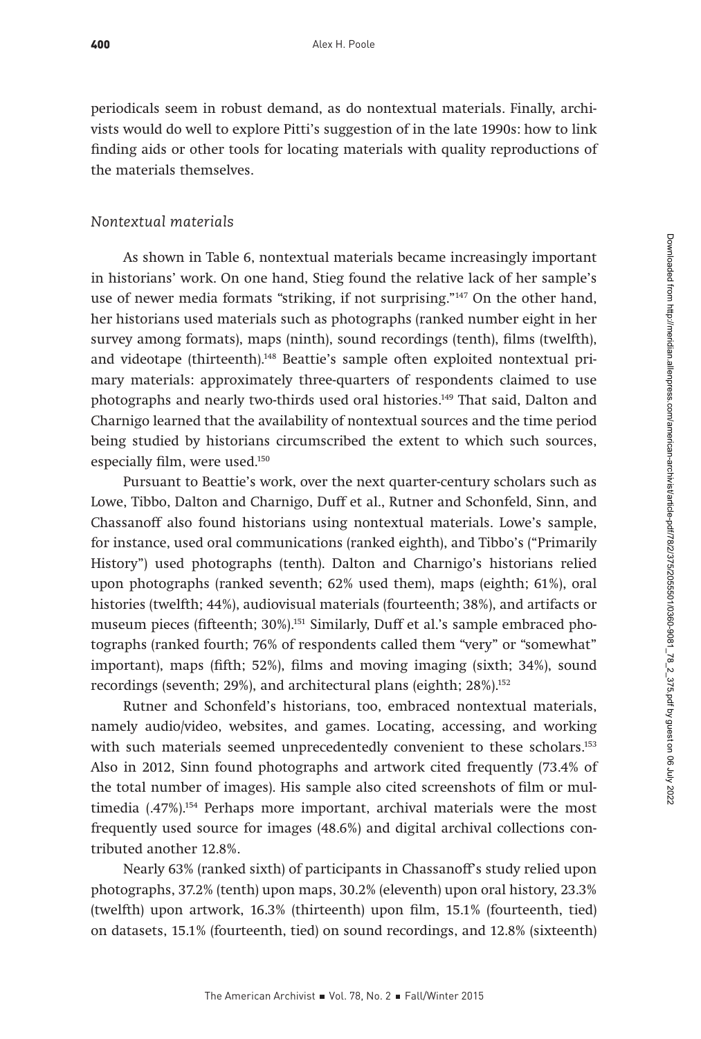periodicals seem in robust demand, as do nontextual materials. Finally, archivists would do well to explore Pitti's suggestion of in the late 1990s: how to link finding aids or other tools for locating materials with quality reproductions of the materials themselves.

### *Nontextual materials*

As shown in Table 6, nontextual materials became increasingly important in historians' work. On one hand, Stieg found the relative lack of her sample's use of newer media formats "striking, if not surprising."[147] On the other hand, her historians used materials such as photographs (ranked number eight in her survey among formats), maps (ninth), sound recordings (tenth), films (twelfth), and videotape (thirteenth).[148] Beattie's sample often exploited nontextual primary materials: approximately three-quarters of respondents claimed to use photographs and nearly two-thirds used oral histories.[149] That said, Dalton and Charnigo learned that the availability of nontextual sources and the time period being studied by historians circumscribed the extent to which such sources, especially film, were used.[150]

Pursuant to Beattie's work, over the next quarter-century scholars such as Lowe, Tibbo, Dalton and Charnigo, Duff et al., Rutner and Schonfeld, Sinn, and Chassanoff also found historians using nontextual materials. Lowe's sample, for instance, used oral communications (ranked eighth), and Tibbo's ("Primarily History") used photographs (tenth). Dalton and Charnigo's historians relied upon photographs (ranked seventh; 62% used them), maps (eighth; 61%), oral histories (twelfth; 44%), audiovisual materials (fourteenth; 38%), and artifacts or museum pieces (fifteenth; 30%).[151] Similarly, Duff et al.'s sample embraced photographs (ranked fourth; 76% of respondents called them "very" or "somewhat" important), maps (fifth; 52%), films and moving imaging (sixth; 34%), sound recordings (seventh; 29%), and architectural plans (eighth; 28%).[152]

Rutner and Schonfeld's historians, too, embraced nontextual materials, namely audio/video, websites, and games. Locating, accessing, and working with such materials seemed unprecedentedly convenient to these scholars.[153] Also in 2012, Sinn found photographs and artwork cited frequently (73.4% of the total number of images). His sample also cited screenshots of film or multimedia (.47%).[154] Perhaps more important, archival materials were the most frequently used source for images (48.6%) and digital archival collections contributed another 12.8%.

Nearly 63% (ranked sixth) of participants in Chassanoff's study relied upon photographs, 37.2% (tenth) upon maps, 30.2% (eleventh) upon oral history, 23.3% (twelfth) upon artwork, 16.3% (thirteenth) upon film, 15.1% (fourteenth, tied) on datasets, 15.1% (fourteenth, tied) on sound recordings, and 12.8% (sixteenth)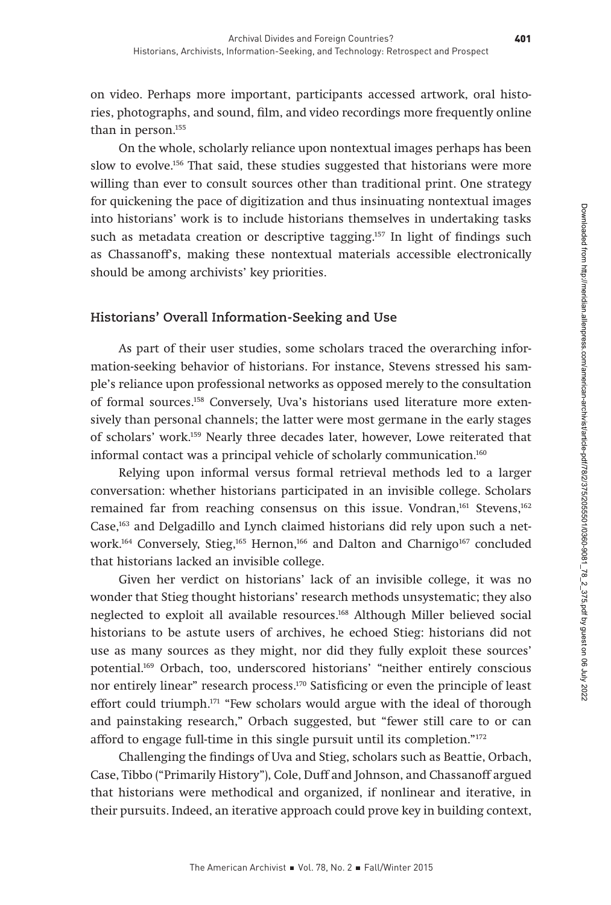on video. Perhaps more important, participants accessed artwork, oral histories, photographs, and sound, film, and video recordings more frequently online than in person.[155]

On the whole, scholarly reliance upon nontextual images perhaps has been slow to evolve.[156] That said, these studies suggested that historians were more willing than ever to consult sources other than traditional print. One strategy for quickening the pace of digitization and thus insinuating nontextual images into historians' work is to include historians themselves in undertaking tasks such as metadata creation or descriptive tagging.[157] In light of findings such as Chassanoff's, making these nontextual materials accessible electronically should be among archivists' key priorities.

## Historians' Overall Information-Seeking and Use

As part of their user studies, some scholars traced the overarching information-seeking behavior of historians. For instance, Stevens stressed his sample's reliance upon professional networks as opposed merely to the consultation of formal sources.[158] Conversely, Uva's historians used literature more extensively than personal channels; the latter were most germane in the early stages of scholars' work.[159] Nearly three decades later, however, Lowe reiterated that informal contact was a principal vehicle of scholarly communication.[160]

Relying upon informal versus formal retrieval methods led to a larger conversation: whether historians participated in an invisible college. Scholars remained far from reaching consensus on this issue. Vondran,[161] Stevens,[162] Case,[163] and Delgadillo and Lynch claimed historians did rely upon such a network.[164] Conversely, Stieg,[165] Hernon,[166] and Dalton and Charnigo[167] concluded that historians lacked an invisible college.

Given her verdict on historians' lack of an invisible college, it was no wonder that Stieg thought historians' research methods unsystematic; they also neglected to exploit all available resources.[168] Although Miller believed social historians to be astute users of archives, he echoed Stieg: historians did not use as many sources as they might, nor did they fully exploit these sources' potential.[169] Orbach, too, underscored historians' "neither entirely conscious nor entirely linear" research process.[170] Satisficing or even the principle of least effort could triumph.[171] "Few scholars would argue with the ideal of thorough and painstaking research," Orbach suggested, but "fewer still care to or can afford to engage full-time in this single pursuit until its completion."[172]

Challenging the findings of Uva and Stieg, scholars such as Beattie, Orbach, Case, Tibbo ("Primarily History"), Cole, Duff and Johnson, and Chassanoff argued that historians were methodical and organized, if nonlinear and iterative, in their pursuits. Indeed, an iterative approach could prove key in building context,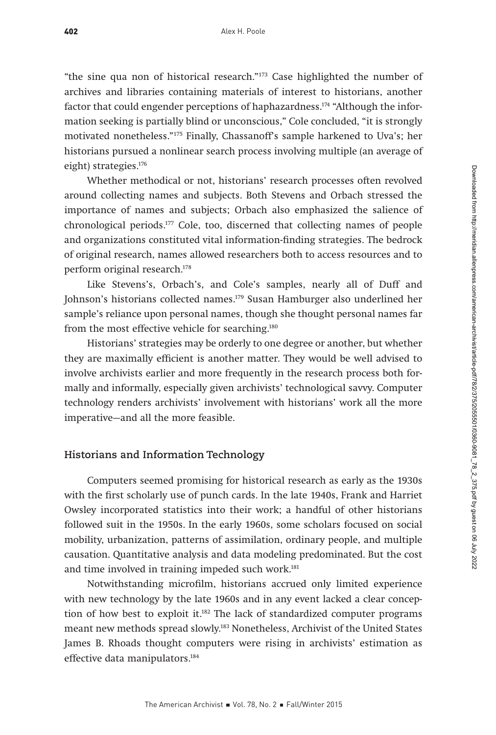"the sine qua non of historical research."[173] Case highlighted the number of archives and libraries containing materials of interest to historians, another factor that could engender perceptions of haphazardness.[174] "Although the information seeking is partially blind or unconscious," Cole concluded, "it is strongly motivated nonetheless."[175] Finally, Chassanoff's sample harkened to Uva's; her historians pursued a nonlinear search process involving multiple (an average of eight) strategies.[176]

Whether methodical or not, historians' research processes often revolved around collecting names and subjects. Both Stevens and Orbach stressed the importance of names and subjects; Orbach also emphasized the salience of chronological periods.[177] Cole, too, discerned that collecting names of people and organizations constituted vital information-finding strategies. The bedrock of original research, names allowed researchers both to access resources and to perform original research.[178]

Like Stevens's, Orbach's, and Cole's samples, nearly all of Duff and Johnson's historians collected names.[179] Susan Hamburger also underlined her sample's reliance upon personal names, though she thought personal names far from the most effective vehicle for searching.[180]

Historians' strategies may be orderly to one degree or another, but whether they are maximally efficient is another matter. They would be well advised to involve archivists earlier and more frequently in the research process both formally and informally, especially given archivists' technological savvy. Computer technology renders archivists' involvement with historians' work all the more imperative—and all the more feasible.

## Historians and Information Technology

Computers seemed promising for historical research as early as the 1930s with the first scholarly use of punch cards. In the late 1940s, Frank and Harriet Owsley incorporated statistics into their work; a handful of other historians followed suit in the 1950s. In the early 1960s, some scholars focused on social mobility, urbanization, patterns of assimilation, ordinary people, and multiple causation. Quantitative analysis and data modeling predominated. But the cost and time involved in training impeded such work.[181]

Notwithstanding microfilm, historians accrued only limited experience with new technology by the late 1960s and in any event lacked a clear conception of how best to exploit it.[182] The lack of standardized computer programs meant new methods spread slowly.[183] Nonetheless, Archivist of the United States James B. Rhoads thought computers were rising in archivists' estimation as effective data manipulators.[184]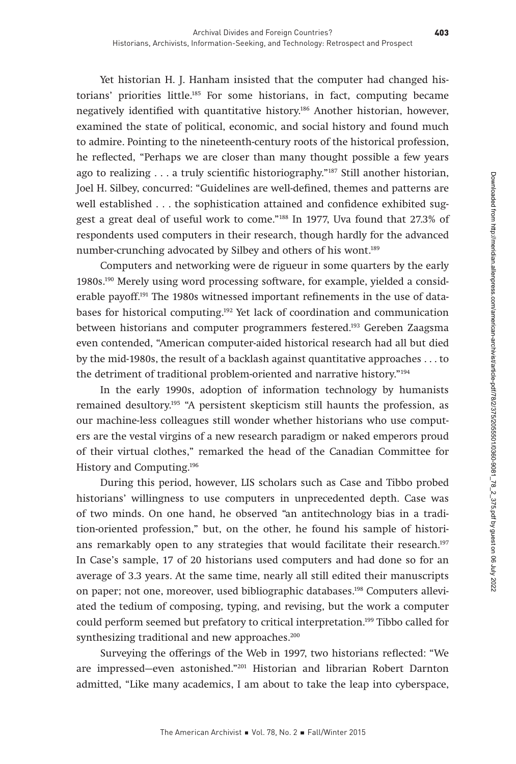Yet historian H. J. Hanham insisted that the computer had changed historians' priorities little.[185] For some historians, in fact, computing became negatively identified with quantitative history.[186] Another historian, however, examined the state of political, economic, and social history and found much to admire. Pointing to the nineteenth-century roots of the historical profession, he reflected, "Perhaps we are closer than many thought possible a few years ago to realizing . . . a truly scientific historiography."[187] Still another historian, Joel H. Silbey, concurred: "Guidelines are well-defined, themes and patterns are well established . . . the sophistication attained and confidence exhibited suggest a great deal of useful work to come."[188] In 1977, Uva found that 27.3% of respondents used computers in their research, though hardly for the advanced number-crunching advocated by Silbey and others of his wont.[189]

Computers and networking were de rigueur in some quarters by the early 1980s.[190] Merely using word processing software, for example, yielded a considerable payoff.[191] The 1980s witnessed important refinements in the use of databases for historical computing.[192] Yet lack of coordination and communication between historians and computer programmers festered.[193] Gereben Zaagsma even contended, "American computer-aided historical research had all but died by the mid-1980s, the result of a backlash against quantitative approaches . . . to the detriment of traditional problem-oriented and narrative history."[194]

In the early 1990s, adoption of information technology by humanists remained desultory.[195] "A persistent skepticism still haunts the profession, as our machine-less colleagues still wonder whether historians who use computers are the vestal virgins of a new research paradigm or naked emperors proud of their virtual clothes," remarked the head of the Canadian Committee for History and Computing.[196]

During this period, however, LIS scholars such as Case and Tibbo probed historians' willingness to use computers in unprecedented depth. Case was of two minds. On one hand, he observed "an antitechnology bias in a tradition-oriented profession," but, on the other, he found his sample of historians remarkably open to any strategies that would facilitate their research.[197] In Case's sample, 17 of 20 historians used computers and had done so for an average of 3.3 years. At the same time, nearly all still edited their manuscripts on paper; not one, moreover, used bibliographic databases.[198] Computers alleviated the tedium of composing, typing, and revising, but the work a computer could perform seemed but prefatory to critical interpretation.[199] Tibbo called for synthesizing traditional and new approaches.[200]

Surveying the offerings of the Web in 1997, two historians reflected: "We are impressed—even astonished."[201] Historian and librarian Robert Darnton admitted, "Like many academics, I am about to take the leap into cyberspace,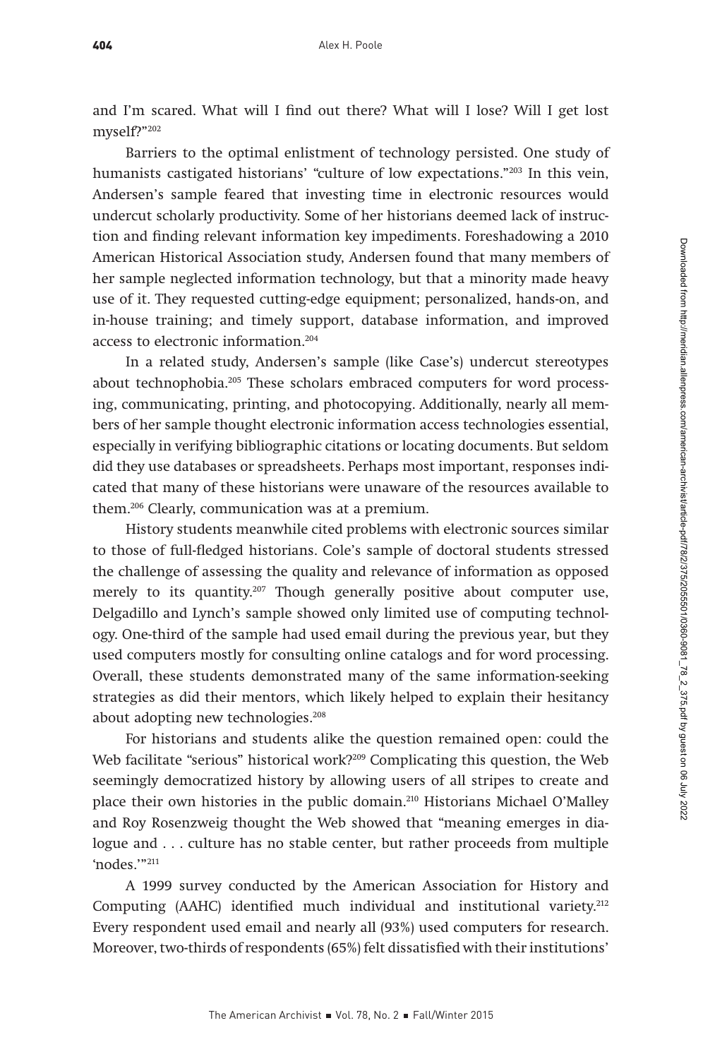and I'm scared. What will I find out there? What will I lose? Will I get lost myself?"[202]

Barriers to the optimal enlistment of technology persisted. One study of humanists castigated historians' "culture of low expectations."[203] In this vein, Andersen's sample feared that investing time in electronic resources would undercut scholarly productivity. Some of her historians deemed lack of instruction and finding relevant information key impediments. Foreshadowing a 2010 American Historical Association study, Andersen found that many members of her sample neglected information technology, but that a minority made heavy use of it. They requested cutting-edge equipment; personalized, hands-on, and in-house training; and timely support, database information, and improved access to electronic information.[204]

In a related study, Andersen's sample (like Case's) undercut stereotypes about technophobia.[205] These scholars embraced computers for word processing, communicating, printing, and photocopying. Additionally, nearly all members of her sample thought electronic information access technologies essential, especially in verifying bibliographic citations or locating documents. But seldom did they use databases or spreadsheets. Perhaps most important, responses indicated that many of these historians were unaware of the resources available to them.[206] Clearly, communication was at a premium.

History students meanwhile cited problems with electronic sources similar to those of full-fledged historians. Cole's sample of doctoral students stressed the challenge of assessing the quality and relevance of information as opposed merely to its quantity.[207] Though generally positive about computer use, Delgadillo and Lynch's sample showed only limited use of computing technology. One-third of the sample had used email during the previous year, but they used computers mostly for consulting online catalogs and for word processing. Overall, these students demonstrated many of the same information-seeking strategies as did their mentors, which likely helped to explain their hesitancy about adopting new technologies.[208]

For historians and students alike the question remained open: could the Web facilitate "serious" historical work?[209] Complicating this question, the Web seemingly democratized history by allowing users of all stripes to create and place their own histories in the public domain.[210] Historians Michael O'Malley and Roy Rosenzweig thought the Web showed that "meaning emerges in dialogue and . . . culture has no stable center, but rather proceeds from multiple 'nodes.'"[211]

A 1999 survey conducted by the American Association for History and Computing (AAHC) identified much individual and institutional variety.[212] Every respondent used email and nearly all (93%) used computers for research. Moreover, two-thirds of respondents (65%) felt dissatisfied with their institutions'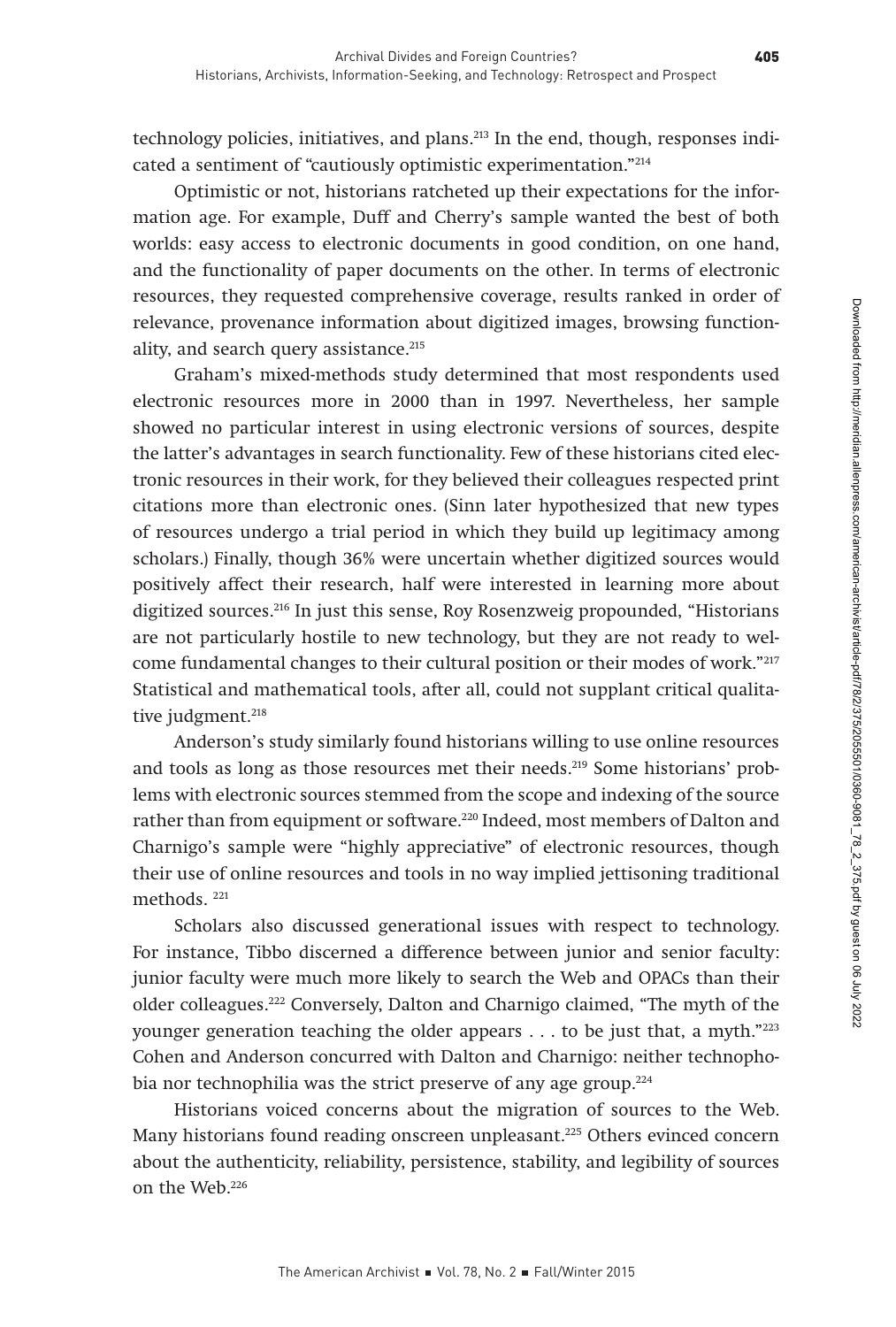technology policies, initiatives, and plans.[213] In the end, though, responses indicated a sentiment of "cautiously optimistic experimentation."[214]

Optimistic or not, historians ratcheted up their expectations for the information age. For example, Duff and Cherry's sample wanted the best of both worlds: easy access to electronic documents in good condition, on one hand, and the functionality of paper documents on the other. In terms of electronic resources, they requested comprehensive coverage, results ranked in order of relevance, provenance information about digitized images, browsing functionality, and search query assistance.[215]

Graham's mixed-methods study determined that most respondents used electronic resources more in 2000 than in 1997. Nevertheless, her sample showed no particular interest in using electronic versions of sources, despite the latter's advantages in search functionality. Few of these historians cited electronic resources in their work, for they believed their colleagues respected print citations more than electronic ones. (Sinn later hypothesized that new types of resources undergo a trial period in which they build up legitimacy among scholars.) Finally, though 36% were uncertain whether digitized sources would positively affect their research, half were interested in learning more about digitized sources.[216] In just this sense, Roy Rosenzweig propounded, "Historians are not particularly hostile to new technology, but they are not ready to welcome fundamental changes to their cultural position or their modes of work."[217] Statistical and mathematical tools, after all, could not supplant critical qualitative judgment.[218]

Anderson's study similarly found historians willing to use online resources and tools as long as those resources met their needs.[219] Some historians' problems with electronic sources stemmed from the scope and indexing of the source rather than from equipment or software.[220] Indeed, most members of Dalton and Charnigo's sample were "highly appreciative" of electronic resources, though their use of online resources and tools in no way implied jettisoning traditional methods.[221]

Scholars also discussed generational issues with respect to technology. For instance, Tibbo discerned a difference between junior and senior faculty: junior faculty were much more likely to search the Web and OPACs than their older colleagues.[222] Conversely, Dalton and Charnigo claimed, "The myth of the younger generation teaching the older appears . . . to be just that, a myth."[223] Cohen and Anderson concurred with Dalton and Charnigo: neither technophobia nor technophilia was the strict preserve of any age group.[224]

Historians voiced concerns about the migration of sources to the Web. Many historians found reading onscreen unpleasant.[225] Others evinced concern about the authenticity, reliability, persistence, stability, and legibility of sources on the Web.[226]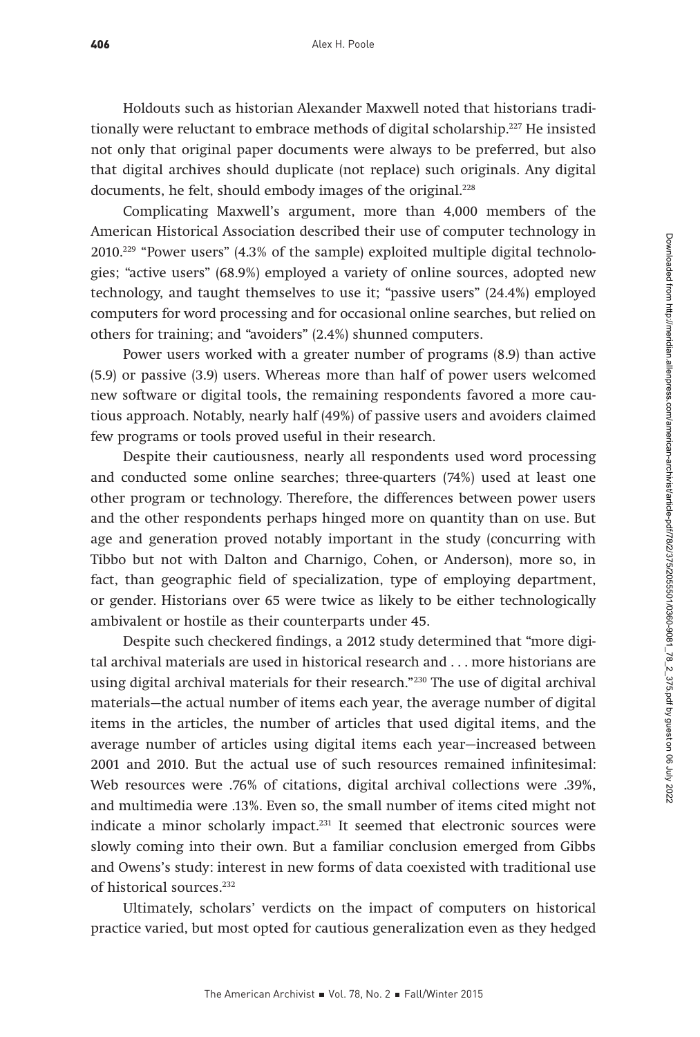Holdouts such as historian Alexander Maxwell noted that historians traditionally were reluctant to embrace methods of digital scholarship.[227] He insisted not only that original paper documents were always to be preferred, but also that digital archives should duplicate (not replace) such originals. Any digital documents, he felt, should embody images of the original.[228]

Complicating Maxwell's argument, more than 4,000 members of the American Historical Association described their use of computer technology in 2010.[229] "Power users" (4.3% of the sample) exploited multiple digital technologies; "active users" (68.9%) employed a variety of online sources, adopted new technology, and taught themselves to use it; "passive users" (24.4%) employed computers for word processing and for occasional online searches, but relied on others for training; and "avoiders" (2.4%) shunned computers.

Power users worked with a greater number of programs (8.9) than active (5.9) or passive (3.9) users. Whereas more than half of power users welcomed new software or digital tools, the remaining respondents favored a more cautious approach. Notably, nearly half (49%) of passive users and avoiders claimed few programs or tools proved useful in their research.

Despite their cautiousness, nearly all respondents used word processing and conducted some online searches; three-quarters (74%) used at least one other program or technology. Therefore, the differences between power users and the other respondents perhaps hinged more on quantity than on use. But age and generation proved notably important in the study (concurring with Tibbo but not with Dalton and Charnigo, Cohen, or Anderson), more so, in fact, than geographic field of specialization, type of employing department, or gender. Historians over 65 were twice as likely to be either technologically ambivalent or hostile as their counterparts under 45.

Despite such checkered findings, a 2012 study determined that "more digital archival materials are used in historical research and . . . more historians are using digital archival materials for their research."[230] The use of digital archival materials—the actual number of items each year, the average number of digital items in the articles, the number of articles that used digital items, and the average number of articles using digital items each year—increased between 2001 and 2010. But the actual use of such resources remained infinitesimal: Web resources were .76% of citations, digital archival collections were .39%, and multimedia were .13%. Even so, the small number of items cited might not indicate a minor scholarly impact.[231] It seemed that electronic sources were slowly coming into their own. But a familiar conclusion emerged from Gibbs and Owens's study: interest in new forms of data coexisted with traditional use of historical sources.[232]

Ultimately, scholars' verdicts on the impact of computers on historical practice varied, but most opted for cautious generalization even as they hedged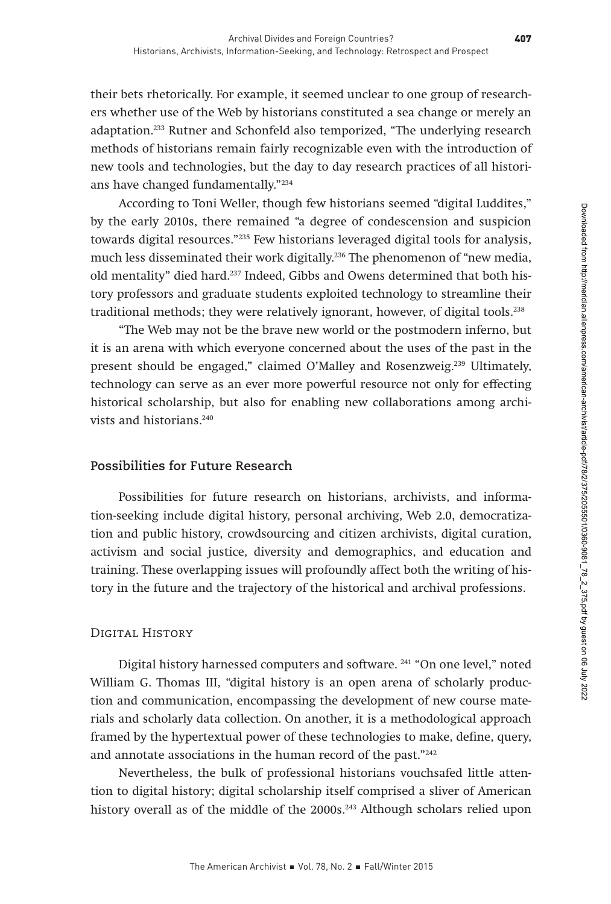their bets rhetorically. For example, it seemed unclear to one group of researchers whether use of the Web by historians constituted a sea change or merely an adaptation.[233] Rutner and Schonfeld also temporized, "The underlying research methods of historians remain fairly recognizable even with the introduction of new tools and technologies, but the day to day research practices of all historians have changed fundamentally."[234]

According to Toni Weller, though few historians seemed "digital Luddites," by the early 2010s, there remained "a degree of condescension and suspicion towards digital resources."[235] Few historians leveraged digital tools for analysis, much less disseminated their work digitally.[236] The phenomenon of "new media, old mentality" died hard.[237] Indeed, Gibbs and Owens determined that both history professors and graduate students exploited technology to streamline their traditional methods; they were relatively ignorant, however, of digital tools.[238]

"The Web may not be the brave new world or the postmodern inferno, but it is an arena with which everyone concerned about the uses of the past in the present should be engaged," claimed O'Malley and Rosenzweig.[239] Ultimately, technology can serve as an ever more powerful resource not only for effecting historical scholarship, but also for enabling new collaborations among archivists and historians.[240]

## Possibilities for Future Research

Possibilities for future research on historians, archivists, and information-seeking include digital history, personal archiving, Web 2.0, democratization and public history, crowdsourcing and citizen archivists, digital curation, activism and social justice, diversity and demographics, and education and training. These overlapping issues will profoundly affect both the writing of history in the future and the trajectory of the historical and archival professions.

### Digital History

Digital history harnessed computers and software. [241] "On one level," noted William G. Thomas III, "digital history is an open arena of scholarly production and communication, encompassing the development of new course materials and scholarly data collection. On another, it is a methodological approach framed by the hypertextual power of these technologies to make, define, query, and annotate associations in the human record of the past."[242]

Nevertheless, the bulk of professional historians vouchsafed little attention to digital history; digital scholarship itself comprised a sliver of American history overall as of the middle of the 2000s.[243] Although scholars relied upon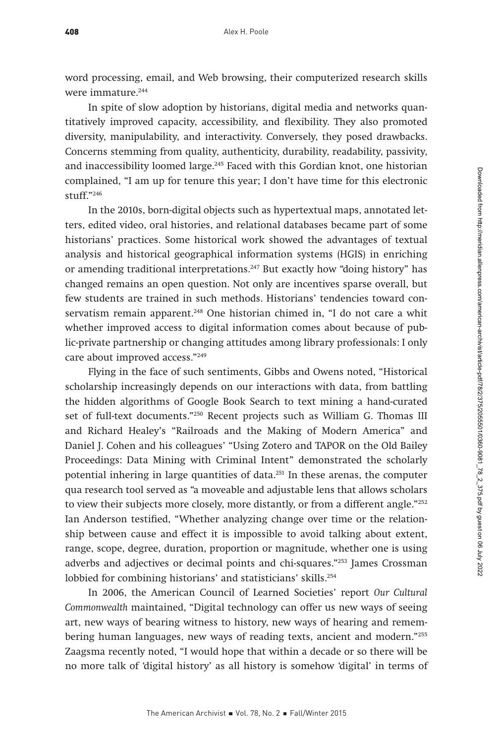word processing, email, and Web browsing, their computerized research skills were immature.[244]

In spite of slow adoption by historians, digital media and networks quantitatively improved capacity, accessibility, and flexibility. They also promoted diversity, manipulability, and interactivity. Conversely, they posed drawbacks. Concerns stemming from quality, authenticity, durability, readability, passivity, and inaccessibility loomed large.[245] Faced with this Gordian knot, one historian complained, "I am up for tenure this year; I don't have time for this electronic stuff."[246]

In the 2010s, born-digital objects such as hypertextual maps, annotated letters, edited video, oral histories, and relational databases became part of some historians' practices. Some historical work showed the advantages of textual analysis and historical geographical information systems (HGIS) in enriching or amending traditional interpretations.[247] But exactly how "doing history" has changed remains an open question. Not only are incentives sparse overall, but few students are trained in such methods. Historians' tendencies toward conservatism remain apparent.[248] One historian chimed in, "I do not care a whit whether improved access to digital information comes about because of public-private partnership or changing attitudes among library professionals: I only care about improved access."[249]

Flying in the face of such sentiments, Gibbs and Owens noted, "Historical scholarship increasingly depends on our interactions with data, from battling the hidden algorithms of Google Book Search to text mining a hand-curated set of full-text documents."[250] Recent projects such as William G. Thomas III and Richard Healey's "Railroads and the Making of Modern America" and Daniel J. Cohen and his colleagues' "Using Zotero and TAPOR on the Old Bailey Proceedings: Data Mining with Criminal Intent" demonstrated the scholarly potential inhering in large quantities of data.[251] In these arenas, the computer qua research tool served as "a moveable and adjustable lens that allows scholars to view their subjects more closely, more distantly, or from a different angle."[252] Ian Anderson testified, "Whether analyzing change over time or the relationship between cause and effect it is impossible to avoid talking about extent, range, scope, degree, duration, proportion or magnitude, whether one is using adverbs and adjectives or decimal points and chi-squares."[253] James Crossman lobbied for combining historians' and statisticians' skills.[254]

In 2006, the American Council of Learned Societies' report *Our Cultural Commonwealth* maintained, "Digital technology can offer us new ways of seeing art, new ways of bearing witness to history, new ways of hearing and remembering human languages, new ways of reading texts, ancient and modern."[255] Zaagsma recently noted, "I would hope that within a decade or so there will be no more talk of 'digital history' as all history is somehow 'digital' in terms of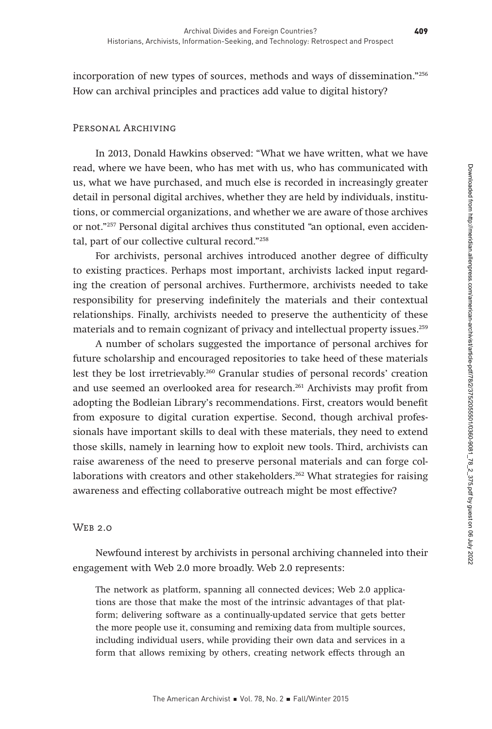incorporation of new types of sources, methods and ways of dissemination."[256] How can archival principles and practices add value to digital history?

## Personal Archiving

In 2013, Donald Hawkins observed: "What we have written, what we have read, where we have been, who has met with us, who has communicated with us, what we have purchased, and much else is recorded in increasingly greater detail in personal digital archives, whether they are held by individuals, institutions, or commercial organizations, and whether we are aware of those archives or not."[257] Personal digital archives thus constituted "an optional, even accidental, part of our collective cultural record."[258]

For archivists, personal archives introduced another degree of difficulty to existing practices. Perhaps most important, archivists lacked input regarding the creation of personal archives. Furthermore, archivists needed to take responsibility for preserving indefinitely the materials and their contextual relationships. Finally, archivists needed to preserve the authenticity of these materials and to remain cognizant of privacy and intellectual property issues.[259]

A number of scholars suggested the importance of personal archives for future scholarship and encouraged repositories to take heed of these materials lest they be lost irretrievably.[260] Granular studies of personal records' creation and use seemed an overlooked area for research.[261] Archivists may profit from adopting the Bodleian Library's recommendations. First, creators would benefit from exposure to digital curation expertise. Second, though archival professionals have important skills to deal with these materials, they need to extend those skills, namely in learning how to exploit new tools. Third, archivists can raise awareness of the need to preserve personal materials and can forge collaborations with creators and other stakeholders.[262] What strategies for raising awareness and effecting collaborative outreach might be most effective?

## Web 2.0

Newfound interest by archivists in personal archiving channeled into their engagement with Web 2.0 more broadly. Web 2.0 represents:

> The network as platform, spanning all connected devices; Web 2.0 applications are those that make the most of the intrinsic advantages of that platform; delivering software as a continually-updated service that gets better the more people use it, consuming and remixing data from multiple sources, including individual users, while providing their own data and services in a form that allows remixing by others, creating network effects through an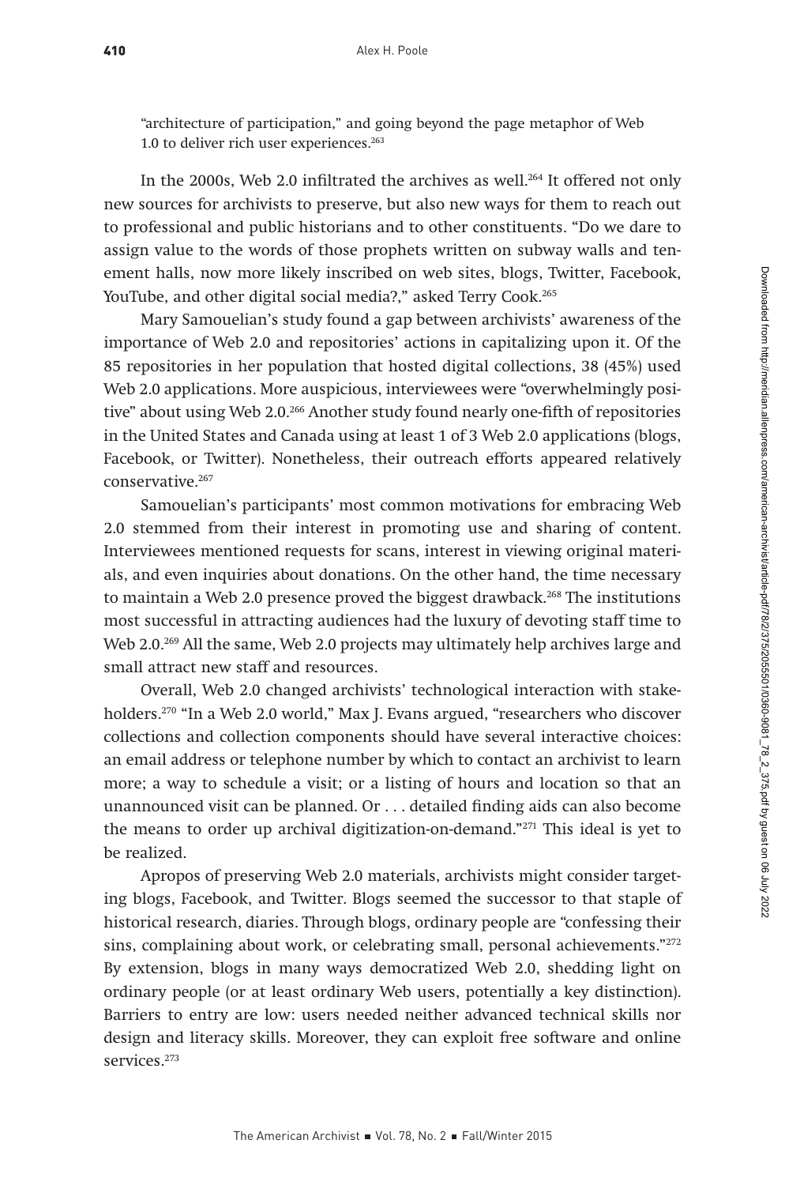"architecture of participation," and going beyond the page metaphor of Web 1.0 to deliver rich user experiences.[263]

In the 2000s, Web 2.0 infiltrated the archives as well.[264] It offered not only new sources for archivists to preserve, but also new ways for them to reach out to professional and public historians and to other constituents. "Do we dare to assign value to the words of those prophets written on subway walls and tenement halls, now more likely inscribed on web sites, blogs, Twitter, Facebook, YouTube, and other digital social media?," asked Terry Cook.[265]

Mary Samouelian's study found a gap between archivists' awareness of the importance of Web 2.0 and repositories' actions in capitalizing upon it. Of the 85 repositories in her population that hosted digital collections, 38 (45%) used Web 2.0 applications. More auspicious, interviewees were "overwhelmingly positive" about using Web 2.0.[266] Another study found nearly one-fifth of repositories in the United States and Canada using at least 1 of 3 Web 2.0 applications (blogs, Facebook, or Twitter). Nonetheless, their outreach efforts appeared relatively conservative.[267]

Samouelian's participants' most common motivations for embracing Web 2.0 stemmed from their interest in promoting use and sharing of content. Interviewees mentioned requests for scans, interest in viewing original materials, and even inquiries about donations. On the other hand, the time necessary to maintain a Web 2.0 presence proved the biggest drawback.[268] The institutions most successful in attracting audiences had the luxury of devoting staff time to Web 2.0.[269] All the same, Web 2.0 projects may ultimately help archives large and small attract new staff and resources.

Overall, Web 2.0 changed archivists' technological interaction with stakeholders.[270] "In a Web 2.0 world," Max J. Evans argued, "researchers who discover collections and collection components should have several interactive choices: an email address or telephone number by which to contact an archivist to learn more; a way to schedule a visit; or a listing of hours and location so that an unannounced visit can be planned. Or . . . detailed finding aids can also become the means to order up archival digitization-on-demand."[271] This ideal is yet to be realized.

Apropos of preserving Web 2.0 materials, archivists might consider targeting blogs, Facebook, and Twitter. Blogs seemed the successor to that staple of historical research, diaries. Through blogs, ordinary people are "confessing their sins, complaining about work, or celebrating small, personal achievements."[272] By extension, blogs in many ways democratized Web 2.0, shedding light on ordinary people (or at least ordinary Web users, potentially a key distinction). Barriers to entry are low: users needed neither advanced technical skills nor design and literacy skills. Moreover, they can exploit free software and online services.[273]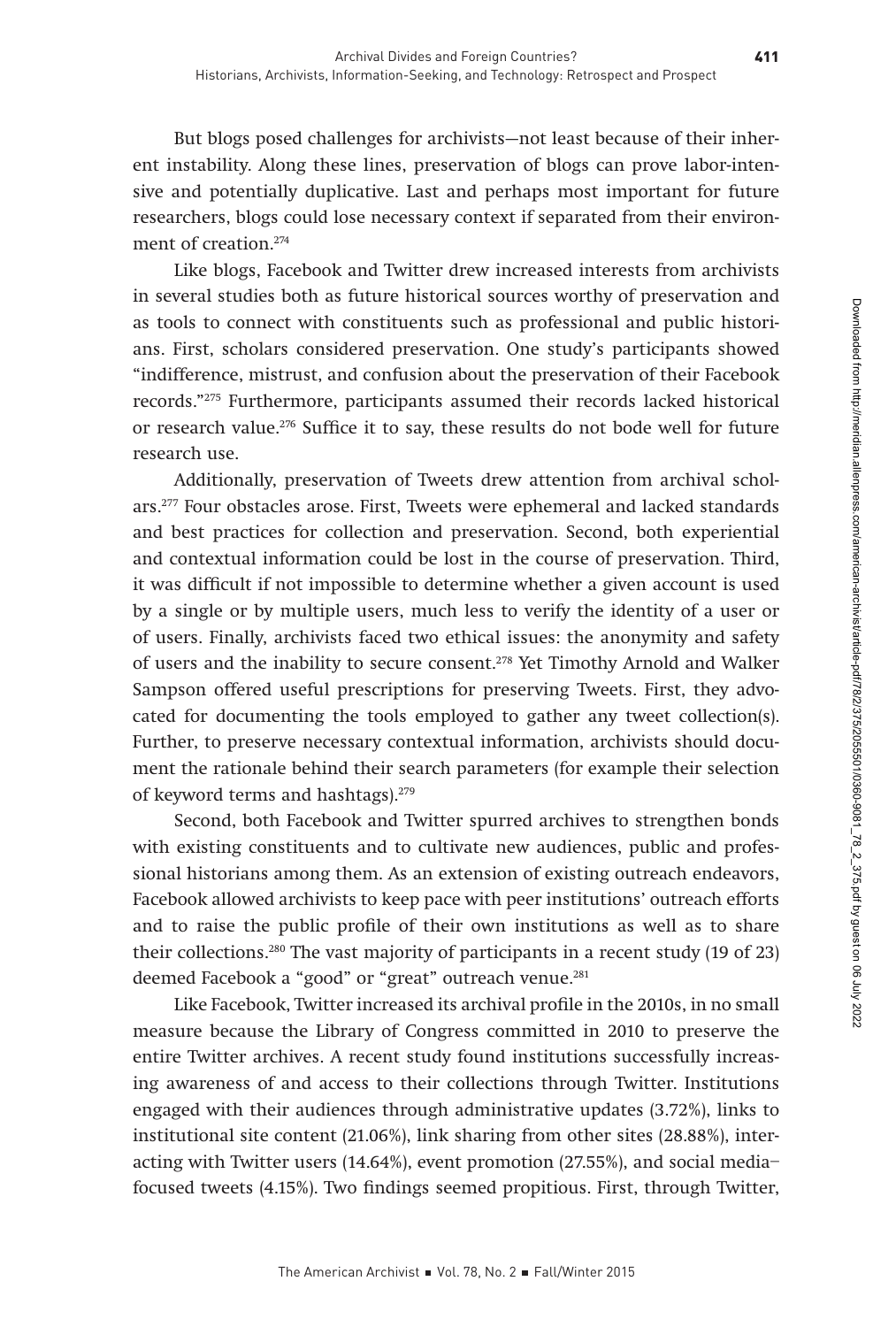But blogs posed challenges for archivists—not least because of their inherent instability. Along these lines, preservation of blogs can prove labor-intensive and potentially duplicative. Last and perhaps most important for future researchers, blogs could lose necessary context if separated from their environment of creation.[274]

Like blogs, Facebook and Twitter drew increased interests from archivists in several studies both as future historical sources worthy of preservation and as tools to connect with constituents such as professional and public historians. First, scholars considered preservation. One study's participants showed "indifference, mistrust, and confusion about the preservation of their Facebook records."[275] Furthermore, participants assumed their records lacked historical or research value.[276] Suffice it to say, these results do not bode well for future research use.

Additionally, preservation of Tweets drew attention from archival scholars.[277] Four obstacles arose. First, Tweets were ephemeral and lacked standards and best practices for collection and preservation. Second, both experiential and contextual information could be lost in the course of preservation. Third, it was difficult if not impossible to determine whether a given account is used by a single or by multiple users, much less to verify the identity of a user or of users. Finally, archivists faced two ethical issues: the anonymity and safety of users and the inability to secure consent.[278] Yet Timothy Arnold and Walker Sampson offered useful prescriptions for preserving Tweets. First, they advocated for documenting the tools employed to gather any tweet collection(s). Further, to preserve necessary contextual information, archivists should document the rationale behind their search parameters (for example their selection of keyword terms and hashtags).[279]

Second, both Facebook and Twitter spurred archives to strengthen bonds with existing constituents and to cultivate new audiences, public and professional historians among them. As an extension of existing outreach endeavors, Facebook allowed archivists to keep pace with peer institutions' outreach efforts and to raise the public profile of their own institutions as well as to share their collections.[280] The vast majority of participants in a recent study (19 of 23) deemed Facebook a "good" or "great" outreach venue.[281]

Like Facebook, Twitter increased its archival profile in the 2010s, in no small measure because the Library of Congress committed in 2010 to preserve the entire Twitter archives. A recent study found institutions successfully increasing awareness of and access to their collections through Twitter. Institutions engaged with their audiences through administrative updates (3.72%), links to institutional site content (21.06%), link sharing from other sites (28.88%), interacting with Twitter users (14.64%), event promotion (27.55%), and social media–focused tweets (4.15%). Two findings seemed propitious. First, through Twitter,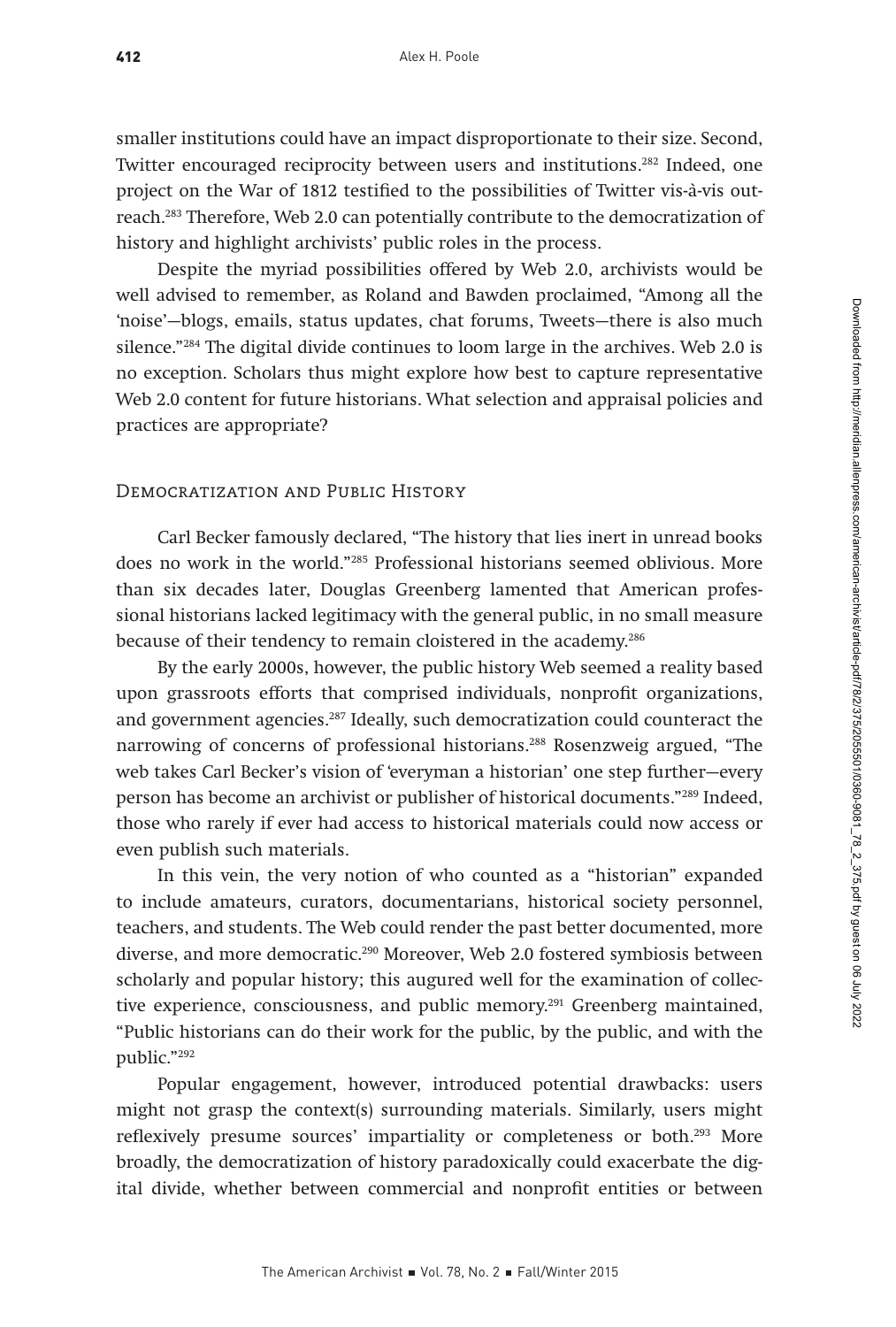smaller institutions could have an impact disproportionate to their size. Second, Twitter encouraged reciprocity between users and institutions.[282] Indeed, one project on the War of 1812 testified to the possibilities of Twitter vis-à-vis outreach.[283] Therefore, Web 2.0 can potentially contribute to the democratization of history and highlight archivists' public roles in the process.

Despite the myriad possibilities offered by Web 2.0, archivists would be well advised to remember, as Roland and Bawden proclaimed, "Among all the 'noise'—blogs, emails, status updates, chat forums, Tweets—there is also much silence."[284] The digital divide continues to loom large in the archives. Web 2.0 is no exception. Scholars thus might explore how best to capture representative Web 2.0 content for future historians. What selection and appraisal policies and practices are appropriate?

## Democratization and Public History

Carl Becker famously declared, "The history that lies inert in unread books does no work in the world."[285] Professional historians seemed oblivious. More than six decades later, Douglas Greenberg lamented that American professional historians lacked legitimacy with the general public, in no small measure because of their tendency to remain cloistered in the academy.[286]

By the early 2000s, however, the public history Web seemed a reality based upon grassroots efforts that comprised individuals, nonprofit organizations, and government agencies.[287] Ideally, such democratization could counteract the narrowing of concerns of professional historians.[288] Rosenzweig argued, "The web takes Carl Becker's vision of 'everyman a historian' one step further—every person has become an archivist or publisher of historical documents."[289] Indeed, those who rarely if ever had access to historical materials could now access or even publish such materials.

In this vein, the very notion of who counted as a "historian" expanded to include amateurs, curators, documentarians, historical society personnel, teachers, and students. The Web could render the past better documented, more diverse, and more democratic.[290] Moreover, Web 2.0 fostered symbiosis between scholarly and popular history; this augured well for the examination of collective experience, consciousness, and public memory.[291] Greenberg maintained, "Public historians can do their work for the public, by the public, and with the public."[292]

Popular engagement, however, introduced potential drawbacks: users might not grasp the context(s) surrounding materials. Similarly, users might reflexively presume sources' impartiality or completeness or both.[293] More broadly, the democratization of history paradoxically could exacerbate the digital divide, whether between commercial and nonprofit entities or between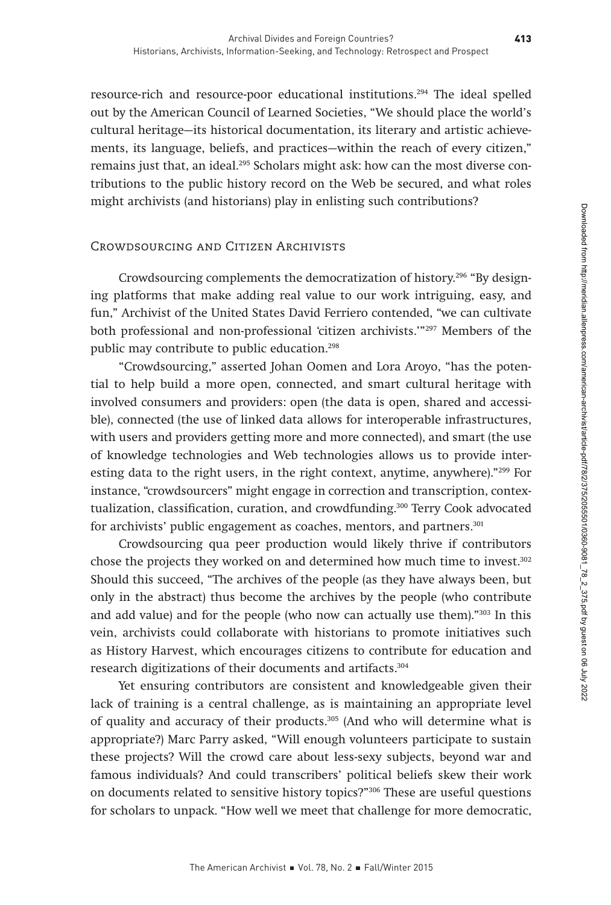resource-rich and resource-poor educational institutions.[294] The ideal spelled out by the American Council of Learned Societies, "We should place the world's cultural heritage—its historical documentation, its literary and artistic achievements, its language, beliefs, and practices—within the reach of every citizen," remains just that, an ideal.[295] Scholars might ask: how can the most diverse contributions to the public history record on the Web be secured, and what roles might archivists (and historians) play in enlisting such contributions?

## Crowdsourcing and Citizen Archivists

Crowdsourcing complements the democratization of history.[296] "By designing platforms that make adding real value to our work intriguing, easy, and fun," Archivist of the United States David Ferriero contended, "we can cultivate both professional and non-professional 'citizen archivists.'"[297] Members of the public may contribute to public education.[298]

"Crowdsourcing," asserted Johan Oomen and Lora Aroyo, "has the potential to help build a more open, connected, and smart cultural heritage with involved consumers and providers: open (the data is open, shared and accessible), connected (the use of linked data allows for interoperable infrastructures, with users and providers getting more and more connected), and smart (the use of knowledge technologies and Web technologies allows us to provide interesting data to the right users, in the right context, anytime, anywhere)."[299] For instance, "crowdsourcers" might engage in correction and transcription, contextualization, classification, curation, and crowdfunding.[300] Terry Cook advocated for archivists' public engagement as coaches, mentors, and partners.[301]

Crowdsourcing qua peer production would likely thrive if contributors chose the projects they worked on and determined how much time to invest.[302] Should this succeed, "The archives of the people (as they have always been, but only in the abstract) thus become the archives by the people (who contribute and add value) and for the people (who now can actually use them)."[303] In this vein, archivists could collaborate with historians to promote initiatives such as History Harvest, which encourages citizens to contribute for education and research digitizations of their documents and artifacts.[304]

Yet ensuring contributors are consistent and knowledgeable given their lack of training is a central challenge, as is maintaining an appropriate level of quality and accuracy of their products.[305] (And who will determine what is appropriate?) Marc Parry asked, "Will enough volunteers participate to sustain these projects? Will the crowd care about less-sexy subjects, beyond war and famous individuals? And could transcribers' political beliefs skew their work on documents related to sensitive history topics?"[306] These are useful questions for scholars to unpack. "How well we meet that challenge for more democratic,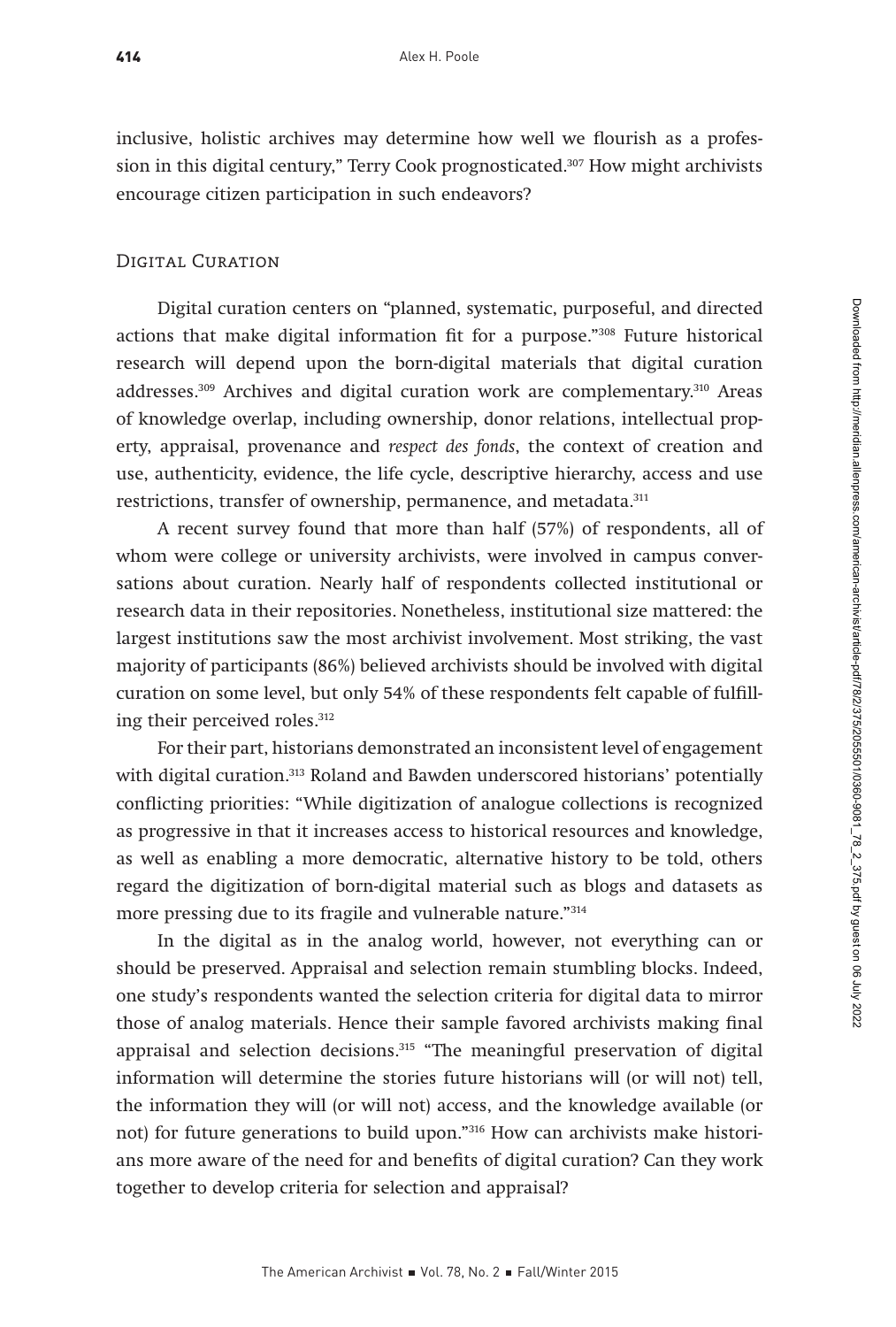inclusive, holistic archives may determine how well we flourish as a profession in this digital century," Terry Cook prognosticated.[307] How might archivists encourage citizen participation in such endeavors?

## Digital Curation

Digital curation centers on "planned, systematic, purposeful, and directed actions that make digital information fit for a purpose."[308] Future historical research will depend upon the born-digital materials that digital curation addresses.[309] Archives and digital curation work are complementary.[310] Areas of knowledge overlap, including ownership, donor relations, intellectual property, appraisal, provenance and *respect des fonds*, the context of creation and use, authenticity, evidence, the life cycle, descriptive hierarchy, access and use restrictions, transfer of ownership, permanence, and metadata.[311]

A recent survey found that more than half (57%) of respondents, all of whom were college or university archivists, were involved in campus conversations about curation. Nearly half of respondents collected institutional or research data in their repositories. Nonetheless, institutional size mattered: the largest institutions saw the most archivist involvement. Most striking, the vast majority of participants (86%) believed archivists should be involved with digital curation on some level, but only 54% of these respondents felt capable of fulfilling their perceived roles.[312]

For their part, historians demonstrated an inconsistent level of engagement with digital curation.[313] Roland and Bawden underscored historians' potentially conflicting priorities: "While digitization of analogue collections is recognized as progressive in that it increases access to historical resources and knowledge, as well as enabling a more democratic, alternative history to be told, others regard the digitization of born-digital material such as blogs and datasets as more pressing due to its fragile and vulnerable nature."[314]

In the digital as in the analog world, however, not everything can or should be preserved. Appraisal and selection remain stumbling blocks. Indeed, one study's respondents wanted the selection criteria for digital data to mirror those of analog materials. Hence their sample favored archivists making final appraisal and selection decisions.[315] "The meaningful preservation of digital information will determine the stories future historians will (or will not) tell, the information they will (or will not) access, and the knowledge available (or not) for future generations to build upon."[316] How can archivists make historians more aware of the need for and benefits of digital curation? Can they work together to develop criteria for selection and appraisal?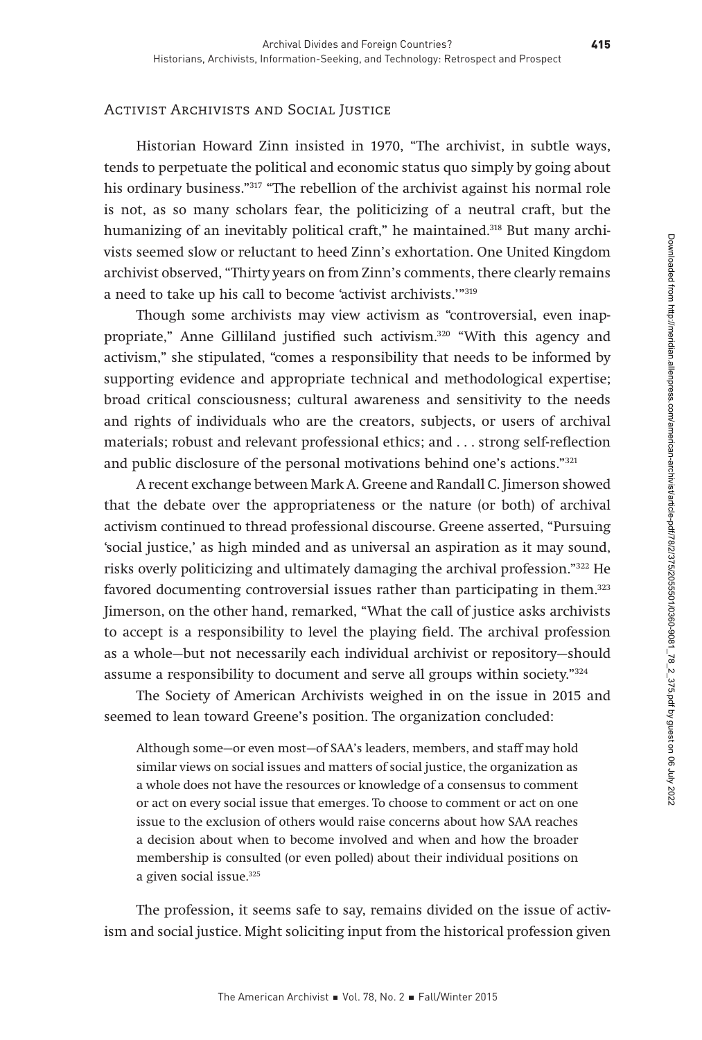## Activist Archivists and Social Justice

Historian Howard Zinn insisted in 1970, "The archivist, in subtle ways, tends to perpetuate the political and economic status quo simply by going about his ordinary business."[317] "The rebellion of the archivist against his normal role is not, as so many scholars fear, the politicizing of a neutral craft, but the humanizing of an inevitably political craft," he maintained.[318] But many archivists seemed slow or reluctant to heed Zinn's exhortation. One United Kingdom archivist observed, "Thirty years on from Zinn's comments, there clearly remains a need to take up his call to become 'activist archivists.'"[319]

Though some archivists may view activism as "controversial, even inappropriate," Anne Gilliland justified such activism.[320] "With this agency and activism," she stipulated, "comes a responsibility that needs to be informed by supporting evidence and appropriate technical and methodological expertise; broad critical consciousness; cultural awareness and sensitivity to the needs and rights of individuals who are the creators, subjects, or users of archival materials; robust and relevant professional ethics; and . . . strong self-reflection and public disclosure of the personal motivations behind one's actions."[321]

A recent exchange between Mark A. Greene and Randall C. Jimerson showed that the debate over the appropriateness or the nature (or both) of archival activism continued to thread professional discourse. Greene asserted, "Pursuing 'social justice,' as high minded and as universal an aspiration as it may sound, risks overly politicizing and ultimately damaging the archival profession."[322] He favored documenting controversial issues rather than participating in them.[323] Jimerson, on the other hand, remarked, "What the call of justice asks archivists to accept is a responsibility to level the playing field. The archival profession as a whole—but not necessarily each individual archivist or repository—should assume a responsibility to document and serve all groups within society."[324]

The Society of American Archivists weighed in on the issue in 2015 and seemed to lean toward Greene's position. The organization concluded:

> Although some—or even most—of SAA's leaders, members, and staff may hold similar views on social issues and matters of social justice, the organization as a whole does not have the resources or knowledge of a consensus to comment or act on every social issue that emerges. To choose to comment or act on one issue to the exclusion of others would raise concerns about how SAA reaches a decision about when to become involved and when and how the broader membership is consulted (or even polled) about their individual positions on a given social issue.[325]

The profession, it seems safe to say, remains divided on the issue of activism and social justice. Might soliciting input from the historical profession given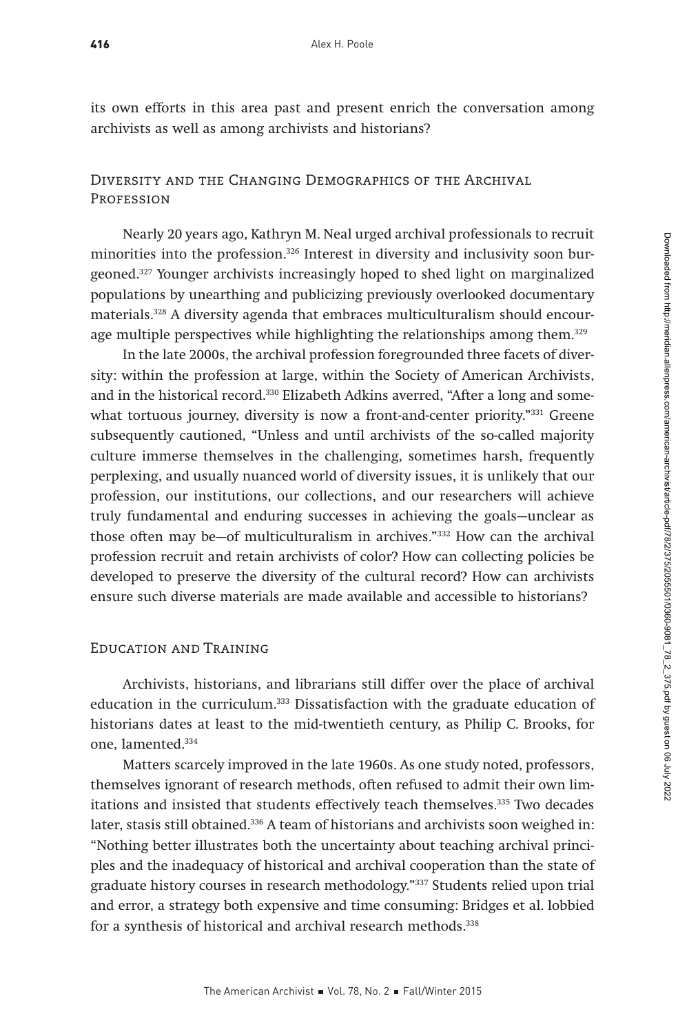its own efforts in this area past and present enrich the conversation among archivists as well as among archivists and historians?

## Diversity and the Changing Demographics of the Archival Profession

Nearly 20 years ago, Kathryn M. Neal urged archival professionals to recruit minorities into the profession.[326] Interest in diversity and inclusivity soon burgeoned.[327] Younger archivists increasingly hoped to shed light on marginalized populations by unearthing and publicizing previously overlooked documentary materials.[328] A diversity agenda that embraces multiculturalism should encourage multiple perspectives while highlighting the relationships among them.[329]

In the late 2000s, the archival profession foregrounded three facets of diversity: within the profession at large, within the Society of American Archivists, and in the historical record.[330] Elizabeth Adkins averred, "After a long and somewhat tortuous journey, diversity is now a front-and-center priority."[331] Greene subsequently cautioned, "Unless and until archivists of the so-called majority culture immerse themselves in the challenging, sometimes harsh, frequently perplexing, and usually nuanced world of diversity issues, it is unlikely that our profession, our institutions, our collections, and our researchers will achieve truly fundamental and enduring successes in achieving the goals—unclear as those often may be—of multiculturalism in archives."[332] How can the archival profession recruit and retain archivists of color? How can collecting policies be developed to preserve the diversity of the cultural record? How can archivists ensure such diverse materials are made available and accessible to historians?

## Education and Training

Archivists, historians, and librarians still differ over the place of archival education in the curriculum.[333] Dissatisfaction with the graduate education of historians dates at least to the mid-twentieth century, as Philip C. Brooks, for one, lamented.[334]

Matters scarcely improved in the late 1960s. As one study noted, professors, themselves ignorant of research methods, often refused to admit their own limitations and insisted that students effectively teach themselves.[335] Two decades later, stasis still obtained.[336] A team of historians and archivists soon weighed in: "Nothing better illustrates both the uncertainty about teaching archival principles and the inadequacy of historical and archival cooperation than the state of graduate history courses in research methodology."[337] Students relied upon trial and error, a strategy both expensive and time consuming: Bridges et al. lobbied for a synthesis of historical and archival research methods.[338]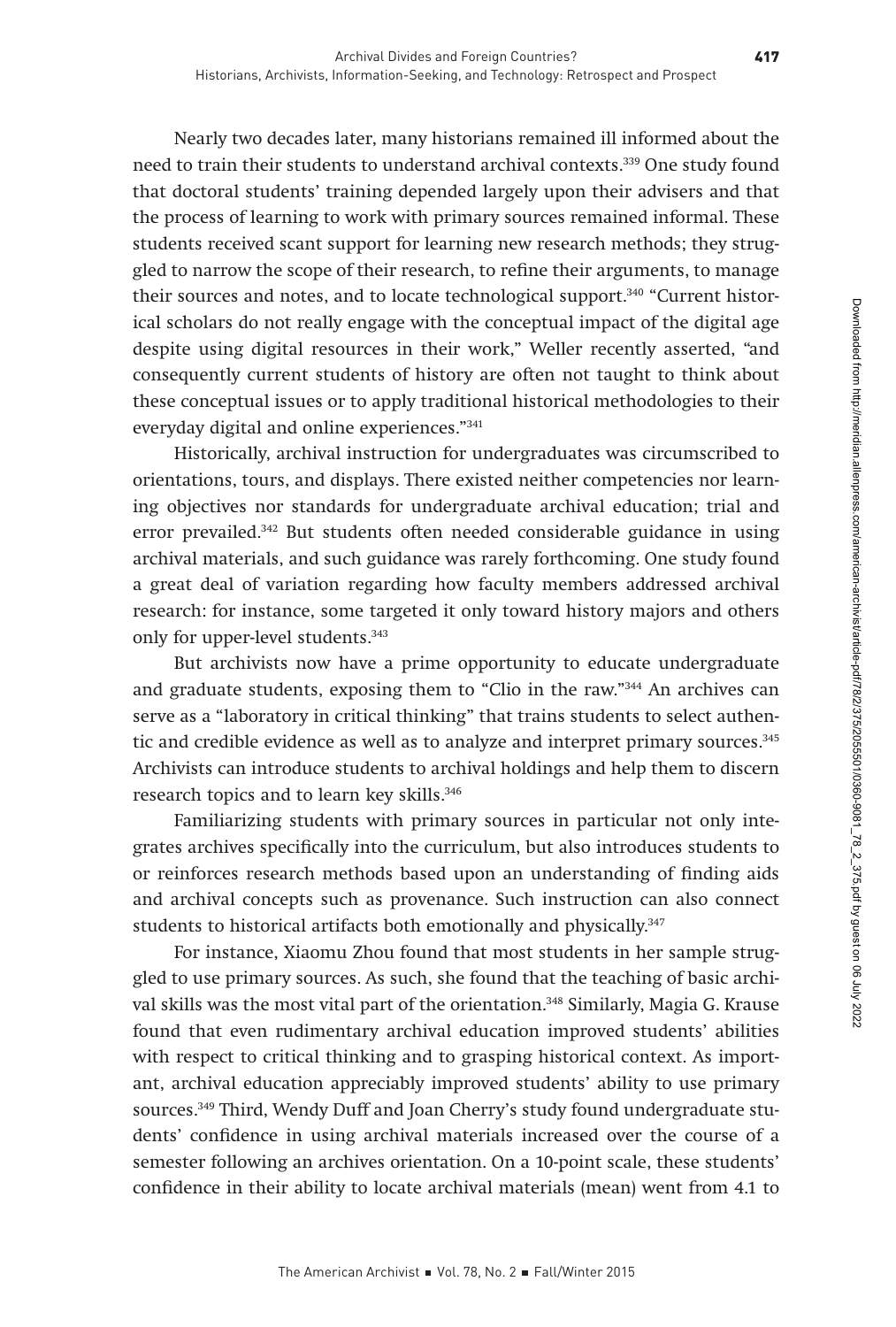Nearly two decades later, many historians remained ill informed about the need to train their students to understand archival contexts.[339] One study found that doctoral students' training depended largely upon their advisers and that the process of learning to work with primary sources remained informal. These students received scant support for learning new research methods; they struggled to narrow the scope of their research, to refine their arguments, to manage their sources and notes, and to locate technological support.[340] "Current historical scholars do not really engage with the conceptual impact of the digital age despite using digital resources in their work," Weller recently asserted, "and consequently current students of history are often not taught to think about these conceptual issues or to apply traditional historical methodologies to their everyday digital and online experiences."[341]

Historically, archival instruction for undergraduates was circumscribed to orientations, tours, and displays. There existed neither competencies nor learning objectives nor standards for undergraduate archival education; trial and error prevailed.[342] But students often needed considerable guidance in using archival materials, and such guidance was rarely forthcoming. One study found a great deal of variation regarding how faculty members addressed archival research: for instance, some targeted it only toward history majors and others only for upper-level students.[343]

But archivists now have a prime opportunity to educate undergraduate and graduate students, exposing them to "Clio in the raw."[344] An archives can serve as a "laboratory in critical thinking" that trains students to select authentic and credible evidence as well as to analyze and interpret primary sources.[345] Archivists can introduce students to archival holdings and help them to discern research topics and to learn key skills.[346]

Familiarizing students with primary sources in particular not only integrates archives specifically into the curriculum, but also introduces students to or reinforces research methods based upon an understanding of finding aids and archival concepts such as provenance. Such instruction can also connect students to historical artifacts both emotionally and physically.[347]

For instance, Xiaomu Zhou found that most students in her sample struggled to use primary sources. As such, she found that the teaching of basic archival skills was the most vital part of the orientation.[348] Similarly, Magia G. Krause found that even rudimentary archival education improved students' abilities with respect to critical thinking and to grasping historical context. As important, archival education appreciably improved students' ability to use primary sources.[349] Third, Wendy Duff and Joan Cherry's study found undergraduate students' confidence in using archival materials increased over the course of a semester following an archives orientation. On a 10-point scale, these students' confidence in their ability to locate archival materials (mean) went from 4.1 to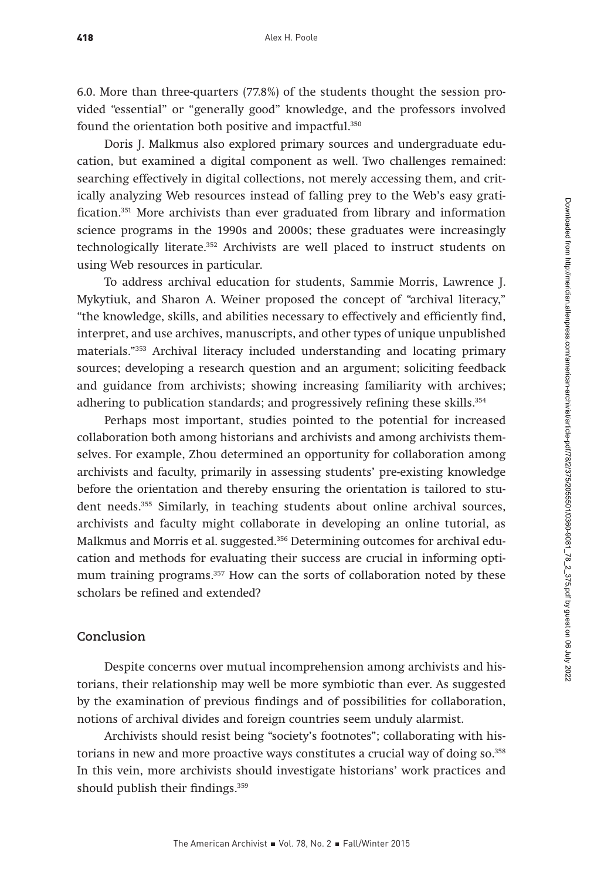6.0. More than three-quarters (77.8%) of the students thought the session provided "essential" or "generally good" knowledge, and the professors involved found the orientation both positive and impactful.[350]

Doris J. Malkmus also explored primary sources and undergraduate education, but examined a digital component as well. Two challenges remained: searching effectively in digital collections, not merely accessing them, and critically analyzing Web resources instead of falling prey to the Web's easy gratification.[351] More archivists than ever graduated from library and information science programs in the 1990s and 2000s; these graduates were increasingly technologically literate.[352] Archivists are well placed to instruct students on using Web resources in particular.

To address archival education for students, Sammie Morris, Lawrence J. Mykytiuk, and Sharon A. Weiner proposed the concept of "archival literacy," "the knowledge, skills, and abilities necessary to effectively and efficiently find, interpret, and use archives, manuscripts, and other types of unique unpublished materials."[353] Archival literacy included understanding and locating primary sources; developing a research question and an argument; soliciting feedback and guidance from archivists; showing increasing familiarity with archives; adhering to publication standards; and progressively refining these skills.[354]

Perhaps most important, studies pointed to the potential for increased collaboration both among historians and archivists and among archivists themselves. For example, Zhou determined an opportunity for collaboration among archivists and faculty, primarily in assessing students' pre-existing knowledge before the orientation and thereby ensuring the orientation is tailored to student needs.[355] Similarly, in teaching students about online archival sources, archivists and faculty might collaborate in developing an online tutorial, as Malkmus and Morris et al. suggested.[356] Determining outcomes for archival education and methods for evaluating their success are crucial in informing optimum training programs.[357] How can the sorts of collaboration noted by these scholars be refined and extended?

## Conclusion

Despite concerns over mutual incomprehension among archivists and historians, their relationship may well be more symbiotic than ever. As suggested by the examination of previous findings and of possibilities for collaboration, notions of archival divides and foreign countries seem unduly alarmist.

Archivists should resist being "society's footnotes"; collaborating with historians in new and more proactive ways constitutes a crucial way of doing so.[358] In this vein, more archivists should investigate historians' work practices and should publish their findings.[359]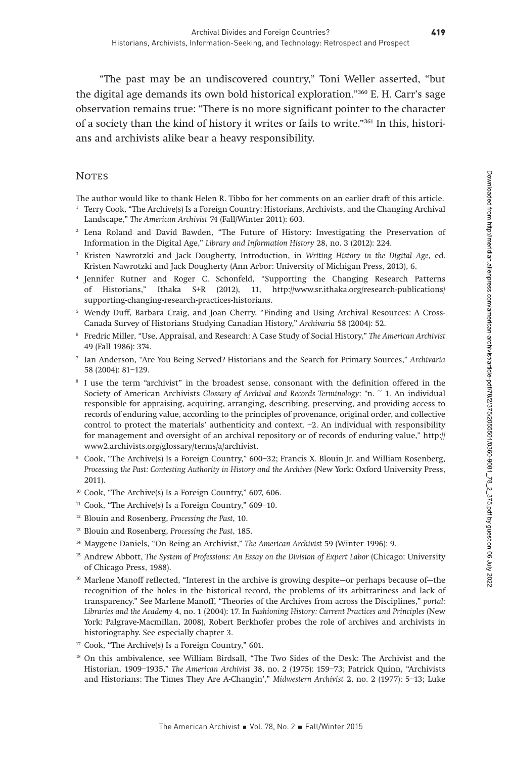"The past may be an undiscovered country," Toni Weller asserted, "but the digital age demands its own bold historical exploration."[360] E. H. Carr's sage observation remains true: "There is no more significant pointer to the character of a society than the kind of history it writes or fails to write."[361] In this, historians and archivists alike bear a heavy responsibility.

## Notes

The author would like to thank Helen R. Tibbo for her comments on an earlier draft of this article.

1. Terry Cook, "The Archive(s) Is a Foreign Country: Historians, Archivists, and the Changing Archival Landscape," *The American Archivist* 74 (Fall/Winter 2011): 603.
2. Lena Roland and David Bawden, "The Future of History: Investigating the Preservation of Information in the Digital Age," *Library and Information History* 28, no. 3 (2012): 224.
3. Kristen Nawrotzki and Jack Dougherty, Introduction, in *Writing History in the Digital Age*, ed. Kristen Nawrotzki and Jack Dougherty (Ann Arbor: University of Michigan Press, 2013), 6.
4. Jennifer Rutner and Roger C. Schonfeld, "Supporting the Changing Research Patterns of Historians," Ithaka S+R (2012), 11, http://www.sr.ithaka.org/research-publications/supporting-changing-research-practices-historians.
5. Wendy Duff, Barbara Craig, and Joan Cherry, "Finding and Using Archival Resources: A Cross-Canada Survey of Historians Studying Canadian History," *Archivaria* 58 (2004): 52.
6. Fredric Miller, "Use, Appraisal, and Research: A Case Study of Social History," *The American Archivist* 49 (Fall 1986): 374.
7. Ian Anderson, "Are You Being Served? Historians and the Search for Primary Sources," *Archivaria* 58 (2004): 81–129.
8. I use the term "archivist" in the broadest sense, consonant with the definition offered in the Society of American Archivists *Glossary of Archival and Records Terminology*: "n. ~ 1. An individual responsible for appraising, acquiring, arranging, describing, preserving, and providing access to records of enduring value, according to the principles of provenance, original order, and collective control to protect the materials' authenticity and context. –2. An individual with responsibility for management and oversight of an archival repository or of records of enduring value," http://www2.archivists.org/glossary/terms/a/archivist.
9. Cook, "The Archive(s) Is a Foreign Country," 600–32; Francis X. Blouin Jr. and William Rosenberg, *Processing the Past: Contesting Authority in History and the Archives* (New York: Oxford University Press, 2011).
10. Cook, "The Archive(s) Is a Foreign Country," 607, 606.
11. Cook, "The Archive(s) Is a Foreign Country," 609–10.
12. Blouin and Rosenberg, *Processing the Past*, 10.
13. Blouin and Rosenberg, *Processing the Past*, 185.
14. Maygene Daniels, "On Being an Archivist," *The American Archivist* 59 (Winter 1996): 9.
15. Andrew Abbott, *The System of Professions: An Essay on the Division of Expert Labor* (Chicago: University of Chicago Press, 1988).
16. Marlene Manoff reflected, "Interest in the archive is growing despite—or perhaps because of—the recognition of the holes in the historical record, the problems of its arbitrariness and lack of transparency." See Marlene Manoff, "Theories of the Archives from across the Disciplines," *portal: Libraries and the Academy* 4, no. 1 (2004): 17. In *Fashioning History: Current Practices and Principles* (New York: Palgrave-Macmillan, 2008), Robert Berkhofer probes the role of archives and archivists in historiography. See especially chapter 3.
17. Cook, "The Archive(s) Is a Foreign Country," 601.
18. On this ambivalence, see William Birdsall, "The Two Sides of the Desk: The Archivist and the Historian, 1909–1935," *The American Archivist* 38, no. 2 (1975): 159–73; Patrick Quinn, "Archivists and Historians: The Times They Are A-Changin'," *Midwestern Archivist* 2, no. 2 (1977): 5–13; Luke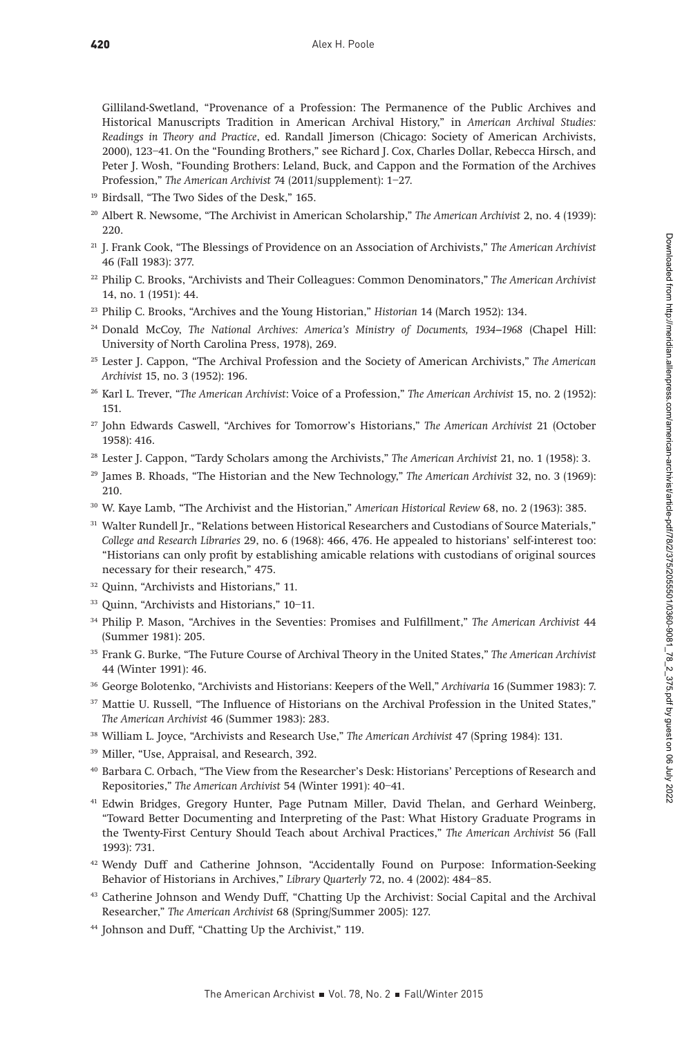Gilliland-Swetland, "Provenance of a Profession: The Permanence of the Public Archives and Historical Manuscripts Tradition in American Archival History," in *American Archival Studies: Readings in Theory and Practice*, ed. Randall Jimerson (Chicago: Society of American Archivists, 2000), 123–41. On the "Founding Brothers," see Richard J. Cox, Charles Dollar, Rebecca Hirsch, and Peter J. Wosh, "Founding Brothers: Leland, Buck, and Cappon and the Formation of the Archives Profession," *The American Archivist* 74 (2011/supplement): 1–27.

[19] Birdsall, "The Two Sides of the Desk," 165.

[20] Albert R. Newsome, "The Archivist in American Scholarship," *The American Archivist* 2, no. 4 (1939): 220.

[21] J. Frank Cook, "The Blessings of Providence on an Association of Archivists," *The American Archivist* 46 (Fall 1983): 377.

[22] Philip C. Brooks, "Archivists and Their Colleagues: Common Denominators," *The American Archivist* 14, no. 1 (1951): 44.

[23] Philip C. Brooks, "Archives and the Young Historian," *Historian* 14 (March 1952): 134.

[24] Donald McCoy, *The National Archives: America's Ministry of Documents, 1934–1968* (Chapel Hill: University of North Carolina Press, 1978), 269.

[25] Lester J. Cappon, "The Archival Profession and the Society of American Archivists," *The American Archivist* 15, no. 3 (1952): 196.

[26] Karl L. Trever, "*The American Archivist*: Voice of a Profession," *The American Archivist* 15, no. 2 (1952): 151.

[27] John Edwards Caswell, "Archives for Tomorrow's Historians," *The American Archivist* 21 (October 1958): 416.

[28] Lester J. Cappon, "Tardy Scholars among the Archivists," *The American Archivist* 21, no. 1 (1958): 3.

[29] James B. Rhoads, "The Historian and the New Technology," *The American Archivist* 32, no. 3 (1969): 210.

[30] W. Kaye Lamb, "The Archivist and the Historian," *American Historical Review* 68, no. 2 (1963): 385.

[31] Walter Rundell Jr., "Relations between Historical Researchers and Custodians of Source Materials," *College and Research Libraries* 29, no. 6 (1968): 466, 476. He appealed to historians' self-interest too: "Historians can only profit by establishing amicable relations with custodians of original sources necessary for their research," 475.

[32] Quinn, "Archivists and Historians," 11.

[33] Quinn, "Archivists and Historians," 10–11.

[34] Philip P. Mason, "Archives in the Seventies: Promises and Fulfillment," *The American Archivist* 44 (Summer 1981): 205.

[35] Frank G. Burke, "The Future Course of Archival Theory in the United States," *The American Archivist* 44 (Winter 1991): 46.

[36] George Bolotenko, "Archivists and Historians: Keepers of the Well," *Archivaria* 16 (Summer 1983): 7.

[37] Mattie U. Russell, "The Influence of Historians on the Archival Profession in the United States," *The American Archivist* 46 (Summer 1983): 283.

[38] William L. Joyce, "Archivists and Research Use," *The American Archivist* 47 (Spring 1984): 131.

[39] Miller, "Use, Appraisal, and Research, 392.

[40] Barbara C. Orbach, "The View from the Researcher's Desk: Historians' Perceptions of Research and Repositories," *The American Archivist* 54 (Winter 1991): 40–41.

[41] Edwin Bridges, Gregory Hunter, Page Putnam Miller, David Thelan, and Gerhard Weinberg, "Toward Better Documenting and Interpreting of the Past: What History Graduate Programs in the Twenty-First Century Should Teach about Archival Practices," *The American Archivist* 56 (Fall 1993): 731.

[42] Wendy Duff and Catherine Johnson, "Accidentally Found on Purpose: Information-Seeking Behavior of Historians in Archives," *Library Quarterly* 72, no. 4 (2002): 484–85.

[43] Catherine Johnson and Wendy Duff, "Chatting Up the Archivist: Social Capital and the Archival Researcher," *The American Archivist* 68 (Spring/Summer 2005): 127.

[44] Johnson and Duff, "Chatting Up the Archivist," 119.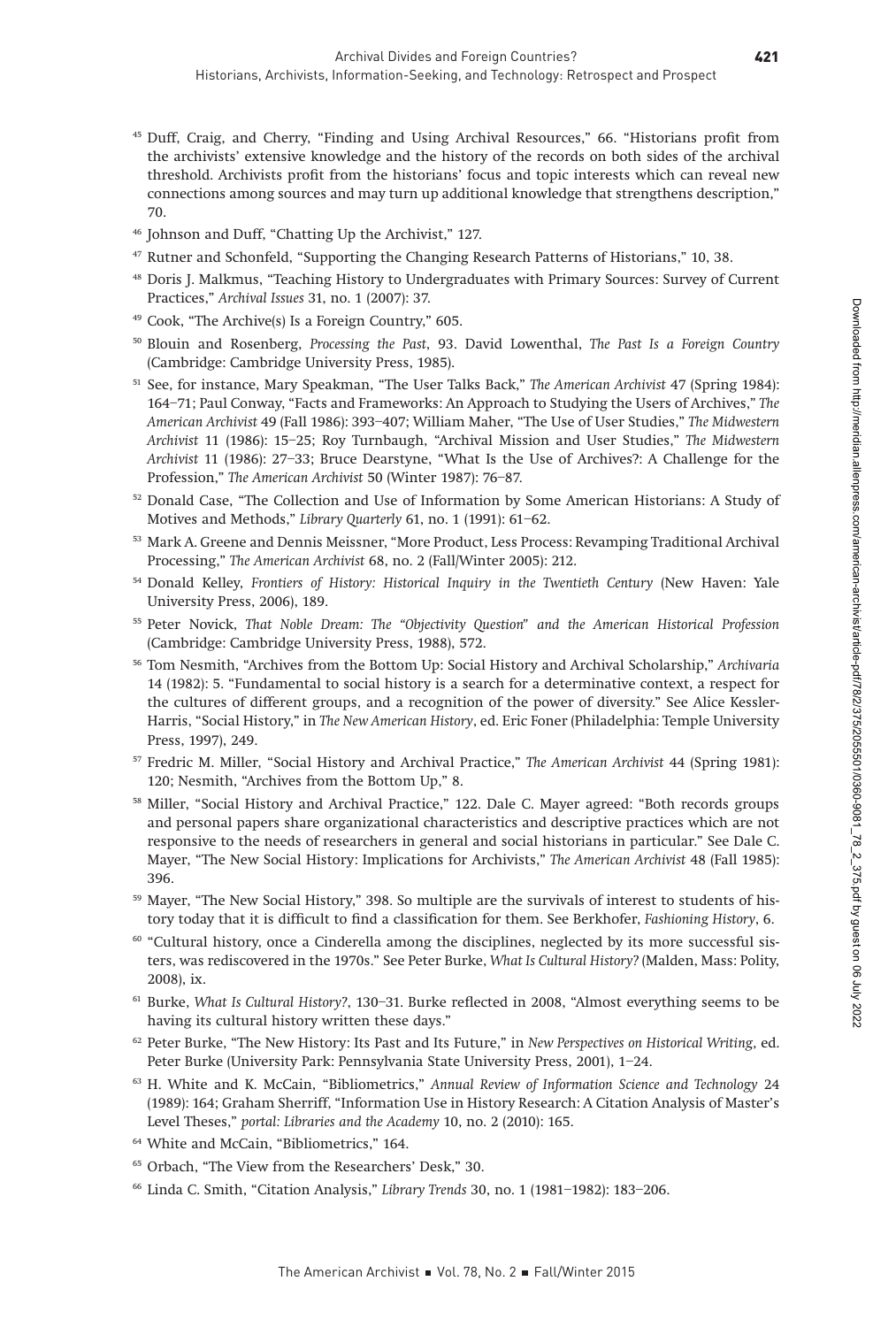[45] Duff, Craig, and Cherry, "Finding and Using Archival Resources," 66. "Historians profit from the archivists' extensive knowledge and the history of the records on both sides of the archival threshold. Archivists profit from the historians' focus and topic interests which can reveal new connections among sources and may turn up additional knowledge that strengthens description," 70.

[46] Johnson and Duff, "Chatting Up the Archivist," 127.

[47] Rutner and Schonfeld, "Supporting the Changing Research Patterns of Historians," 10, 38.

[48] Doris J. Malkmus, "Teaching History to Undergraduates with Primary Sources: Survey of Current Practices," *Archival Issues* 31, no. 1 (2007): 37.

[49] Cook, "The Archive(s) Is a Foreign Country," 605.

[50] Blouin and Rosenberg, *Processing the Past*, 93. David Lowenthal, *The Past Is a Foreign Country* (Cambridge: Cambridge University Press, 1985).

[51] See, for instance, Mary Speakman, "The User Talks Back," *The American Archivist* 47 (Spring 1984): 164–71; Paul Conway, "Facts and Frameworks: An Approach to Studying the Users of Archives," *The American Archivist* 49 (Fall 1986): 393–407; William Maher, "The Use of User Studies," *The Midwestern Archivist* 11 (1986): 15–25; Roy Turnbaugh, "Archival Mission and User Studies," *The Midwestern Archivist* 11 (1986): 27–33; Bruce Dearstyne, "What Is the Use of Archives?: A Challenge for the Profession," *The American Archivist* 50 (Winter 1987): 76–87.

[52] Donald Case, "The Collection and Use of Information by Some American Historians: A Study of Motives and Methods," *Library Quarterly* 61, no. 1 (1991): 61–62.

[53] Mark A. Greene and Dennis Meissner, "More Product, Less Process: Revamping Traditional Archival Processing," *The American Archivist* 68, no. 2 (Fall/Winter 2005): 212.

[54] Donald Kelley, *Frontiers of History: Historical Inquiry in the Twentieth Century* (New Haven: Yale University Press, 2006), 189.

[55] Peter Novick, *That Noble Dream: The "Objectivity Question" and the American Historical Profession* (Cambridge: Cambridge University Press, 1988), 572.

[56] Tom Nesmith, "Archives from the Bottom Up: Social History and Archival Scholarship," *Archivaria* 14 (1982): 5. "Fundamental to social history is a search for a determinative context, a respect for the cultures of different groups, and a recognition of the power of diversity." See Alice Kessler-Harris, "Social History," in *The New American History*, ed. Eric Foner (Philadelphia: Temple University Press, 1997), 249.

[57] Fredric M. Miller, "Social History and Archival Practice," *The American Archivist* 44 (Spring 1981): 120; Nesmith, "Archives from the Bottom Up," 8.

[58] Miller, "Social History and Archival Practice," 122. Dale C. Mayer agreed: "Both records groups and personal papers share organizational characteristics and descriptive practices which are not responsive to the needs of researchers in general and social historians in particular." See Dale C. Mayer, "The New Social History: Implications for Archivists," *The American Archivist* 48 (Fall 1985): 396.

[59] Mayer, "The New Social History," 398. So multiple are the survivals of interest to students of history today that it is difficult to find a classification for them. See Berkhofer, *Fashioning History*, 6.

[60] "Cultural history, once a Cinderella among the disciplines, neglected by its more successful sisters, was rediscovered in the 1970s." See Peter Burke, *What Is Cultural History?* (Malden, Mass: Polity, 2008), ix.

[61] Burke, *What Is Cultural History?*, 130–31. Burke reflected in 2008, "Almost everything seems to be having its cultural history written these days."

[62] Peter Burke, "The New History: Its Past and Its Future," in *New Perspectives on Historical Writing*, ed. Peter Burke (University Park: Pennsylvania State University Press, 2001), 1–24.

[63] H. White and K. McCain, "Bibliometrics," *Annual Review of Information Science and Technology* 24 (1989): 164; Graham Sherriff, "Information Use in History Research: A Citation Analysis of Master's Level Theses," *portal: Libraries and the Academy* 10, no. 2 (2010): 165.

[64] White and McCain, "Bibliometrics," 164.

[65] Orbach, "The View from the Researchers' Desk," 30.

[66] Linda C. Smith, "Citation Analysis," *Library Trends* 30, no. 1 (1981–1982): 183–206.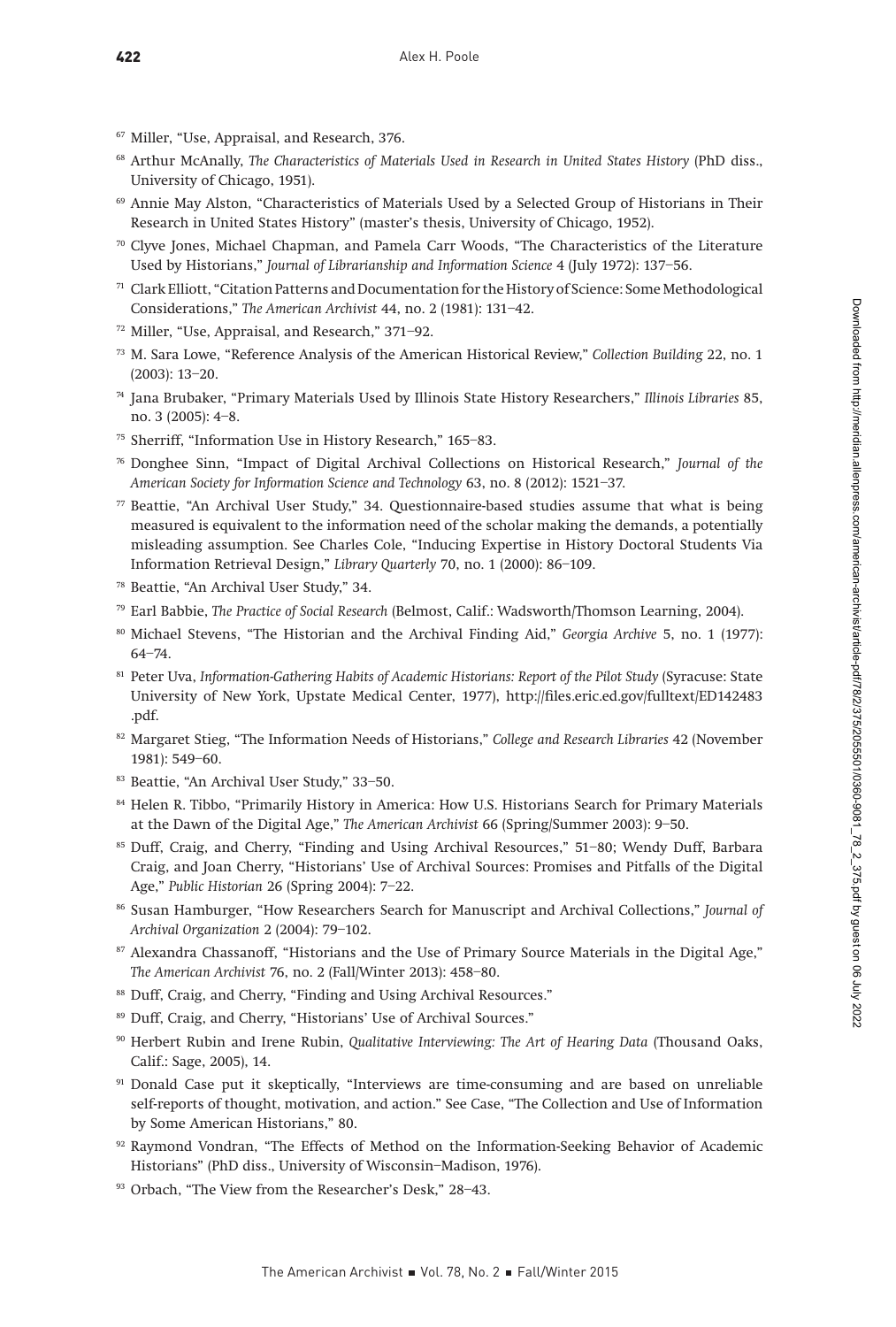[67] Miller, "Use, Appraisal, and Research, 376.

[68] Arthur McAnally, *The Characteristics of Materials Used in Research in United States History* (PhD diss., University of Chicago, 1951).

[69] Annie May Alston, "Characteristics of Materials Used by a Selected Group of Historians in Their Research in United States History" (master's thesis, University of Chicago, 1952).

[70] Clyve Jones, Michael Chapman, and Pamela Carr Woods, "The Characteristics of the Literature Used by Historians," *Journal of Librarianship and Information Science* 4 (July 1972): 137–56.

[71] Clark Elliott, "Citation Patterns and Documentation for the History of Science: Some Methodological Considerations," *The American Archivist* 44, no. 2 (1981): 131–42.

[72] Miller, "Use, Appraisal, and Research," 371–92.

[73] M. Sara Lowe, "Reference Analysis of the American Historical Review," *Collection Building* 22, no. 1 (2003): 13–20.

[74] Jana Brubaker, "Primary Materials Used by Illinois State History Researchers," *Illinois Libraries* 85, no. 3 (2005): 4–8.

[75] Sherriff, "Information Use in History Research," 165–83.

[76] Donghee Sinn, "Impact of Digital Archival Collections on Historical Research," *Journal of the American Society for Information Science and Technology* 63, no. 8 (2012): 1521–37.

[77] Beattie, "An Archival User Study," 34. Questionnaire-based studies assume that what is being measured is equivalent to the information need of the scholar making the demands, a potentially misleading assumption. See Charles Cole, "Inducing Expertise in History Doctoral Students Via Information Retrieval Design," *Library Quarterly* 70, no. 1 (2000): 86–109.

[78] Beattie, "An Archival User Study," 34.

[79] Earl Babbie, *The Practice of Social Research* (Belmost, Calif.: Wadsworth/Thomson Learning, 2004).

[80] Michael Stevens, "The Historian and the Archival Finding Aid," *Georgia Archive* 5, no. 1 (1977): 64–74.

[81] Peter Uva, *Information-Gathering Habits of Academic Historians: Report of the Pilot Study* (Syracuse: State University of New York, Upstate Medical Center, 1977), http://files.eric.ed.gov/fulltext/ED142483.pdf.

[82] Margaret Stieg, "The Information Needs of Historians," *College and Research Libraries* 42 (November 1981): 549–60.

[83] Beattie, "An Archival User Study," 33–50.

[84] Helen R. Tibbo, "Primarily History in America: How U.S. Historians Search for Primary Materials at the Dawn of the Digital Age," *The American Archivist* 66 (Spring/Summer 2003): 9–50.

[85] Duff, Craig, and Cherry, "Finding and Using Archival Resources," 51–80; Wendy Duff, Barbara Craig, and Joan Cherry, "Historians' Use of Archival Sources: Promises and Pitfalls of the Digital Age," *Public Historian* 26 (Spring 2004): 7–22.

[86] Susan Hamburger, "How Researchers Search for Manuscript and Archival Collections," *Journal of Archival Organization* 2 (2004): 79–102.

[87] Alexandra Chassanoff, "Historians and the Use of Primary Source Materials in the Digital Age," *The American Archivist* 76, no. 2 (Fall/Winter 2013): 458–80.

[88] Duff, Craig, and Cherry, "Finding and Using Archival Resources."

[89] Duff, Craig, and Cherry, "Historians' Use of Archival Sources."

[90] Herbert Rubin and Irene Rubin, *Qualitative Interviewing: The Art of Hearing Data* (Thousand Oaks, Calif.: Sage, 2005), 14.

[91] Donald Case put it skeptically, "Interviews are time-consuming and are based on unreliable self-reports of thought, motivation, and action." See Case, "The Collection and Use of Information by Some American Historians," 80.

[92] Raymond Vondran, "The Effects of Method on the Information-Seeking Behavior of Academic Historians" (PhD diss., University of Wisconsin–Madison, 1976).

[93] Orbach, "The View from the Researcher's Desk," 28–43.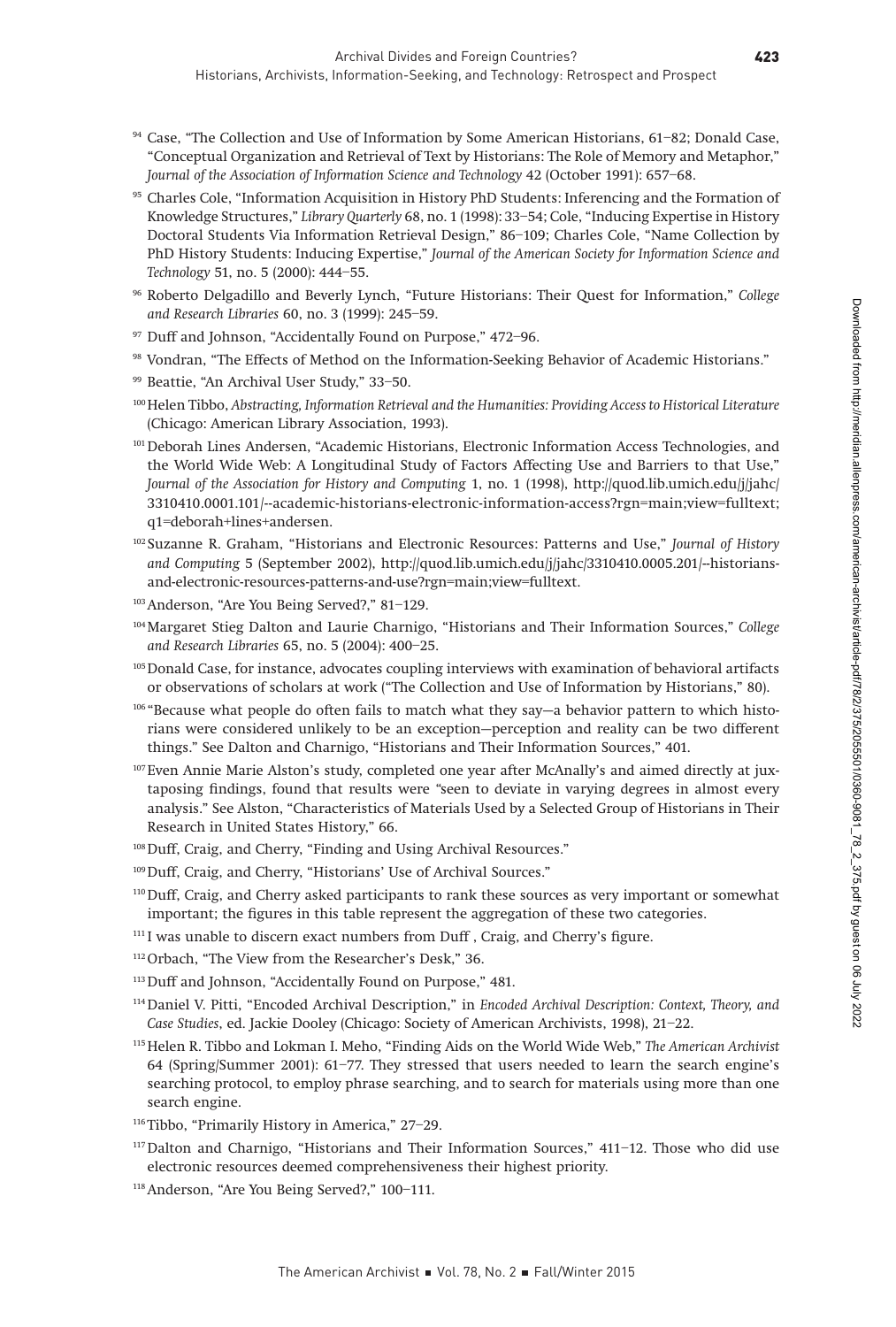94 Case, "The Collection and Use of Information by Some American Historians, 61–82; Donald Case, "Conceptual Organization and Retrieval of Text by Historians: The Role of Memory and Metaphor," *Journal of the Association of Information Science and Technology* 42 (October 1991): 657–68.

95 Charles Cole, "Information Acquisition in History PhD Students: Inferencing and the Formation of Knowledge Structures," *Library Quarterly* 68, no. 1 (1998): 33–54; Cole, "Inducing Expertise in History Doctoral Students Via Information Retrieval Design," 86–109; Charles Cole, "Name Collection by PhD History Students: Inducing Expertise," *Journal of the American Society for Information Science and Technology* 51, no. 5 (2000): 444–55.

96 Roberto Delgadillo and Beverly Lynch, "Future Historians: Their Quest for Information," *College and Research Libraries* 60, no. 3 (1999): 245–59.

97 Duff and Johnson, "Accidentally Found on Purpose," 472–96.

98 Vondran, "The Effects of Method on the Information-Seeking Behavior of Academic Historians."

99 Beattie, "An Archival User Study," 33–50.

100 Helen Tibbo, *Abstracting, Information Retrieval and the Humanities: Providing Access to Historical Literature* (Chicago: American Library Association, 1993).

101 Deborah Lines Andersen, "Academic Historians, Electronic Information Access Technologies, and the World Wide Web: A Longitudinal Study of Factors Affecting Use and Barriers to that Use," *Journal of the Association for History and Computing* 1, no. 1 (1998), http://quod.lib.umich.edu/j/jahc/3310410.0001.101/--academic-historians-electronic-information-access?rgn=main;view=fulltext;q1=deborah+lines+andersen.

102 Suzanne R. Graham, "Historians and Electronic Resources: Patterns and Use," *Journal of History and Computing* 5 (September 2002), http://quod.lib.umich.edu/j/jahc/3310410.0005.201/--historians-and-electronic-resources-patterns-and-use?rgn=main;view=fulltext.

103 Anderson, "Are You Being Served?," 81–129.

104 Margaret Stieg Dalton and Laurie Charnigo, "Historians and Their Information Sources," *College and Research Libraries* 65, no. 5 (2004): 400–25.

105 Donald Case, for instance, advocates coupling interviews with examination of behavioral artifacts or observations of scholars at work ("The Collection and Use of Information by Historians," 80).

106 "Because what people do often fails to match what they say—a behavior pattern to which historians were considered unlikely to be an exception—perception and reality can be two different things." See Dalton and Charnigo, "Historians and Their Information Sources," 401.

107 Even Annie Marie Alston's study, completed one year after McAnally's and aimed directly at juxtaposing findings, found that results were "seen to deviate in varying degrees in almost every analysis." See Alston, "Characteristics of Materials Used by a Selected Group of Historians in Their Research in United States History," 66.

108 Duff, Craig, and Cherry, "Finding and Using Archival Resources."

109 Duff, Craig, and Cherry, "Historians' Use of Archival Sources."

110 Duff, Craig, and Cherry asked participants to rank these sources as very important or somewhat important; the figures in this table represent the aggregation of these two categories.

111 I was unable to discern exact numbers from Duff , Craig, and Cherry's figure.

112 Orbach, "The View from the Researcher's Desk," 36.

113 Duff and Johnson, "Accidentally Found on Purpose," 481.

114 Daniel V. Pitti, "Encoded Archival Description," in *Encoded Archival Description: Context, Theory, and Case Studies*, ed. Jackie Dooley (Chicago: Society of American Archivists, 1998), 21–22.

115 Helen R. Tibbo and Lokman I. Meho, "Finding Aids on the World Wide Web," *The American Archivist* 64 (Spring/Summer 2001): 61–77. They stressed that users needed to learn the search engine's searching protocol, to employ phrase searching, and to search for materials using more than one search engine.

116 Tibbo, "Primarily History in America," 27–29.

117 Dalton and Charnigo, "Historians and Their Information Sources," 411–12. Those who did use electronic resources deemed comprehensiveness their highest priority.

118 Anderson, "Are You Being Served?," 100–111.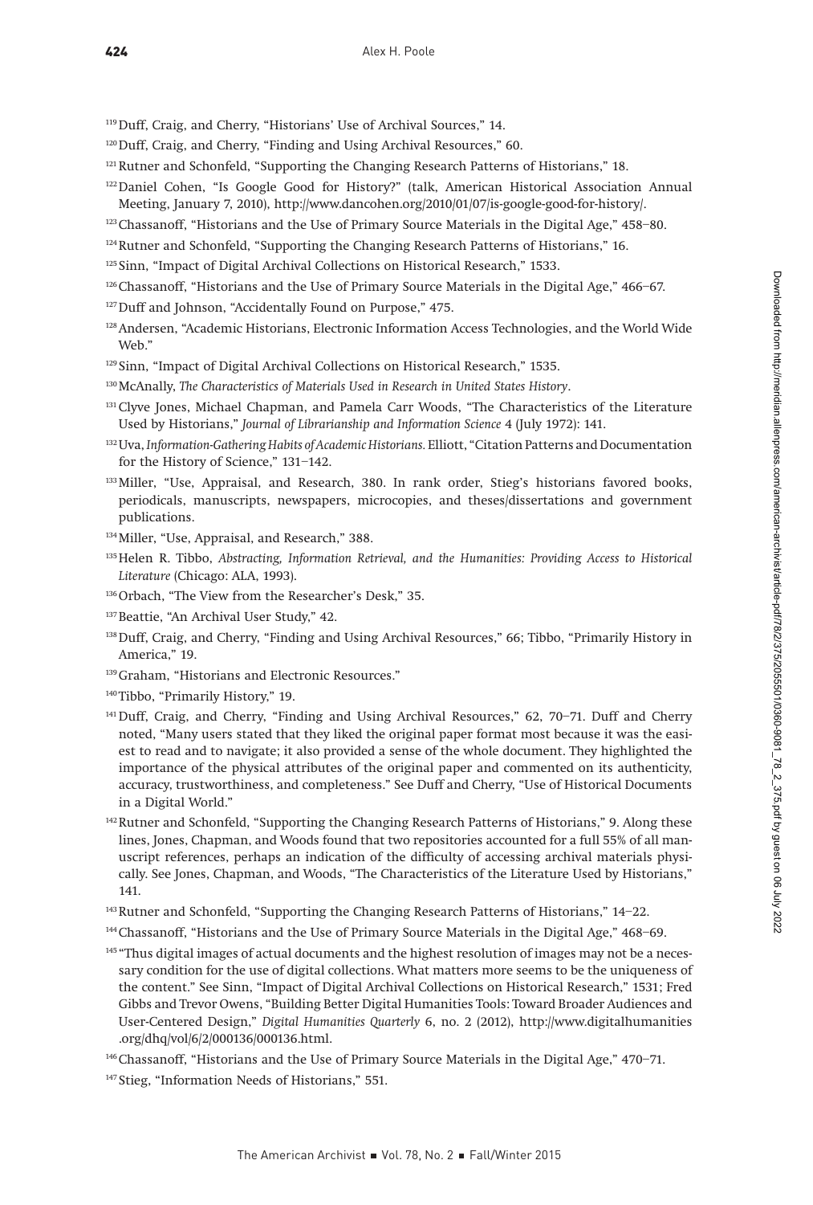[119] Duff, Craig, and Cherry, “Historians’ Use of Archival Sources,” 14.

[120] Duff, Craig, and Cherry, “Finding and Using Archival Resources,” 60.

[121] Rutner and Schonfeld, “Supporting the Changing Research Patterns of Historians,” 18.

[122] Daniel Cohen, “Is Google Good for History?” (talk, American Historical Association Annual Meeting, January 7, 2010), http://www.dancohen.org/2010/01/07/is-google-good-for-history/.

[123] Chassanoff, “Historians and the Use of Primary Source Materials in the Digital Age,” 458–80.

[124] Rutner and Schonfeld, “Supporting the Changing Research Patterns of Historians,” 16.

[125] Sinn, “Impact of Digital Archival Collections on Historical Research,” 1533.

[126] Chassanoff, “Historians and the Use of Primary Source Materials in the Digital Age,” 466–67.

[127] Duff and Johnson, “Accidentally Found on Purpose,” 475.

[128] Andersen, “Academic Historians, Electronic Information Access Technologies, and the World Wide Web.”

[129] Sinn, “Impact of Digital Archival Collections on Historical Research,” 1535.

[130] McAnally, *The Characteristics of Materials Used in Research in United States History*.

[131] Clyve Jones, Michael Chapman, and Pamela Carr Woods, “The Characteristics of the Literature Used by Historians,” *Journal of Librarianship and Information Science* 4 (July 1972): 141.

[132] Uva, *Information-Gathering Habits of Academic Historians.* Elliott, “Citation Patterns and Documentation for the History of Science,” 131–142.

[133] Miller, “Use, Appraisal, and Research, 380. In rank order, Stieg’s historians favored books, periodicals, manuscripts, newspapers, microcopies, and theses/dissertations and government publications.

[134] Miller, “Use, Appraisal, and Research,” 388.

[135] Helen R. Tibbo, *Abstracting, Information Retrieval, and the Humanities: Providing Access to Historical Literature* (Chicago: ALA, 1993).

[136] Orbach, “The View from the Researcher’s Desk,” 35.

[137] Beattie, “An Archival User Study,” 42.

[138] Duff, Craig, and Cherry, “Finding and Using Archival Resources,” 66; Tibbo, “Primarily History in America,” 19.

[139] Graham, “Historians and Electronic Resources.”

[140] Tibbo, “Primarily History,” 19.

[141] Duff, Craig, and Cherry, “Finding and Using Archival Resources,” 62, 70–71. Duff and Cherry noted, “Many users stated that they liked the original paper format most because it was the easiest to read and to navigate; it also provided a sense of the whole document. They highlighted the importance of the physical attributes of the original paper and commented on its authenticity, accuracy, trustworthiness, and completeness.” See Duff and Cherry, “Use of Historical Documents in a Digital World.”

[142] Rutner and Schonfeld, “Supporting the Changing Research Patterns of Historians,” 9. Along these lines, Jones, Chapman, and Woods found that two repositories accounted for a full 55% of all manuscript references, perhaps an indication of the difficulty of accessing archival materials physically. See Jones, Chapman, and Woods, “The Characteristics of the Literature Used by Historians,” 141.

[143] Rutner and Schonfeld, “Supporting the Changing Research Patterns of Historians,” 14–22.

[144] Chassanoff, “Historians and the Use of Primary Source Materials in the Digital Age,” 468–69.

[145] “Thus digital images of actual documents and the highest resolution of images may not be a necessary condition for the use of digital collections. What matters more seems to be the uniqueness of the content.” See Sinn, “Impact of Digital Archival Collections on Historical Research,” 1531; Fred Gibbs and Trevor Owens, “Building Better Digital Humanities Tools: Toward Broader Audiences and User-Centered Design,” *Digital Humanities Quarterly* 6, no. 2 (2012), http://www.digitalhumanities.org/dhq/vol/6/2/000136/000136.html.

[146] Chassanoff, “Historians and the Use of Primary Source Materials in the Digital Age,” 470–71.

[147] Stieg, “Information Needs of Historians,” 551.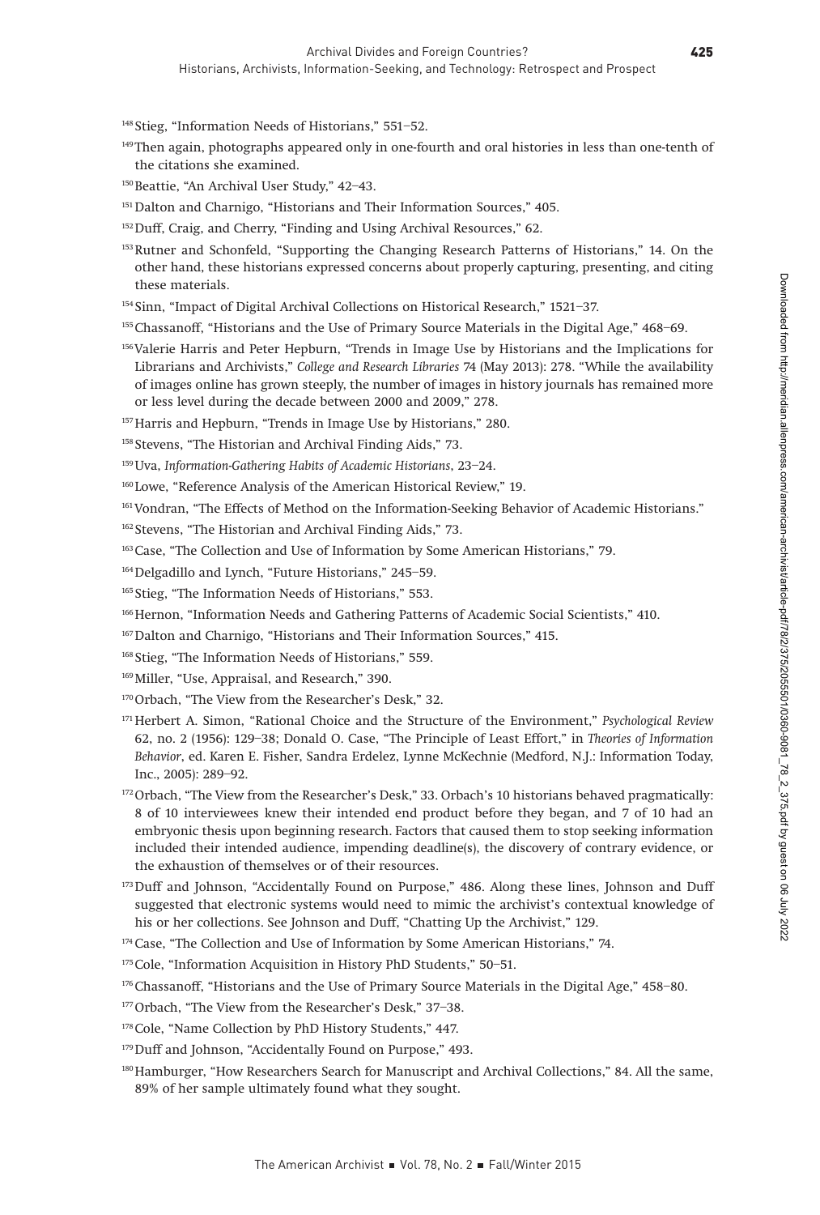[148] Stieg, "Information Needs of Historians," 551–52.

[149] Then again, photographs appeared only in one-fourth and oral histories in less than one-tenth of the citations she examined.

[150] Beattie, "An Archival User Study," 42–43.

[151] Dalton and Charnigo, "Historians and Their Information Sources," 405.

[152] Duff, Craig, and Cherry, "Finding and Using Archival Resources," 62.

[153] Rutner and Schonfeld, "Supporting the Changing Research Patterns of Historians," 14. On the other hand, these historians expressed concerns about properly capturing, presenting, and citing these materials.

[154] Sinn, "Impact of Digital Archival Collections on Historical Research," 1521–37.

[155] Chassanoff, "Historians and the Use of Primary Source Materials in the Digital Age," 468–69.

[156] Valerie Harris and Peter Hepburn, "Trends in Image Use by Historians and the Implications for Librarians and Archivists," *College and Research Libraries* 74 (May 2013): 278. "While the availability of images online has grown steeply, the number of images in history journals has remained more or less level during the decade between 2000 and 2009," 278.

[157] Harris and Hepburn, "Trends in Image Use by Historians," 280.

[158] Stevens, "The Historian and Archival Finding Aids," 73.

[159] Uva, *Information-Gathering Habits of Academic Historians*, 23–24.

[160] Lowe, "Reference Analysis of the American Historical Review," 19.

[161] Vondran, "The Effects of Method on the Information-Seeking Behavior of Academic Historians."

[162] Stevens, "The Historian and Archival Finding Aids," 73.

[163] Case, "The Collection and Use of Information by Some American Historians," 79.

[164] Delgadillo and Lynch, "Future Historians," 245–59.

[165] Stieg, "The Information Needs of Historians," 553.

[166] Hernon, "Information Needs and Gathering Patterns of Academic Social Scientists," 410.

[167] Dalton and Charnigo, "Historians and Their Information Sources," 415.

[168] Stieg, "The Information Needs of Historians," 559.

[169] Miller, "Use, Appraisal, and Research," 390.

[170] Orbach, "The View from the Researcher's Desk," 32.

[171] Herbert A. Simon, "Rational Choice and the Structure of the Environment," *Psychological Review* 62, no. 2 (1956): 129–38; Donald O. Case, "The Principle of Least Effort," in *Theories of Information Behavior*, ed. Karen E. Fisher, Sandra Erdelez, Lynne McKechnie (Medford, N.J.: Information Today, Inc., 2005): 289–92.

[172] Orbach, "The View from the Researcher's Desk," 33. Orbach's 10 historians behaved pragmatically: 8 of 10 interviewees knew their intended end product before they began, and 7 of 10 had an embryonic thesis upon beginning research. Factors that caused them to stop seeking information included their intended audience, impending deadline(s), the discovery of contrary evidence, or the exhaustion of themselves or of their resources.

[173] Duff and Johnson, "Accidentally Found on Purpose," 486. Along these lines, Johnson and Duff suggested that electronic systems would need to mimic the archivist's contextual knowledge of his or her collections. See Johnson and Duff, "Chatting Up the Archivist," 129.

[174] Case, "The Collection and Use of Information by Some American Historians," 74.

[175] Cole, "Information Acquisition in History PhD Students," 50–51.

[176] Chassanoff, "Historians and the Use of Primary Source Materials in the Digital Age," 458–80.

[177] Orbach, "The View from the Researcher's Desk," 37–38.

[178] Cole, "Name Collection by PhD History Students," 447.

[179] Duff and Johnson, "Accidentally Found on Purpose," 493.

[180] Hamburger, "How Researchers Search for Manuscript and Archival Collections," 84. All the same, 89% of her sample ultimately found what they sought.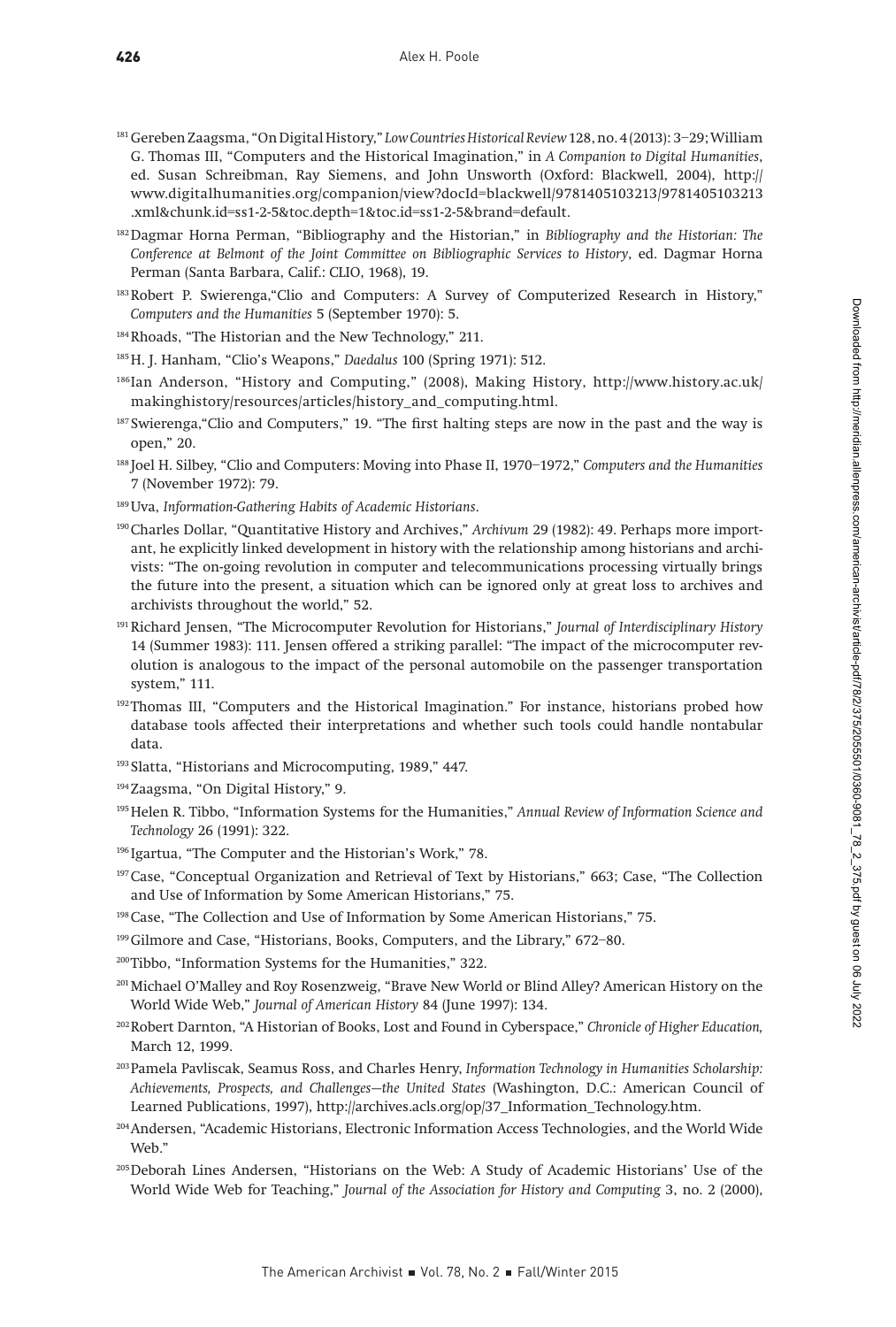[181] Gereben Zaagsma, "On Digital History," *Low Countries Historical Review* 128, no. 4 (2013): 3–29; William G. Thomas III, "Computers and the Historical Imagination," in *A Companion to Digital Humanities*, ed. Susan Schreibman, Ray Siemens, and John Unsworth (Oxford: Blackwell, 2004), http://www.digitalhumanities.org/companion/view?docId=blackwell/9781405103213/9781405103213.xml&chunk.id=ss1-2-5&toc.depth=1&toc.id=ss1-2-5&brand=default.

[182] Dagmar Horna Perman, "Bibliography and the Historian," in *Bibliography and the Historian: The Conference at Belmont of the Joint Committee on Bibliographic Services to History*, ed. Dagmar Horna Perman (Santa Barbara, Calif.: CLIO, 1968), 19.

[183] Robert P. Swierenga, "Clio and Computers: A Survey of Computerized Research in History," *Computers and the Humanities* 5 (September 1970): 5.

[184] Rhoads, "The Historian and the New Technology," 211.

[185] H. J. Hanham, "Clio's Weapons," *Daedalus* 100 (Spring 1971): 512.

[186] Ian Anderson, "History and Computing," (2008), Making History, http://www.history.ac.uk/makinghistory/resources/articles/history_and_computing.html.

[187] Swierenga, "Clio and Computers," 19. "The first halting steps are now in the past and the way is open," 20.

[188] Joel H. Silbey, "Clio and Computers: Moving into Phase II, 1970–1972," *Computers and the Humanities* 7 (November 1972): 79.

[189] Uva, *Information-Gathering Habits of Academic Historians*.

[190] Charles Dollar, "Quantitative History and Archives," *Archivum* 29 (1982): 49. Perhaps more important, he explicitly linked development in history with the relationship among historians and archivists: "The on-going revolution in computer and telecommunications processing virtually brings the future into the present, a situation which can be ignored only at great loss to archives and archivists throughout the world," 52.

[191] Richard Jensen, "The Microcomputer Revolution for Historians," *Journal of Interdisciplinary History* 14 (Summer 1983): 111. Jensen offered a striking parallel: "The impact of the microcomputer revolution is analogous to the impact of the personal automobile on the passenger transportation system," 111.

[192] Thomas III, "Computers and the Historical Imagination." For instance, historians probed how database tools affected their interpretations and whether such tools could handle nontabular data.

[193] Slatta, "Historians and Microcomputing, 1989," 447.

[194] Zaagsma, "On Digital History," 9.

[195] Helen R. Tibbo, "Information Systems for the Humanities," *Annual Review of Information Science and Technology* 26 (1991): 322.

[196] Igartua, "The Computer and the Historian's Work," 78.

[197] Case, "Conceptual Organization and Retrieval of Text by Historians," 663; Case, "The Collection and Use of Information by Some American Historians," 75.

[198] Case, "The Collection and Use of Information by Some American Historians," 75.

[199] Gilmore and Case, "Historians, Books, Computers, and the Library," 672–80.

[200] Tibbo, "Information Systems for the Humanities," 322.

[201] Michael O'Malley and Roy Rosenzweig, "Brave New World or Blind Alley? American History on the World Wide Web," *Journal of American History* 84 (June 1997): 134.

[202] Robert Darnton, "A Historian of Books, Lost and Found in Cyberspace," *Chronicle of Higher Education,* March 12, 1999.

[203] Pamela Pavliscak, Seamus Ross, and Charles Henry, *Information Technology in Humanities Scholarship: Achievements, Prospects, and Challenges—the United States* (Washington, D.C.: American Council of Learned Publications, 1997), http://archives.acls.org/op/37_Information_Technology.htm.

[204] Andersen, "Academic Historians, Electronic Information Access Technologies, and the World Wide Web."

[205] Deborah Lines Andersen, "Historians on the Web: A Study of Academic Historians' Use of the World Wide Web for Teaching," *Journal of the Association for History and Computing* 3, no. 2 (2000),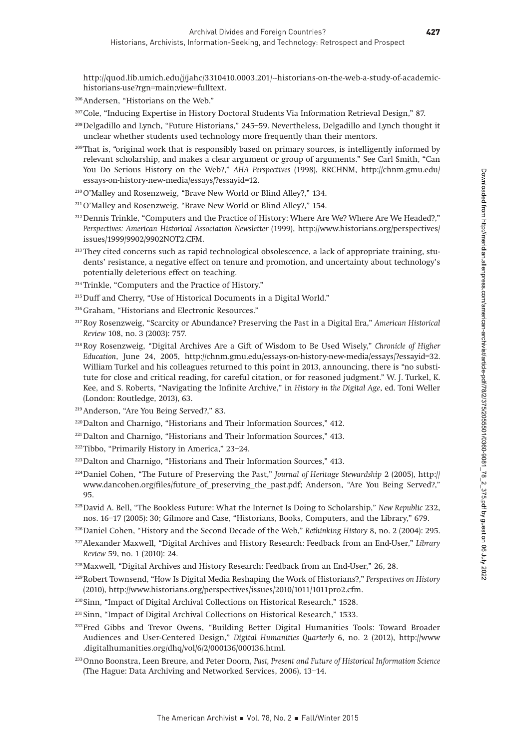http://quod.lib.umich.edu/j/jahc/3310410.0003.201/--historians-on-the-web-a-study-of-academic-historians-use?rgn=main;view=fulltext.

[206] Andersen, "Historians on the Web."

[207] Cole, "Inducing Expertise in History Doctoral Students Via Information Retrieval Design," 87.

[208] Delgadillo and Lynch, "Future Historians," 245–59. Nevertheless, Delgadillo and Lynch thought it unclear whether students used technology more frequently than their mentors.

[209] That is, "original work that is responsibly based on primary sources, is intelligently informed by relevant scholarship, and makes a clear argument or group of arguments." See Carl Smith, "Can You Do Serious History on the Web?," *AHA Perspectives* (1998), RRCHNM, http://chnm.gmu.edu/essays-on-history-new-media/essays/?essayid=12.

[210] O'Malley and Rosenzweig, "Brave New World or Blind Alley?," 134.

[211] O'Malley and Rosenzweig, "Brave New World or Blind Alley?," 154.

[212] Dennis Trinkle, "Computers and the Practice of History: Where Are We? Where Are We Headed?," *Perspectives: American Historical Association Newsletter* (1999), http://www.historians.org/perspectives/issues/1999/9902/9902NOT2.CFM.

[213] They cited concerns such as rapid technological obsolescence, a lack of appropriate training, students' resistance, a negative effect on tenure and promotion, and uncertainty about technology's potentially deleterious effect on teaching.

[214] Trinkle, "Computers and the Practice of History."

[215] Duff and Cherry, "Use of Historical Documents in a Digital World."

[216] Graham, "Historians and Electronic Resources."

[217] Roy Rosenzweig, "Scarcity or Abundance? Preserving the Past in a Digital Era," *American Historical Review* 108, no. 3 (2003): 757.

[218] Roy Rosenzweig, "Digital Archives Are a Gift of Wisdom to Be Used Wisely," *Chronicle of Higher Education*, June 24, 2005, http://chnm.gmu.edu/essays-on-history-new-media/essays/?essayid=32. William Turkel and his colleagues returned to this point in 2013, announcing, there is "no substitute for close and critical reading, for careful citation, or for reasoned judgment." W. J. Turkel, K. Kee, and S. Roberts, "Navigating the Infinite Archive," in *History in the Digital Age*, ed. Toni Weller (London: Routledge, 2013), 63.

[219] Anderson, "Are You Being Served?," 83.

[220] Dalton and Charnigo, "Historians and Their Information Sources," 412.

[221] Dalton and Charnigo, "Historians and Their Information Sources," 413.

[222] Tibbo, "Primarily History in America," 23–24.

[223] Dalton and Charnigo, "Historians and Their Information Sources," 413.

[224] Daniel Cohen, "The Future of Preserving the Past," *Journal of Heritage Stewardship* 2 (2005), http://www.dancohen.org/files/future_of_preserving_the_past.pdf; Anderson, "Are You Being Served?," 95.

[225] David A. Bell, "The Bookless Future: What the Internet Is Doing to Scholarship," *New Republic* 232, nos. 16–17 (2005): 30; Gilmore and Case, "Historians, Books, Computers, and the Library," 679.

[226] Daniel Cohen, "History and the Second Decade of the Web," *Rethinking History* 8, no. 2 (2004): 295.

[227] Alexander Maxwell, "Digital Archives and History Research: Feedback from an End-User," *Library Review* 59, no. 1 (2010): 24.

[228] Maxwell, "Digital Archives and History Research: Feedback from an End-User," 26, 28.

[229] Robert Townsend, "How Is Digital Media Reshaping the Work of Historians?," *Perspectives on History* (2010), http://www.historians.org/perspectives/issues/2010/1011/1011pro2.cfm.

[230] Sinn, "Impact of Digital Archival Collections on Historical Research," 1528.

[231] Sinn, "Impact of Digital Archival Collections on Historical Research," 1533.

[232] Fred Gibbs and Trevor Owens, "Building Better Digital Humanities Tools: Toward Broader Audiences and User-Centered Design," *Digital Humanities Quarterly* 6, no. 2 (2012), http://www.digitalhumanities.org/dhq/vol/6/2/000136/000136.html.

[233] Onno Boonstra, Leen Breure, and Peter Doorn, *Past, Present and Future of Historical Information Science* (The Hague: Data Archiving and Networked Services, 2006), 13–14.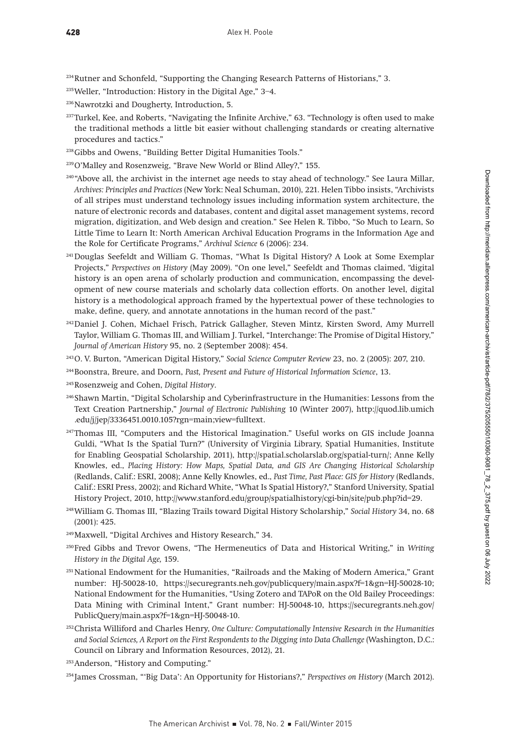[234] Rutner and Schonfeld, "Supporting the Changing Research Patterns of Historians," 3.

[235] Weller, "Introduction: History in the Digital Age," 3–4.

[236] Nawrotzki and Dougherty, Introduction, 5.

[237] Turkel, Kee, and Roberts, "Navigating the Infinite Archive," 63. "Technology is often used to make the traditional methods a little bit easier without challenging standards or creating alternative procedures and tactics."

[238] Gibbs and Owens, "Building Better Digital Humanities Tools."

[239] O'Malley and Rosenzweig, "Brave New World or Blind Alley?," 155.

[240] "Above all, the archivist in the internet age needs to stay ahead of technology." See Laura Millar, *Archives: Principles and Practices* (New York: Neal Schuman, 2010), 221. Helen Tibbo insists, "Archivists of all stripes must understand technology issues including information system architecture, the nature of electronic records and databases, content and digital asset management systems, record migration, digitization, and Web design and creation." See Helen R. Tibbo, "So Much to Learn, So Little Time to Learn It: North American Archival Education Programs in the Information Age and the Role for Certificate Programs," *Archival Science* 6 (2006): 234.

[241] Douglas Seefeldt and William G. Thomas, "What Is Digital History? A Look at Some Exemplar Projects," *Perspectives on History* (May 2009). "On one level," Seefeldt and Thomas claimed, "digital history is an open arena of scholarly production and communication, encompassing the development of new course materials and scholarly data collection efforts. On another level, digital history is a methodological approach framed by the hypertextual power of these technologies to make, define, query, and annotate annotations in the human record of the past."

[242] Daniel J. Cohen, Michael Frisch, Patrick Gallagher, Steven Mintz, Kirsten Sword, Amy Murrell Taylor, William G. Thomas III, and William J. Turkel, "Interchange: The Promise of Digital History," *Journal of American History* 95, no. 2 (September 2008): 454.

[243] O. V. Burton, "American Digital History," *Social Science Computer Review* 23, no. 2 (2005): 207, 210.

[244] Boonstra, Breure, and Doorn, *Past, Present and Future of Historical Information Science*, 13.

[245] Rosenzweig and Cohen, *Digital History*.

[246] Shawn Martin, "Digital Scholarship and Cyberinfrastructure in the Humanities: Lessons from the Text Creation Partnership," *Journal of Electronic Publishing* 10 (Winter 2007), http://quod.lib.umich.edu/j/jep/3336451.0010.105?rgn=main;view=fulltext.

[247] Thomas III, "Computers and the Historical Imagination." Useful works on GIS include Joanna Guldi, "What Is the Spatial Turn?" (University of Virginia Library, Spatial Humanities, Institute for Enabling Geospatial Scholarship, 2011), http://spatial.scholarslab.org/spatial-turn/; Anne Kelly Knowles, ed., *Placing History: How Maps, Spatial Data, and GIS Are Changing Historical Scholarship* (Redlands, Calif.: ESRI, 2008); Anne Kelly Knowles, ed., *Past Time, Past Place: GIS for History* (Redlands, Calif.: ESRI Press, 2002); and Richard White, "What Is Spatial History?," Stanford University, Spatial History Project, 2010, http://www.stanford.edu/group/spatialhistory/cgi-bin/site/pub.php?id=29.

[248] William G. Thomas III, "Blazing Trails toward Digital History Scholarship," *Social History* 34, no. 68 (2001): 425.

[249] Maxwell, "Digital Archives and History Research," 34.

[250] Fred Gibbs and Trevor Owens, "The Hermeneutics of Data and Historical Writing," in *Writing History in the Digital Age,* 159.

[251] National Endowment for the Humanities, "Railroads and the Making of Modern America," Grant number: HJ-50028-10, https://securegrants.neh.gov/publicquery/main.aspx?f=1&gn=HJ-50028-10; National Endowment for the Humanities, "Using Zotero and TAPoR on the Old Bailey Proceedings: Data Mining with Criminal Intent," Grant number: HJ-50048-10, https://securegrants.neh.gov/PublicQuery/main.aspx?f=1&gn=HJ-50048-10.

[252] Christa Williford and Charles Henry, *One Culture: Computationally Intensive Research in the Humanities and Social Sciences, A Report on the First Respondents to the Digging into Data Challenge* (Washington, D.C.: Council on Library and Information Resources, 2012), 21.

[253] Anderson, "History and Computing."

[254] James Crossman, "'Big Data': An Opportunity for Historians?," *Perspectives on History* (March 2012).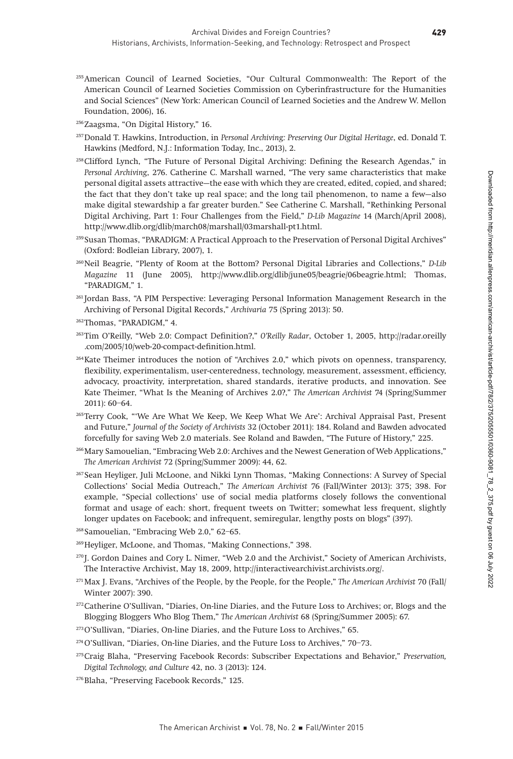[255] American Council of Learned Societies, "Our Cultural Commonwealth: The Report of the American Council of Learned Societies Commission on Cyberinfrastructure for the Humanities and Social Sciences" (New York: American Council of Learned Societies and the Andrew W. Mellon Foundation, 2006), 16.

[256] Zaagsma, "On Digital History," 16.

[257] Donald T. Hawkins, Introduction, in *Personal Archiving: Preserving Our Digital Heritage*, ed. Donald T. Hawkins (Medford, N.J.: Information Today, Inc., 2013), 2.

[258] Clifford Lynch, "The Future of Personal Digital Archiving: Defining the Research Agendas," in *Personal Archiving*, 276. Catherine C. Marshall warned, "The very same characteristics that make personal digital assets attractive—the ease with which they are created, edited, copied, and shared; the fact that they don't take up real space; and the long tail phenomenon, to name a few—also make digital stewardship a far greater burden." See Catherine C. Marshall, "Rethinking Personal Digital Archiving, Part 1: Four Challenges from the Field," *D-Lib Magazine* 14 (March/April 2008), http://www.dlib.org/dlib/march08/marshall/03marshall-pt1.html.

[259] Susan Thomas, "PARADIGM: A Practical Approach to the Preservation of Personal Digital Archives" (Oxford: Bodleian Library, 2007), 1.

[260] Neil Beagrie, "Plenty of Room at the Bottom? Personal Digital Libraries and Collections," *D-Lib Magazine* 11 (June 2005), http://www.dlib.org/dlib/june05/beagrie/06beagrie.html; Thomas, "PARADIGM," 1.

[261] Jordan Bass, "A PIM Perspective: Leveraging Personal Information Management Research in the Archiving of Personal Digital Records," *Archivaria* 75 (Spring 2013): 50.

[262] Thomas, "PARADIGM," 4.

[263] Tim O'Reilly, "Web 2.0: Compact Definition?," *O'Reilly Radar*, October 1, 2005, http://radar.oreilly .com/2005/10/web-20-compact-definition.html.

[264] Kate Theimer introduces the notion of "Archives 2.0," which pivots on openness, transparency, flexibility, experimentalism, user-centeredness, technology, measurement, assessment, efficiency, advocacy, proactivity, interpretation, shared standards, iterative products, and innovation. See Kate Theimer, "What Is the Meaning of Archives 2.0?," *The American Archivist* 74 (Spring/Summer 2011): 60–64.

[265] Terry Cook, "'We Are What We Keep, We Keep What We Are': Archival Appraisal Past, Present and Future," *Journal of the Society of Archivists* 32 (October 2011): 184. Roland and Bawden advocated forcefully for saving Web 2.0 materials. See Roland and Bawden, "The Future of History," 225.

[266] Mary Samouelian, "Embracing Web 2.0: Archives and the Newest Generation of Web Applications," *The American Archivist* 72 (Spring/Summer 2009): 44, 62.

[267] Sean Heyliger, Juli McLoone, and Nikki Lynn Thomas, "Making Connections: A Survey of Special Collections' Social Media Outreach," *The American Archivist* 76 (Fall/Winter 2013): 375; 398. For example, "Special collections' use of social media platforms closely follows the conventional format and usage of each: short, frequent tweets on Twitter; somewhat less frequent, slightly longer updates on Facebook; and infrequent, semiregular, lengthy posts on blogs" (397).

[268] Samouelian, "Embracing Web 2.0," 62–65.

[269] Heyliger, McLoone, and Thomas, "Making Connections," 398.

[270] J. Gordon Daines and Cory L. Nimer, "Web 2.0 and the Archivist," Society of American Archivists, The Interactive Archivist, May 18, 2009, http://interactivearchivist.archivists.org/.

[271] Max J. Evans, "Archives of the People, by the People, for the People," *The American Archivist* 70 (Fall/Winter 2007): 390.

[272] Catherine O'Sullivan, "Diaries, On-line Diaries, and the Future Loss to Archives; or, Blogs and the Blogging Bloggers Who Blog Them," *The American Archivist* 68 (Spring/Summer 2005): 67.

[273] O'Sullivan, "Diaries, On-line Diaries, and the Future Loss to Archives," 65.

[274] O'Sullivan, "Diaries, On-line Diaries, and the Future Loss to Archives," 70–73.

[275] Craig Blaha, "Preserving Facebook Records: Subscriber Expectations and Behavior," *Preservation, Digital Technology, and Culture* 42, no. 3 (2013): 124.

[276] Blaha, "Preserving Facebook Records," 125.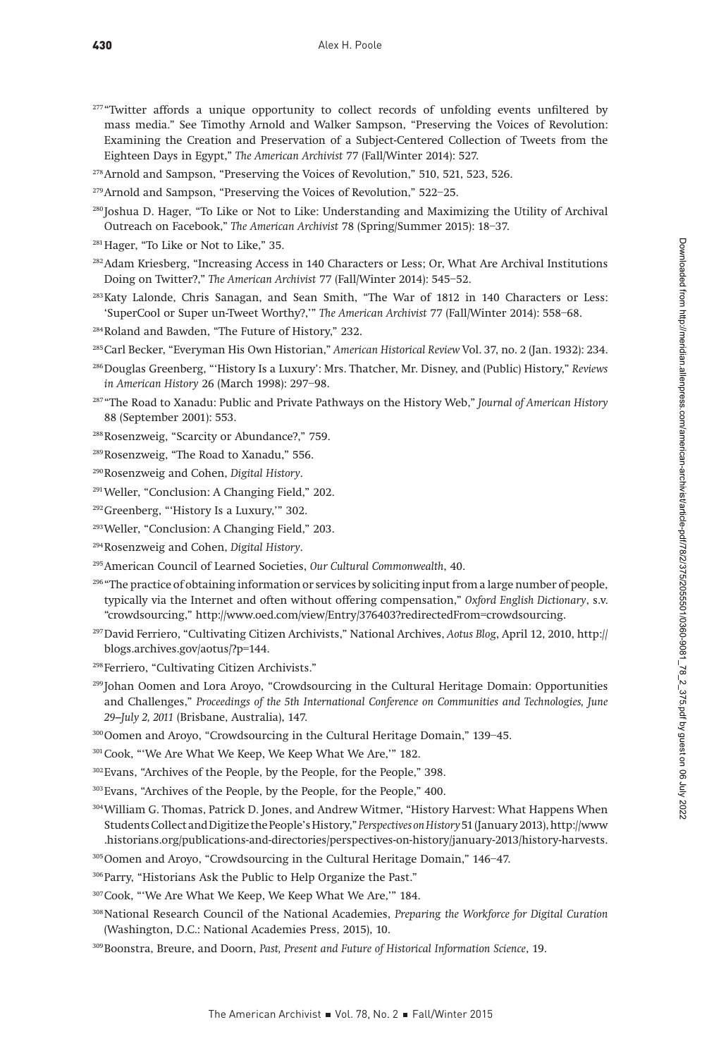[277] "Twitter affords a unique opportunity to collect records of unfolding events unfiltered by mass media." See Timothy Arnold and Walker Sampson, "Preserving the Voices of Revolution: Examining the Creation and Preservation of a Subject-Centered Collection of Tweets from the Eighteen Days in Egypt," *The American Archivist* 77 (Fall/Winter 2014): 527.

[278] Arnold and Sampson, "Preserving the Voices of Revolution," 510, 521, 523, 526.

[279] Arnold and Sampson, "Preserving the Voices of Revolution," 522–25.

[280] Joshua D. Hager, "To Like or Not to Like: Understanding and Maximizing the Utility of Archival Outreach on Facebook," *The American Archivist* 78 (Spring/Summer 2015): 18–37.

[281] Hager, "To Like or Not to Like," 35.

[282] Adam Kriesberg, "Increasing Access in 140 Characters or Less; Or, What Are Archival Institutions Doing on Twitter?," *The American Archivist* 77 (Fall/Winter 2014): 545–52.

[283] Katy Lalonde, Chris Sanagan, and Sean Smith, "The War of 1812 in 140 Characters or Less: 'SuperCool or Super un-Tweet Worthy?,'" *The American Archivist* 77 (Fall/Winter 2014): 558–68.

[284] Roland and Bawden, "The Future of History," 232.

[285] Carl Becker, "Everyman His Own Historian," *American Historical Review* Vol. 37, no. 2 (Jan. 1932): 234.

[286] Douglas Greenberg, "'History Is a Luxury': Mrs. Thatcher, Mr. Disney, and (Public) History," *Reviews in American History* 26 (March 1998): 297–98.

[287] "The Road to Xanadu: Public and Private Pathways on the History Web," *Journal of American History* 88 (September 2001): 553.

[288] Rosenzweig, "Scarcity or Abundance?," 759.

[289] Rosenzweig, "The Road to Xanadu," 556.

[290] Rosenzweig and Cohen, *Digital History*.

[291] Weller, "Conclusion: A Changing Field," 202.

[292] Greenberg, "'History Is a Luxury,'" 302.

[293] Weller, "Conclusion: A Changing Field," 203.

[294] Rosenzweig and Cohen, *Digital History*.

[295] American Council of Learned Societies, *Our Cultural Commonwealth*, 40.

[296] "The practice of obtaining information or services by soliciting input from a large number of people, typically via the Internet and often without offering compensation," *Oxford English Dictionary*, s.v. "crowdsourcing," http://www.oed.com/view/Entry/376403?redirectedFrom=crowdsourcing.

[297] David Ferriero, "Cultivating Citizen Archivists," National Archives, *Aotus Blog*, April 12, 2010, http://blogs.archives.gov/aotus/?p=144.

[298] Ferriero, "Cultivating Citizen Archivists."

[299] Johan Oomen and Lora Aroyo, "Crowdsourcing in the Cultural Heritage Domain: Opportunities and Challenges," *Proceedings of the 5th International Conference on Communities and Technologies, June 29–July 2, 2011* (Brisbane, Australia), 147.

[300] Oomen and Aroyo, "Crowdsourcing in the Cultural Heritage Domain," 139–45.

[301] Cook, "'We Are What We Keep, We Keep What We Are,'" 182.

[302] Evans, "Archives of the People, by the People, for the People," 398.

[303] Evans, "Archives of the People, by the People, for the People," 400.

[304] William G. Thomas, Patrick D. Jones, and Andrew Witmer, "History Harvest: What Happens When Students Collect and Digitize the People's History," *Perspectives on History* 51 (January 2013), http://www.historians.org/publications-and-directories/perspectives-on-history/january-2013/history-harvests.

[305] Oomen and Aroyo, "Crowdsourcing in the Cultural Heritage Domain," 146–47.

[306] Parry, "Historians Ask the Public to Help Organize the Past."

[307] Cook, "'We Are What We Keep, We Keep What We Are,'" 184.

[308] National Research Council of the National Academies, *Preparing the Workforce for Digital Curation* (Washington, D.C.: National Academies Press, 2015), 10.

[309] Boonstra, Breure, and Doorn, *Past, Present and Future of Historical Information Science*, 19.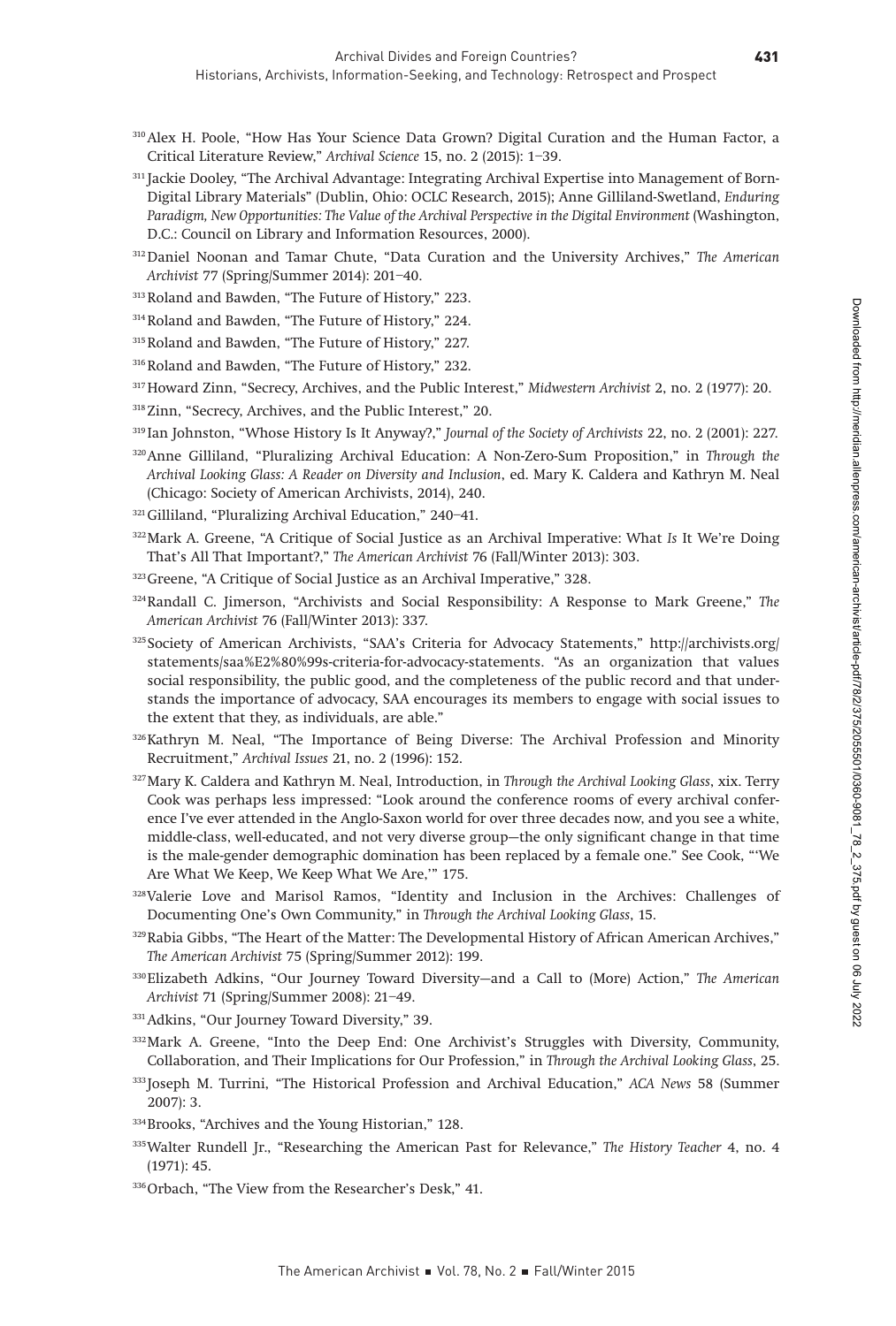[310] Alex H. Poole, "How Has Your Science Data Grown? Digital Curation and the Human Factor, a Critical Literature Review," *Archival Science* 15, no. 2 (2015): 1–39.

[311] Jackie Dooley, "The Archival Advantage: Integrating Archival Expertise into Management of Born-Digital Library Materials" (Dublin, Ohio: OCLC Research, 2015); Anne Gilliland-Swetland, *Enduring Paradigm, New Opportunities: The Value of the Archival Perspective in the Digital Environment* (Washington, D.C.: Council on Library and Information Resources, 2000).

[312] Daniel Noonan and Tamar Chute, "Data Curation and the University Archives," *The American Archivist* 77 (Spring/Summer 2014): 201–40.

[313] Roland and Bawden, "The Future of History," 223.

[314] Roland and Bawden, "The Future of History," 224.

[315] Roland and Bawden, "The Future of History," 227.

[316] Roland and Bawden, "The Future of History," 232.

[317] Howard Zinn, "Secrecy, Archives, and the Public Interest," *Midwestern Archivist* 2, no. 2 (1977): 20.

[318] Zinn, "Secrecy, Archives, and the Public Interest," 20.

[319] Ian Johnston, "Whose History Is It Anyway?," *Journal of the Society of Archivists* 22, no. 2 (2001): 227.

[320] Anne Gilliland, "Pluralizing Archival Education: A Non-Zero-Sum Proposition," in *Through the Archival Looking Glass: A Reader on Diversity and Inclusion*, ed. Mary K. Caldera and Kathryn M. Neal (Chicago: Society of American Archivists, 2014), 240.

[321] Gilliland, "Pluralizing Archival Education," 240–41.

[322] Mark A. Greene, "A Critique of Social Justice as an Archival Imperative: What *Is* It We're Doing That's All That Important?," *The American Archivist* 76 (Fall/Winter 2013): 303.

[323] Greene, "A Critique of Social Justice as an Archival Imperative," 328.

[324] Randall C. Jimerson, "Archivists and Social Responsibility: A Response to Mark Greene," *The American Archivist* 76 (Fall/Winter 2013): 337.

[325] Society of American Archivists, "SAA's Criteria for Advocacy Statements," http://archivists.org/statements/saa%E2%80%99s-criteria-for-advocacy-statements. "As an organization that values social responsibility, the public good, and the completeness of the public record and that understands the importance of advocacy, SAA encourages its members to engage with social issues to the extent that they, as individuals, are able."

[326] Kathryn M. Neal, "The Importance of Being Diverse: The Archival Profession and Minority Recruitment," *Archival Issues* 21, no. 2 (1996): 152.

[327] Mary K. Caldera and Kathryn M. Neal, Introduction, in *Through the Archival Looking Glass*, xix. Terry Cook was perhaps less impressed: "Look around the conference rooms of every archival conference I've ever attended in the Anglo-Saxon world for over three decades now, and you see a white, middle-class, well-educated, and not very diverse group—the only significant change in that time is the male-gender demographic domination has been replaced by a female one." See Cook, "'We Are What We Keep, We Keep What We Are,'" 175.

[328] Valerie Love and Marisol Ramos, "Identity and Inclusion in the Archives: Challenges of Documenting One's Own Community," in *Through the Archival Looking Glass*, 15.

[329] Rabia Gibbs, "The Heart of the Matter: The Developmental History of African American Archives," *The American Archivist* 75 (Spring/Summer 2012): 199.

[330] Elizabeth Adkins, "Our Journey Toward Diversity—and a Call to (More) Action," *The American Archivist* 71 (Spring/Summer 2008): 21–49.

[331] Adkins, "Our Journey Toward Diversity," 39.

[332] Mark A. Greene, "Into the Deep End: One Archivist's Struggles with Diversity, Community, Collaboration, and Their Implications for Our Profession," in *Through the Archival Looking Glass*, 25.

[333] Joseph M. Turrini, "The Historical Profession and Archival Education," *ACA News* 58 (Summer 2007): 3.

[334] Brooks, "Archives and the Young Historian," 128.

[335] Walter Rundell Jr., "Researching the American Past for Relevance," *The History Teacher* 4, no. 4 (1971): 45.

[336] Orbach, "The View from the Researcher's Desk," 41.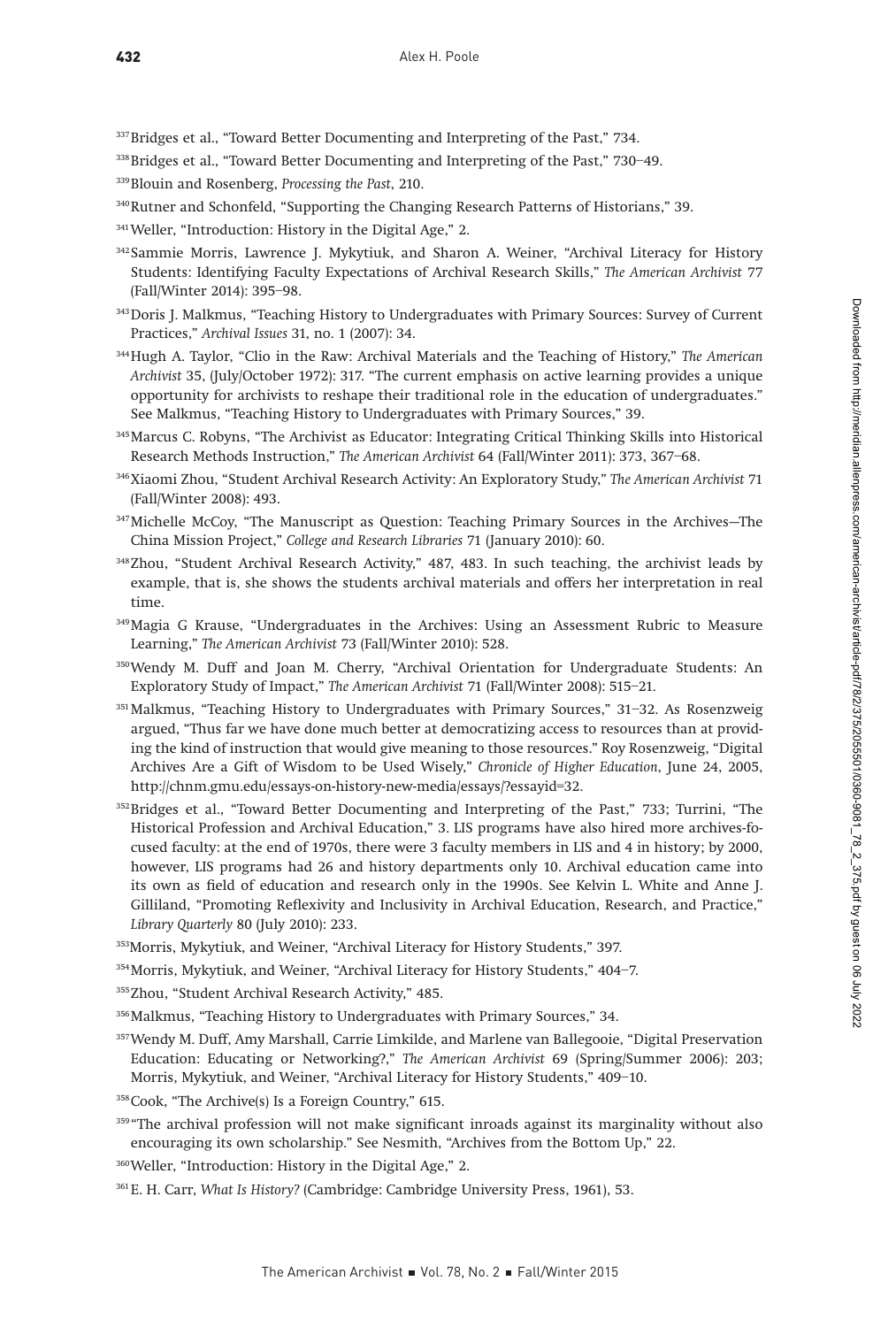[337] Bridges et al., "Toward Better Documenting and Interpreting of the Past," 734.

[338] Bridges et al., "Toward Better Documenting and Interpreting of the Past," 730–49.

[339] Blouin and Rosenberg, *Processing the Past*, 210.

[340] Rutner and Schonfeld, "Supporting the Changing Research Patterns of Historians," 39.

[341] Weller, "Introduction: History in the Digital Age," 2.

[342] Sammie Morris, Lawrence J. Mykytiuk, and Sharon A. Weiner, "Archival Literacy for History Students: Identifying Faculty Expectations of Archival Research Skills," *The American Archivist* 77 (Fall/Winter 2014): 395–98.

[343] Doris J. Malkmus, "Teaching History to Undergraduates with Primary Sources: Survey of Current Practices," *Archival Issues* 31, no. 1 (2007): 34.

[344] Hugh A. Taylor, "Clio in the Raw: Archival Materials and the Teaching of History," *The American Archivist* 35, (July/October 1972): 317. "The current emphasis on active learning provides a unique opportunity for archivists to reshape their traditional role in the education of undergraduates." See Malkmus, "Teaching History to Undergraduates with Primary Sources," 39.

[345] Marcus C. Robyns, "The Archivist as Educator: Integrating Critical Thinking Skills into Historical Research Methods Instruction," *The American Archivist* 64 (Fall/Winter 2011): 373, 367–68.

[346] Xiaomi Zhou, "Student Archival Research Activity: An Exploratory Study," *The American Archivist* 71 (Fall/Winter 2008): 493.

[347] Michelle McCoy, "The Manuscript as Question: Teaching Primary Sources in the Archives—The China Mission Project," *College and Research Libraries* 71 (January 2010): 60.

[348] Zhou, "Student Archival Research Activity," 487, 483. In such teaching, the archivist leads by example, that is, she shows the students archival materials and offers her interpretation in real time.

[349] Magia G Krause, "Undergraduates in the Archives: Using an Assessment Rubric to Measure Learning," *The American Archivist* 73 (Fall/Winter 2010): 528.

[350] Wendy M. Duff and Joan M. Cherry, "Archival Orientation for Undergraduate Students: An Exploratory Study of Impact," *The American Archivist* 71 (Fall/Winter 2008): 515–21.

[351] Malkmus, "Teaching History to Undergraduates with Primary Sources," 31–32. As Rosenzweig argued, "Thus far we have done much better at democratizing access to resources than at providing the kind of instruction that would give meaning to those resources." Roy Rosenzweig, "Digital Archives Are a Gift of Wisdom to be Used Wisely," *Chronicle of Higher Education*, June 24, 2005, http://chnm.gmu.edu/essays-on-history-new-media/essays/?essayid=32.

[352] Bridges et al., "Toward Better Documenting and Interpreting of the Past," 733; Turrini, "The Historical Profession and Archival Education," 3. LIS programs have also hired more archives-focused faculty: at the end of 1970s, there were 3 faculty members in LIS and 4 in history; by 2000, however, LIS programs had 26 and history departments only 10. Archival education came into its own as field of education and research only in the 1990s. See Kelvin L. White and Anne J. Gilliland, "Promoting Reflexivity and Inclusivity in Archival Education, Research, and Practice," *Library Quarterly* 80 (July 2010): 233.

[353] Morris, Mykytiuk, and Weiner, "Archival Literacy for History Students," 397.

[354] Morris, Mykytiuk, and Weiner, "Archival Literacy for History Students," 404–7.

[355] Zhou, "Student Archival Research Activity," 485.

[356] Malkmus, "Teaching History to Undergraduates with Primary Sources," 34.

[357] Wendy M. Duff, Amy Marshall, Carrie Limkilde, and Marlene van Ballegooie, "Digital Preservation Education: Educating or Networking?," *The American Archivist* 69 (Spring/Summer 2006): 203; Morris, Mykytiuk, and Weiner, "Archival Literacy for History Students," 409–10.

[358] Cook, "The Archive(s) Is a Foreign Country," 615.

[359] "The archival profession will not make significant inroads against its marginality without also encouraging its own scholarship." See Nesmith, "Archives from the Bottom Up," 22.

[360] Weller, "Introduction: History in the Digital Age," 2.

[361] E. H. Carr, *What Is History?* (Cambridge: Cambridge University Press, 1961), 53.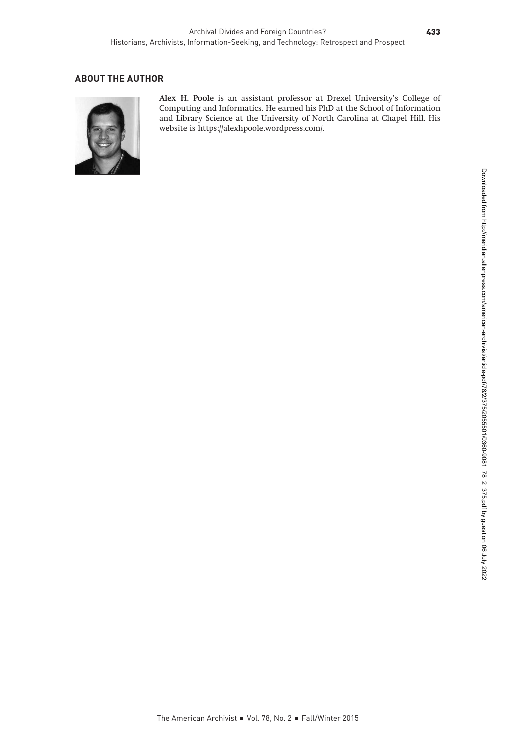## ABOUT THE AUTHOR

**Alex H. Poole** is an assistant professor at Drexel University's College of Computing and Informatics. He earned his PhD at the School of Information and Library Science at the University of North Carolina at Chapel Hill. His website is https://alexhpoole.wordpress.com/.